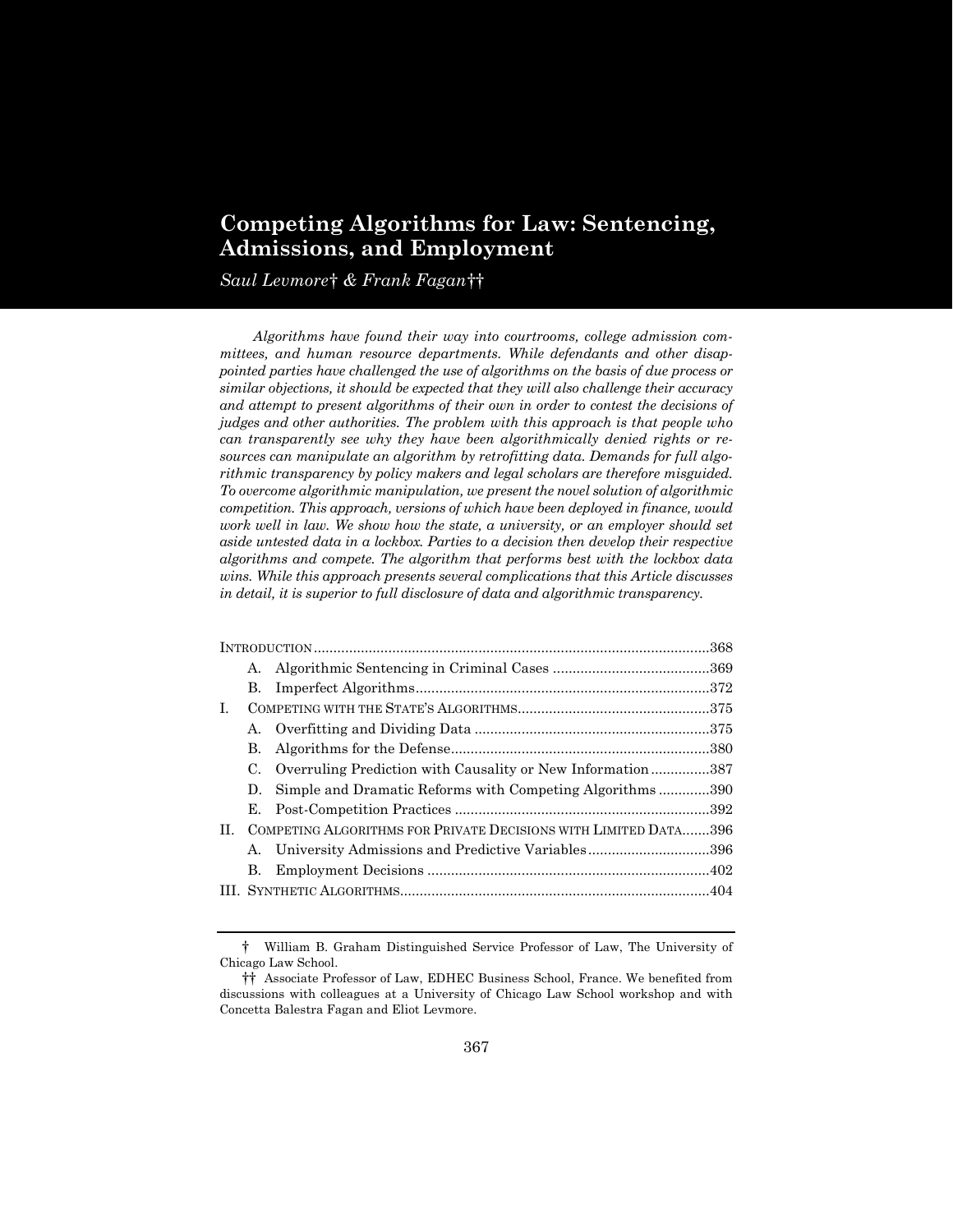# Competing Algorithms for Law: Sentencing, Admissions, and Employment

*Saul Levmore† & Frank Fagan††*

*Algorithms have found their way into courtrooms, college admission committees, and human resource departments. While defendants and other disappointed parties have challenged the use of algorithms on the basis of due process or similar objections, it should be expected that they will also challenge their accuracy and attempt to present algorithms of their own in order to contest the decisions of judges and other authorities. The problem with this approach is that people who can transparently see why they have been algorithmically denied rights or resources can manipulate an algorithm by retrofitting data. Demands for full algorithmic transparency by policy makers and legal scholars are therefore misguided. To overcome algorithmic manipulation, we present the novel solution of algorithmic competition. This approach, versions of which have been deployed in finance, would work well in law. We show how the state, a university, or an employer should set aside untested data in a lockbox. Parties to a decision then develop their respective algorithms and compete. The algorithm that performs best with the lockbox data wins. While this approach presents several complications that this Article discusses in detail, it is superior to full disclosure of data and algorithmic transparency.*

- INTRODUCTION ....368
  - A. Algorithmic Sentencing in Criminal Cases ....369
  - B. Imperfect Algorithms ....372
- I. COMPETING WITH THE STATE'S ALGORITHMS ....375
  - A. Overfitting and Dividing Data ....375
  - B. Algorithms for the Defense ....380
  - C. Overruling Prediction with Causality or New Information ....387
  - D. Simple and Dramatic Reforms with Competing Algorithms ....390
  - E. Post-Competition Practices ....392
- II. COMPETING ALGORITHMS FOR PRIVATE DECISIONS WITH LIMITED DATA ....396
  - A. University Admissions and Predictive Variables ....396
  - B. Employment Decisions ....402
- III. SYNTHETIC ALGORITHMS ....404

† William B. Graham Distinguished Service Professor of Law, The University of Chicago Law School.

†† Associate Professor of Law, EDHEC Business School, France. We benefited from discussions with colleagues at a University of Chicago Law School workshop and with Concetta Balestra Fagan and Eliot Levmore.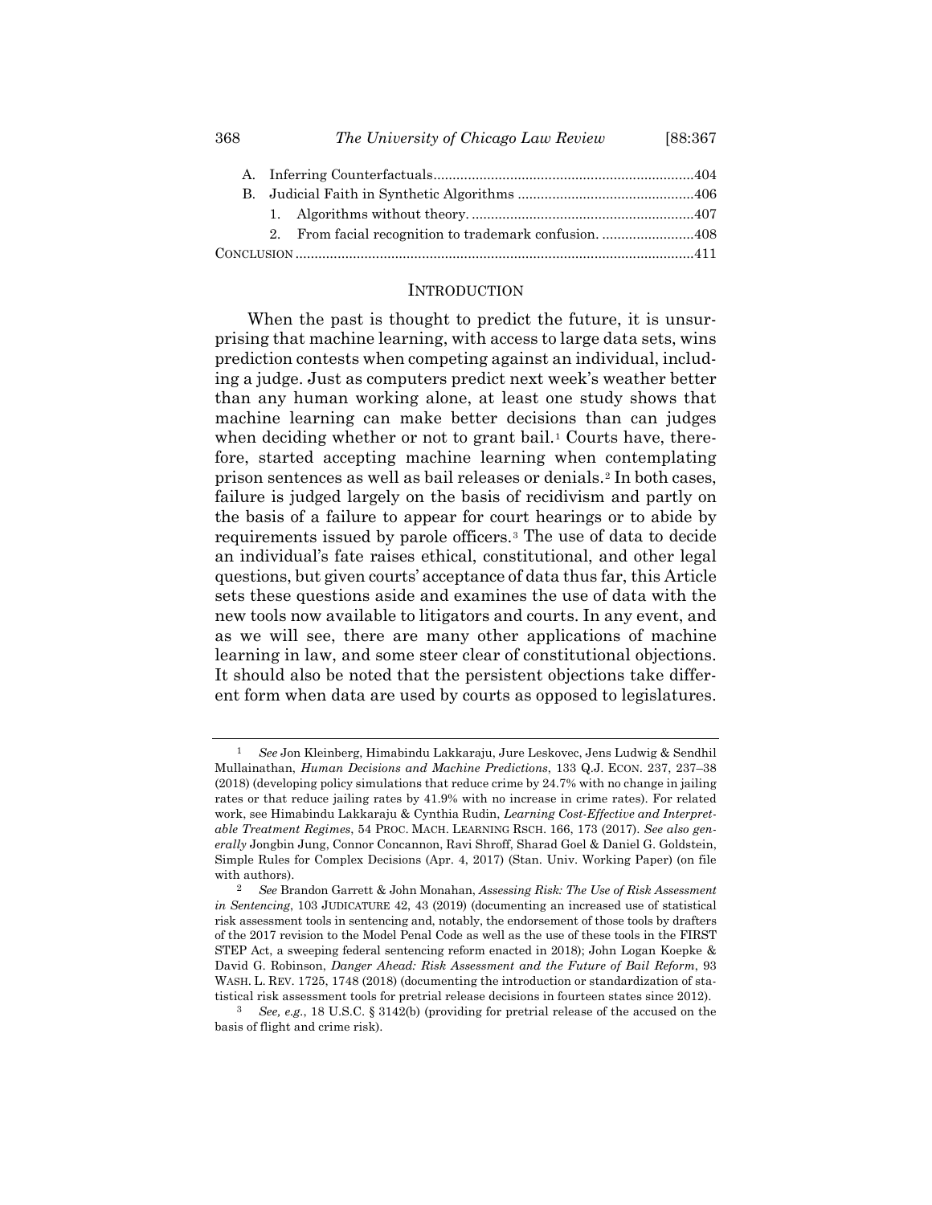A. Inferring Counterfactuals....................................................................404

B. Judicial Faith in Synthetic Algorithms ..............................................406

1. Algorithms without theory. ..........................................................407

2. From facial recognition to trademark confusion. ........................408

CONCLUSION .......................................................................................................411

## INTRODUCTION

When the past is thought to predict the future, it is unsurprising that machine learning, with access to large data sets, wins prediction contests when competing against an individual, including a judge. Just as computers predict next week's weather better than any human working alone, at least one study shows that machine learning can make better decisions than can judges when deciding whether or not to grant bail.[1] Courts have, therefore, started accepting machine learning when contemplating prison sentences as well as bail releases or denials.[2] In both cases, failure is judged largely on the basis of recidivism and partly on the basis of a failure to appear for court hearings or to abide by requirements issued by parole officers.[3] The use of data to decide an individual's fate raises ethical, constitutional, and other legal questions, but given courts' acceptance of data thus far, this Article sets these questions aside and examines the use of data with the new tools now available to litigators and courts. In any event, and as we will see, there are many other applications of machine learning in law, and some steer clear of constitutional objections. It should also be noted that the persistent objections take different form when data are used by courts as opposed to legislatures.

---

[1] *See* Jon Kleinberg, Himabindu Lakkaraju, Jure Leskovec, Jens Ludwig & Sendhil Mullainathan, *Human Decisions and Machine Predictions*, 133 Q.J. ECON. 237, 237–38 (2018) (developing policy simulations that reduce crime by 24.7% with no change in jailing rates or that reduce jailing rates by 41.9% with no increase in crime rates). For related work, see Himabindu Lakkaraju & Cynthia Rudin, *Learning Cost-Effective and Interpretable Treatment Regimes*, 54 PROC. MACH. LEARNING RSCH. 166, 173 (2017). *See also generally* Jongbin Jung, Connor Concannon, Ravi Shroff, Sharad Goel & Daniel G. Goldstein, Simple Rules for Complex Decisions (Apr. 4, 2017) (Stan. Univ. Working Paper) (on file with authors).

[2] *See* Brandon Garrett & John Monahan, *Assessing Risk: The Use of Risk Assessment in Sentencing*, 103 JUDICATURE 42, 43 (2019) (documenting an increased use of statistical risk assessment tools in sentencing and, notably, the endorsement of those tools by drafters of the 2017 revision to the Model Penal Code as well as the use of these tools in the FIRST STEP Act, a sweeping federal sentencing reform enacted in 2018); John Logan Koepke & David G. Robinson, *Danger Ahead: Risk Assessment and the Future of Bail Reform*, 93 WASH. L. REV. 1725, 1748 (2018) (documenting the introduction or standardization of statistical risk assessment tools for pretrial release decisions in fourteen states since 2012).

[3] *See, e.g.*, 18 U.S.C. § 3142(b) (providing for pretrial release of the accused on the basis of flight and crime risk).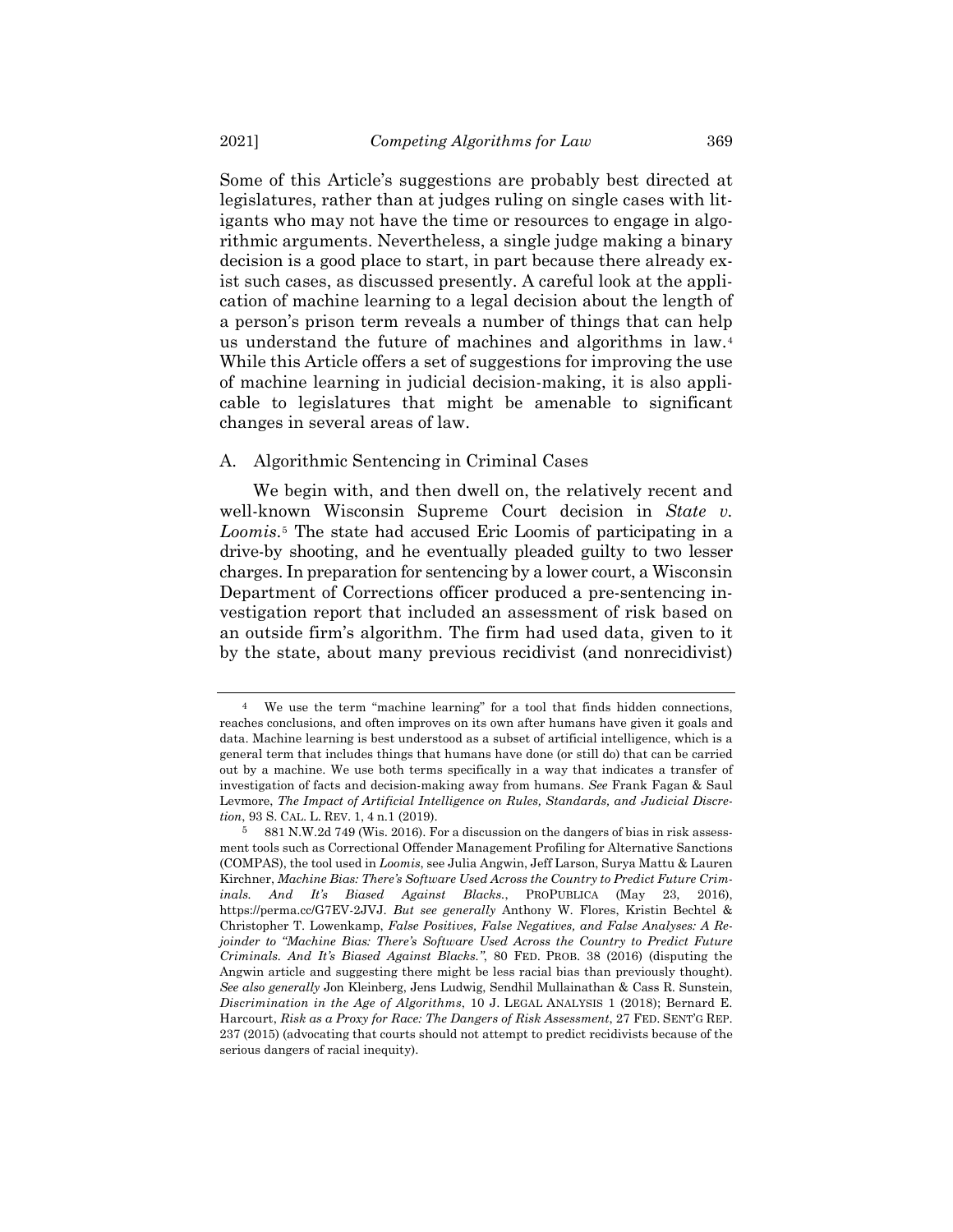Some of this Article's suggestions are probably best directed at legislatures, rather than at judges ruling on single cases with litigants who may not have the time or resources to engage in algorithmic arguments. Nevertheless, a single judge making a binary decision is a good place to start, in part because there already exist such cases, as discussed presently. A careful look at the application of machine learning to a legal decision about the length of a person's prison term reveals a number of things that can help us understand the future of machines and algorithms in law.[4] While this Article offers a set of suggestions for improving the use of machine learning in judicial decision-making, it is also applicable to legislatures that might be amenable to significant changes in several areas of law.

## A. Algorithmic Sentencing in Criminal Cases

We begin with, and then dwell on, the relatively recent and well-known Wisconsin Supreme Court decision in *State v. Loomis*.[5] The state had accused Eric Loomis of participating in a drive-by shooting, and he eventually pleaded guilty to two lesser charges. In preparation for sentencing by a lower court, a Wisconsin Department of Corrections officer produced a pre-sentencing investigation report that included an assessment of risk based on an outside firm's algorithm. The firm had used data, given to it by the state, about many previous recidivist (and nonrecidivist)

---

[4] We use the term "machine learning" for a tool that finds hidden connections, reaches conclusions, and often improves on its own after humans have given it goals and data. Machine learning is best understood as a subset of artificial intelligence, which is a general term that includes things that humans have done (or still do) that can be carried out by a machine. We use both terms specifically in a way that indicates a transfer of investigation of facts and decision-making away from humans. *See* Frank Fagan & Saul Levmore, *The Impact of Artificial Intelligence on Rules, Standards, and Judicial Discretion*, 93 S. CAL. L. REV. 1, 4 n.1 (2019).

[5] 881 N.W.2d 749 (Wis. 2016). For a discussion on the dangers of bias in risk assessment tools such as Correctional Offender Management Profiling for Alternative Sanctions (COMPAS), the tool used in *Loomis*, see Julia Angwin, Jeff Larson, Surya Mattu & Lauren Kirchner, *Machine Bias: There's Software Used Across the Country to Predict Future Criminals. And It's Biased Against Blacks.*, PROPUBLICA (May 23, 2016), https://perma.cc/G7EV-2JVJ. *But see generally* Anthony W. Flores, Kristin Bechtel & Christopher T. Lowenkamp, *False Positives, False Negatives, and False Analyses: A Rejoinder to "Machine Bias: There's Software Used Across the Country to Predict Future Criminals. And It's Biased Against Blacks."*, 80 FED. PROB. 38 (2016) (disputing the Angwin article and suggesting there might be less racial bias than previously thought). *See also generally* Jon Kleinberg, Jens Ludwig, Sendhil Mullainathan & Cass R. Sunstein, *Discrimination in the Age of Algorithms*, 10 J. LEGAL ANALYSIS 1 (2018); Bernard E. Harcourt, *Risk as a Proxy for Race: The Dangers of Risk Assessment*, 27 FED. SENT'G REP. 237 (2015) (advocating that courts should not attempt to predict recidivists because of the serious dangers of racial inequity).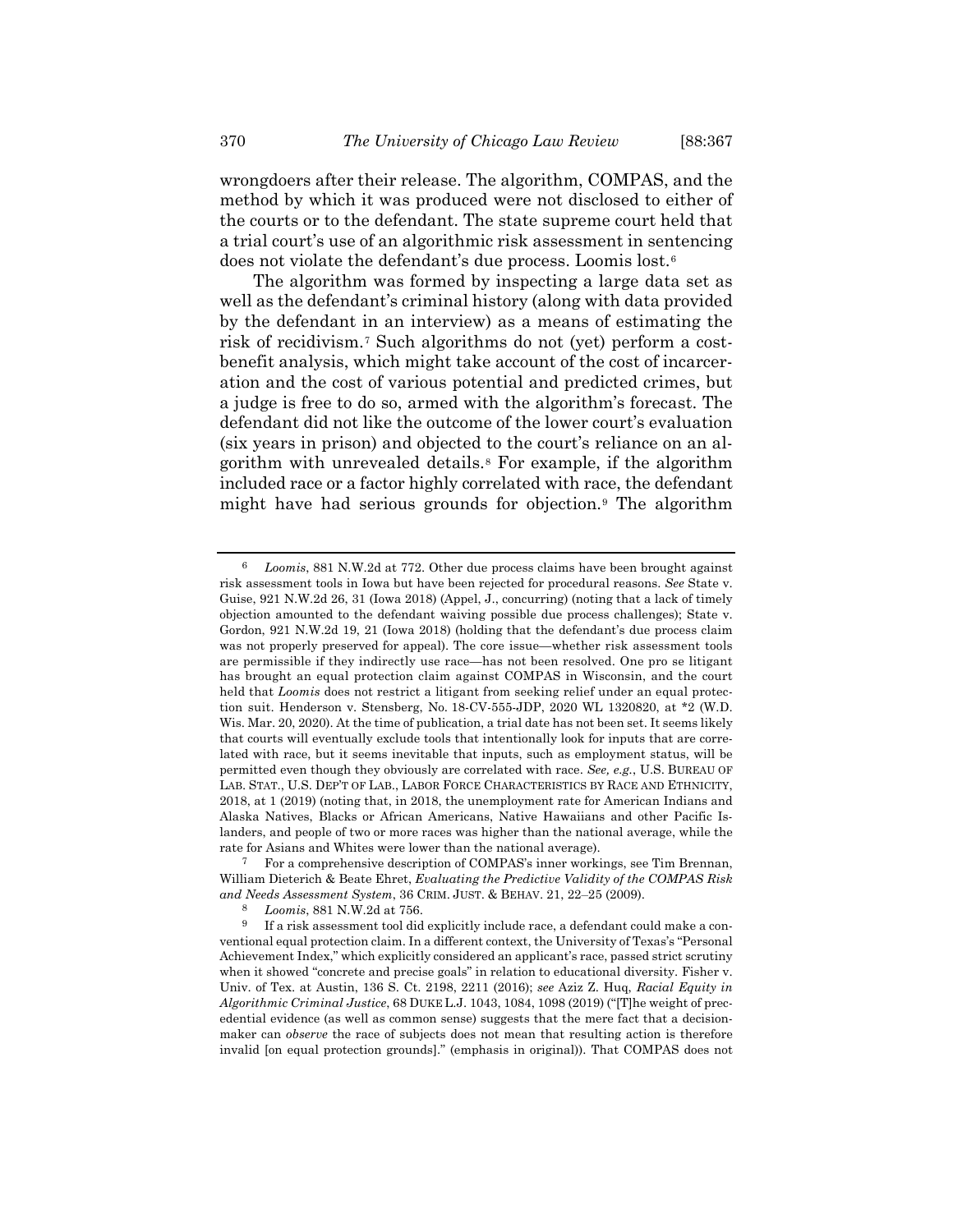wrongdoers after their release. The algorithm, COMPAS, and the method by which it was produced were not disclosed to either of the courts or to the defendant. The state supreme court held that a trial court's use of an algorithmic risk assessment in sentencing does not violate the defendant's due process. Loomis lost.[6]

The algorithm was formed by inspecting a large data set as well as the defendant's criminal history (along with data provided by the defendant in an interview) as a means of estimating the risk of recidivism.[7] Such algorithms do not (yet) perform a cost-benefit analysis, which might take account of the cost of incarceration and the cost of various potential and predicted crimes, but a judge is free to do so, armed with the algorithm's forecast. The defendant did not like the outcome of the lower court's evaluation (six years in prison) and objected to the court's reliance on an algorithm with unrevealed details.[8] For example, if the algorithm included race or a factor highly correlated with race, the defendant might have had serious grounds for objection.[9] The algorithm

---

[6] *Loomis*, 881 N.W.2d at 772. Other due process claims have been brought against risk assessment tools in Iowa but have been rejected for procedural reasons. *See* State v. Guise, 921 N.W.2d 26, 31 (Iowa 2018) (Appel, J., concurring) (noting that a lack of timely objection amounted to the defendant waiving possible due process challenges); State v. Gordon, 921 N.W.2d 19, 21 (Iowa 2018) (holding that the defendant's due process claim was not properly preserved for appeal). The core issue—whether risk assessment tools are permissible if they indirectly use race—has not been resolved. One pro se litigant has brought an equal protection claim against COMPAS in Wisconsin, and the court held that *Loomis* does not restrict a litigant from seeking relief under an equal protection suit. Henderson v. Stensberg, No. 18-CV-555-JDP, 2020 WL 1320820, at *2 (W.D. Wis. Mar. 20, 2020). At the time of publication, a trial date has not been set. It seems likely that courts will eventually exclude tools that intentionally look for inputs that are correlated with race, but it seems inevitable that inputs, such as employment status, will be permitted even though they obviously are correlated with race. *See, e.g.*, U.S. BUREAU OF LAB. STAT., U.S. DEP'T OF LAB., LABOR FORCE CHARACTERISTICS BY RACE AND ETHNICITY, 2018, at 1 (2019) (noting that, in 2018, the unemployment rate for American Indians and Alaska Natives, Blacks or African Americans, Native Hawaiians and other Pacific Islanders, and people of two or more races was higher than the national average, while the rate for Asians and Whites were lower than the national average).

[7] For a comprehensive description of COMPAS's inner workings, see Tim Brennan, William Dieterich & Beate Ehret, *Evaluating the Predictive Validity of the COMPAS Risk and Needs Assessment System*, 36 CRIM. JUST. & BEHAV. 21, 22–25 (2009).

[8] *Loomis*, 881 N.W.2d at 756.

[9] If a risk assessment tool did explicitly include race, a defendant could make a conventional equal protection claim. In a different context, the University of Texas's "Personal Achievement Index," which explicitly considered an applicant's race, passed strict scrutiny when it showed "concrete and precise goals" in relation to educational diversity. Fisher v. Univ. of Tex. at Austin, 136 S. Ct. 2198, 2211 (2016); *see* Aziz Z. Huq, *Racial Equity in Algorithmic Criminal Justice*, 68 DUKE L.J. 1043, 1084, 1098 (2019) ("[T]he weight of precedential evidence (as well as common sense) suggests that the mere fact that a decisionmaker can *observe* the race of subjects does not mean that resulting action is therefore invalid [on equal protection grounds]." (emphasis in original)). That COMPAS does not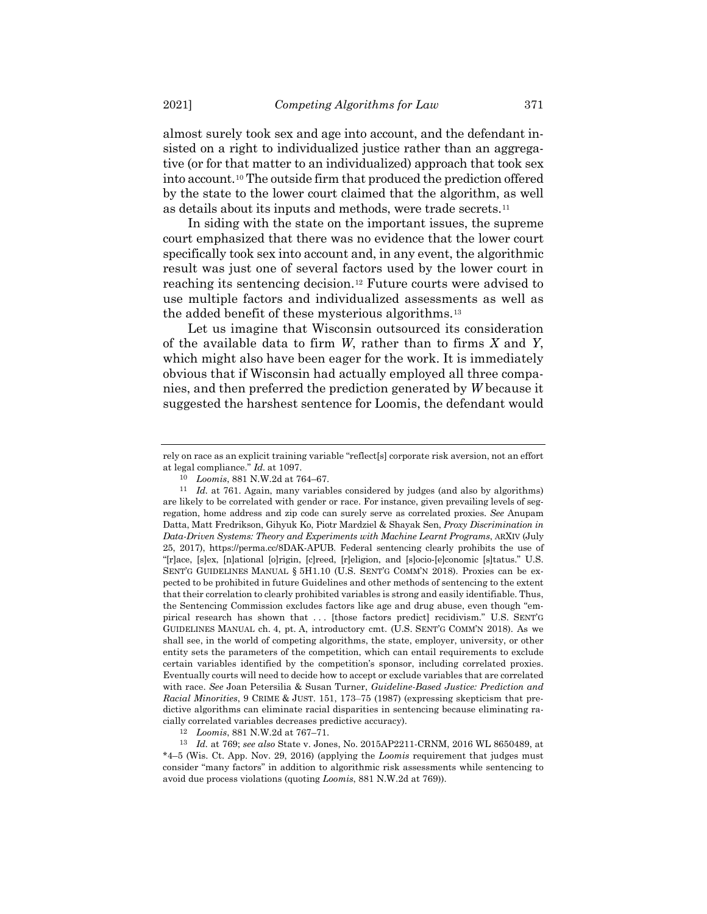almost surely took sex and age into account, and the defendant insisted on a right to individualized justice rather than an aggregative (or for that matter to an individualized) approach that took sex into account.[10] The outside firm that produced the prediction offered by the state to the lower court claimed that the algorithm, as well as details about its inputs and methods, were trade secrets.[11]

In siding with the state on the important issues, the supreme court emphasized that there was no evidence that the lower court specifically took sex into account and, in any event, the algorithmic result was just one of several factors used by the lower court in reaching its sentencing decision.[12] Future courts were advised to use multiple factors and individualized assessments as well as the added benefit of these mysterious algorithms.[13]

Let us imagine that Wisconsin outsourced its consideration of the available data to firm *W*, rather than to firms *X* and *Y*, which might also have been eager for the work. It is immediately obvious that if Wisconsin had actually employed all three companies, and then preferred the prediction generated by *W* because it suggested the harshest sentence for Loomis, the defendant would

---

rely on race as an explicit training variable "reflect[s] corporate risk aversion, not an effort at legal compliance." *Id.* at 1097.

[10] *Loomis*, 881 N.W.2d at 764–67.

[11] *Id.* at 761. Again, many variables considered by judges (and also by algorithms) are likely to be correlated with gender or race. For instance, given prevailing levels of segregation, home address and zip code can surely serve as correlated proxies. *See* Anupam Datta, Matt Fredrikson, Gihyuk Ko, Piotr Mardziel & Shayak Sen, *Proxy Discrimination in Data-Driven Systems: Theory and Experiments with Machine Learnt Programs*, ARXIV (July 25, 2017), https://perma.cc/8DAK-APUB. Federal sentencing clearly prohibits the use of "[r]ace, [s]ex, [n]ational [o]rigin, [c]reed, [r]eligion, and [s]ocio-[e]conomic [s]tatus." U.S. SENT'G GUIDELINES MANUAL § 5H1.10 (U.S. SENT'G COMM'N 2018). Proxies can be expected to be prohibited in future Guidelines and other methods of sentencing to the extent that their correlation to clearly prohibited variables is strong and easily identifiable. Thus, the Sentencing Commission excludes factors like age and drug abuse, even though "empirical research has shown that . . . [those factors predict] recidivism." U.S. SENT'G GUIDELINES MANUAL ch. 4, pt. A, introductory cmt. (U.S. SENT'G COMM'N 2018). As we shall see, in the world of competing algorithms, the state, employer, university, or other entity sets the parameters of the competition, which can entail requirements to exclude certain variables identified by the competition's sponsor, including correlated proxies. Eventually courts will need to decide how to accept or exclude variables that are correlated with race. *See* Joan Petersilia & Susan Turner, *Guideline-Based Justice: Prediction and Racial Minorities*, 9 CRIME & JUST. 151, 173–75 (1987) (expressing skepticism that predictive algorithms can eliminate racial disparities in sentencing because eliminating racially correlated variables decreases predictive accuracy).

[12] *Loomis*, 881 N.W.2d at 767–71.

[13] *Id.* at 769; *see also* State v. Jones, No. 2015AP2211-CRNM, 2016 WL 8650489, at *4–5 (Wis. Ct. App. Nov. 29, 2016) (applying the *Loomis* requirement that judges must consider "many factors" in addition to algorithmic risk assessments while sentencing to avoid due process violations (quoting *Loomis*, 881 N.W.2d at 769)).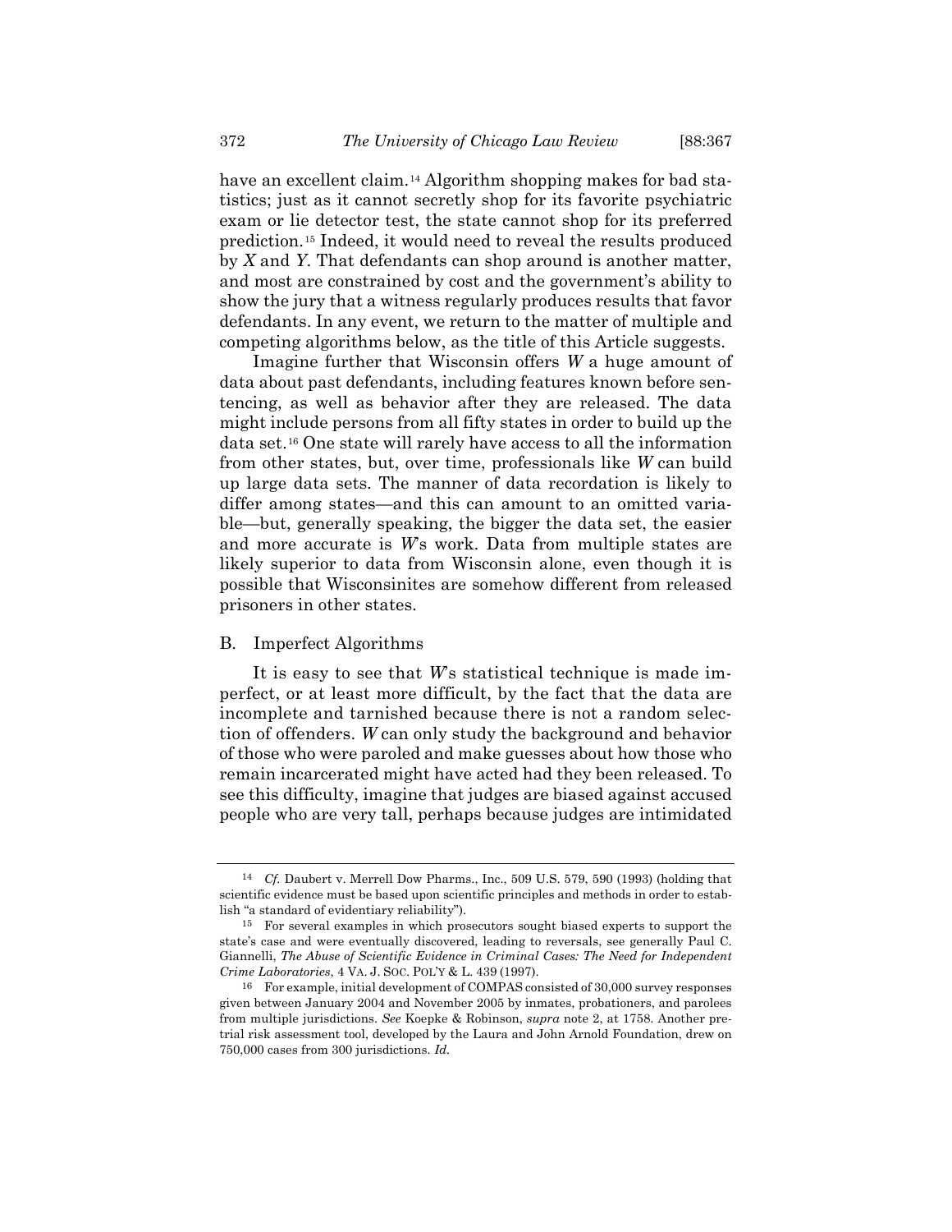have an excellent claim.[14] Algorithm shopping makes for bad statistics; just as it cannot secretly shop for its favorite psychiatric exam or lie detector test, the state cannot shop for its preferred prediction.[15] Indeed, it would need to reveal the results produced by *X* and *Y*. That defendants can shop around is another matter, and most are constrained by cost and the government's ability to show the jury that a witness regularly produces results that favor defendants. In any event, we return to the matter of multiple and competing algorithms below, as the title of this Article suggests.

Imagine further that Wisconsin offers *W* a huge amount of data about past defendants, including features known before sentencing, as well as behavior after they are released. The data might include persons from all fifty states in order to build up the data set.[16] One state will rarely have access to all the information from other states, but, over time, professionals like *W* can build up large data sets. The manner of data recordation is likely to differ among states—and this can amount to an omitted variable—but, generally speaking, the bigger the data set, the easier and more accurate is *W*'s work. Data from multiple states are likely superior to data from Wisconsin alone, even though it is possible that Wisconsinites are somehow different from released prisoners in other states.

## B. Imperfect Algorithms

It is easy to see that *W*'s statistical technique is made imperfect, or at least more difficult, by the fact that the data are incomplete and tarnished because there is not a random selection of offenders. *W* can only study the background and behavior of those who were paroled and make guesses about how those who remain incarcerated might have acted had they been released. To see this difficulty, imagine that judges are biased against accused people who are very tall, perhaps because judges are intimidated

---

[14] *Cf.* Daubert v. Merrell Dow Pharms., Inc., 509 U.S. 579, 590 (1993) (holding that scientific evidence must be based upon scientific principles and methods in order to establish "a standard of evidentiary reliability").

[15] For several examples in which prosecutors sought biased experts to support the state's case and were eventually discovered, leading to reversals, see generally Paul C. Giannelli, *The Abuse of Scientific Evidence in Criminal Cases: The Need for Independent Crime Laboratories*, 4 VA. J. SOC. POL'Y & L. 439 (1997).

[16] For example, initial development of COMPAS consisted of 30,000 survey responses given between January 2004 and November 2005 by inmates, probationers, and parolees from multiple jurisdictions. *See* Koepke & Robinson, *supra* note 2, at 1758. Another pretrial risk assessment tool, developed by the Laura and John Arnold Foundation, drew on 750,000 cases from 300 jurisdictions. *Id.*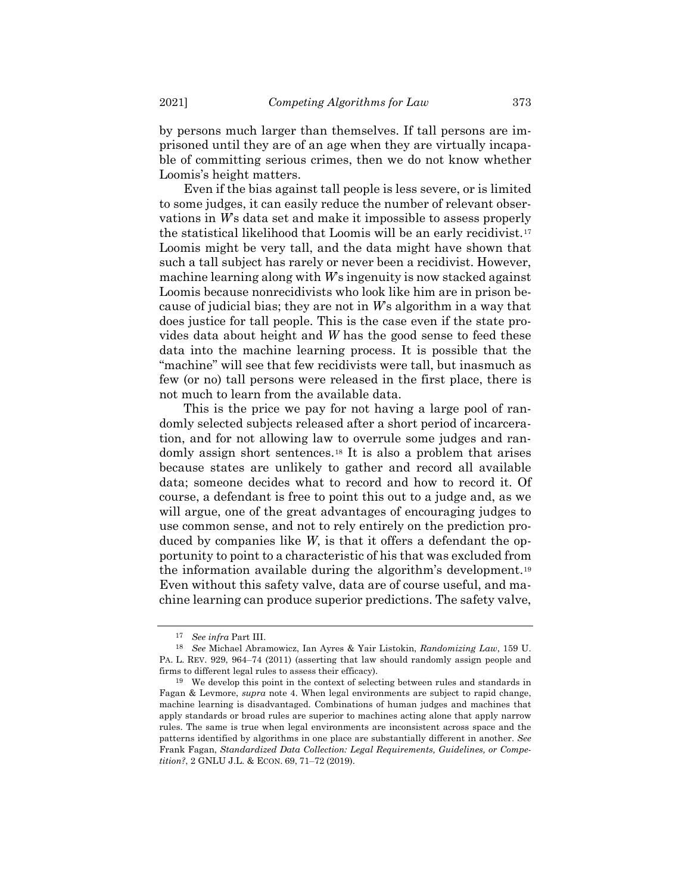by persons much larger than themselves. If tall persons are imprisoned until they are of an age when they are virtually incapable of committing serious crimes, then we do not know whether Loomis's height matters.

Even if the bias against tall people is less severe, or is limited to some judges, it can easily reduce the number of relevant observations in *W*'s data set and make it impossible to assess properly the statistical likelihood that Loomis will be an early recidivist.[17] Loomis might be very tall, and the data might have shown that such a tall subject has rarely or never been a recidivist. However, machine learning along with *W*'s ingenuity is now stacked against Loomis because nonrecidivists who look like him are in prison because of judicial bias; they are not in *W*'s algorithm in a way that does justice for tall people. This is the case even if the state provides data about height and *W* has the good sense to feed these data into the machine learning process. It is possible that the "machine" will see that few recidivists were tall, but inasmuch as few (or no) tall persons were released in the first place, there is not much to learn from the available data.

This is the price we pay for not having a large pool of randomly selected subjects released after a short period of incarceration, and for not allowing law to overrule some judges and randomly assign short sentences.[18] It is also a problem that arises because states are unlikely to gather and record all available data; someone decides what to record and how to record it. Of course, a defendant is free to point this out to a judge and, as we will argue, one of the great advantages of encouraging judges to use common sense, and not to rely entirely on the prediction produced by companies like *W*, is that it offers a defendant the opportunity to point to a characteristic of his that was excluded from the information available during the algorithm's development.[19] Even without this safety valve, data are of course useful, and machine learning can produce superior predictions. The safety valve,

---

[17] *See infra* Part III.

[18] *See* Michael Abramowicz, Ian Ayres & Yair Listokin, *Randomizing Law*, 159 U. PA. L. REV. 929, 964–74 (2011) (asserting that law should randomly assign people and firms to different legal rules to assess their efficacy).

[19] We develop this point in the context of selecting between rules and standards in Fagan & Levmore, *supra* note 4. When legal environments are subject to rapid change, machine learning is disadvantaged. Combinations of human judges and machines that apply standards or broad rules are superior to machines acting alone that apply narrow rules. The same is true when legal environments are inconsistent across space and the patterns identified by algorithms in one place are substantially different in another. *See* Frank Fagan, *Standardized Data Collection: Legal Requirements, Guidelines, or Competition?*, 2 GNLU J.L. & ECON. 69, 71–72 (2019).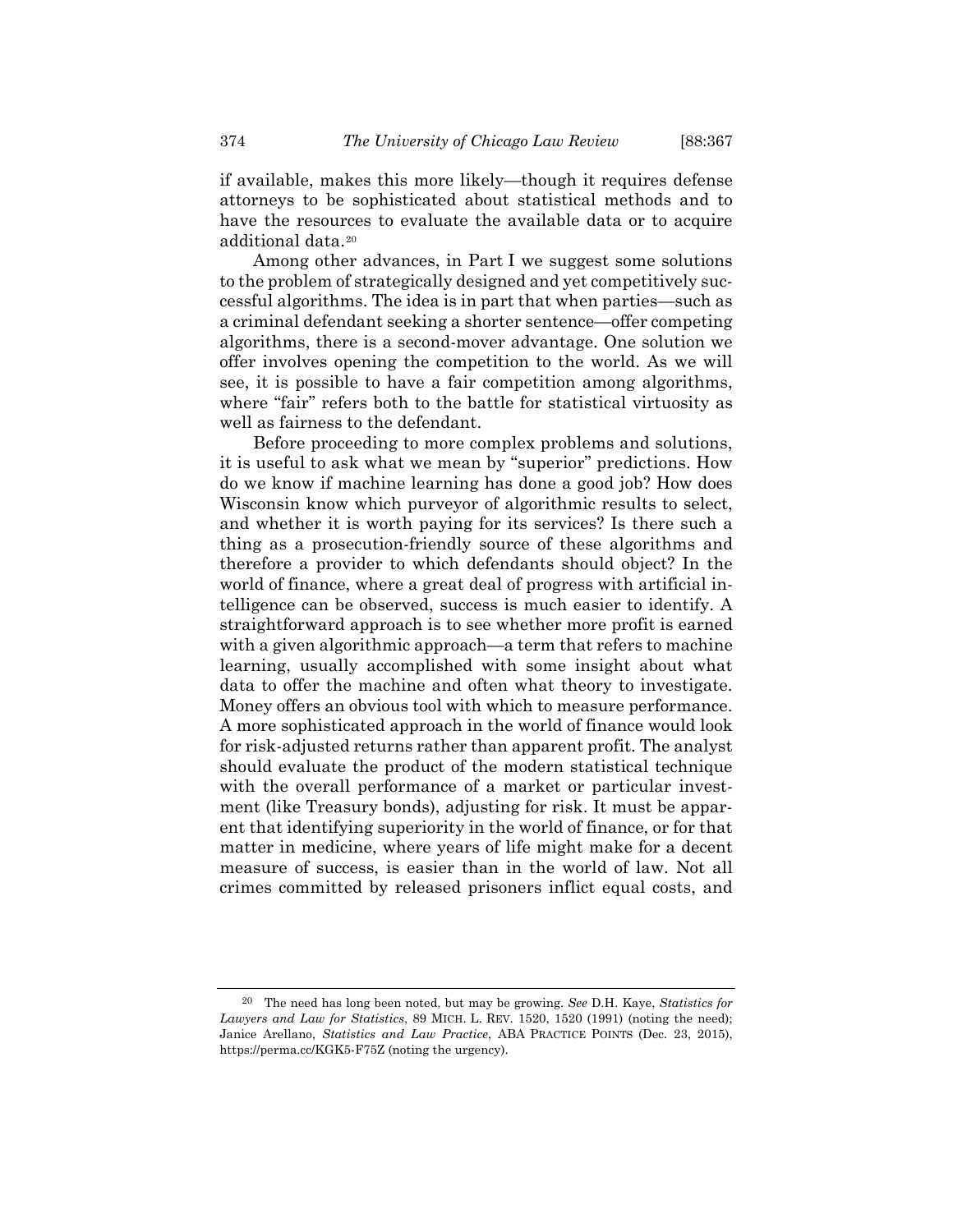if available, makes this more likely—though it requires defense attorneys to be sophisticated about statistical methods and to have the resources to evaluate the available data or to acquire additional data.[20]

Among other advances, in Part I we suggest some solutions to the problem of strategically designed and yet competitively successful algorithms. The idea is in part that when parties—such as a criminal defendant seeking a shorter sentence—offer competing algorithms, there is a second-mover advantage. One solution we offer involves opening the competition to the world. As we will see, it is possible to have a fair competition among algorithms, where "fair" refers both to the battle for statistical virtuosity as well as fairness to the defendant.

Before proceeding to more complex problems and solutions, it is useful to ask what we mean by "superior" predictions. How do we know if machine learning has done a good job? How does Wisconsin know which purveyor of algorithmic results to select, and whether it is worth paying for its services? Is there such a thing as a prosecution-friendly source of these algorithms and therefore a provider to which defendants should object? In the world of finance, where a great deal of progress with artificial intelligence can be observed, success is much easier to identify. A straightforward approach is to see whether more profit is earned with a given algorithmic approach—a term that refers to machine learning, usually accomplished with some insight about what data to offer the machine and often what theory to investigate. Money offers an obvious tool with which to measure performance. A more sophisticated approach in the world of finance would look for risk-adjusted returns rather than apparent profit. The analyst should evaluate the product of the modern statistical technique with the overall performance of a market or particular investment (like Treasury bonds), adjusting for risk. It must be apparent that identifying superiority in the world of finance, or for that matter in medicine, where years of life might make for a decent measure of success, is easier than in the world of law. Not all crimes committed by released prisoners inflict equal costs, and

---

[20] The need has long been noted, but may be growing. *See* D.H. Kaye, *Statistics for Lawyers and Law for Statistics*, 89 MICH. L. REV. 1520, 1520 (1991) (noting the need); Janice Arellano, *Statistics and Law Practice*, ABA PRACTICE POINTS (Dec. 23, 2015), https://perma.cc/KGK5-F75Z (noting the urgency).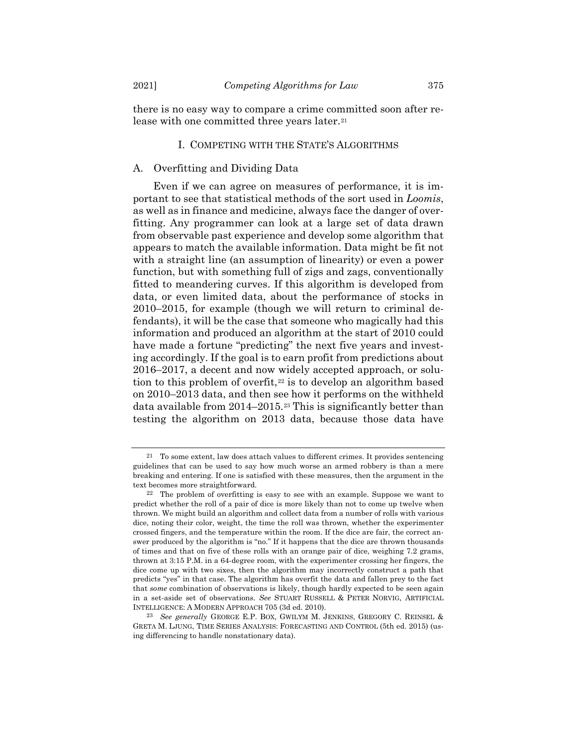there is no easy way to compare a crime committed soon after release with one committed three years later.[21]

## I. COMPETING WITH THE STATE'S ALGORITHMS

### A. Overfitting and Dividing Data

Even if we can agree on measures of performance, it is important to see that statistical methods of the sort used in *Loomis*, as well as in finance and medicine, always face the danger of overfitting. Any programmer can look at a large set of data drawn from observable past experience and develop some algorithm that appears to match the available information. Data might be fit not with a straight line (an assumption of linearity) or even a power function, but with something full of zigs and zags, conventionally fitted to meandering curves. If this algorithm is developed from data, or even limited data, about the performance of stocks in 2010–2015, for example (though we will return to criminal defendants), it will be the case that someone who magically had this information and produced an algorithm at the start of 2010 could have made a fortune "predicting" the next five years and investing accordingly. If the goal is to earn profit from predictions about 2016–2017, a decent and now widely accepted approach, or solution to this problem of overfit,[22] is to develop an algorithm based on 2010–2013 data, and then see how it performs on the withheld data available from 2014–2015.[23] This is significantly better than testing the algorithm on 2013 data, because those data have

---

[21] To some extent, law does attach values to different crimes. It provides sentencing guidelines that can be used to say how much worse an armed robbery is than a mere breaking and entering. If one is satisfied with these measures, then the argument in the text becomes more straightforward.

[22] The problem of overfitting is easy to see with an example. Suppose we want to predict whether the roll of a pair of dice is more likely than not to come up twelve when thrown. We might build an algorithm and collect data from a number of rolls with various dice, noting their color, weight, the time the roll was thrown, whether the experimenter crossed fingers, and the temperature within the room. If the dice are fair, the correct answer produced by the algorithm is "no." If it happens that the dice are thrown thousands of times and that on five of these rolls with an orange pair of dice, weighing 7.2 grams, thrown at 3:15 P.M. in a 64-degree room, with the experimenter crossing her fingers, the dice come up with two sixes, then the algorithm may incorrectly construct a path that predicts "yes" in that case. The algorithm has overfit the data and fallen prey to the fact that *some* combination of observations is likely, though hardly expected to be seen again in a set-aside set of observations. *See* STUART RUSSELL & PETER NORVIG, ARTIFICIAL INTELLIGENCE: A MODERN APPROACH 705 (3d ed. 2010).

[23] *See generally* GEORGE E.P. BOX, GWILYM M. JENKINS, GREGORY C. REINSEL & GRETA M. LJUNG, TIME SERIES ANALYSIS: FORECASTING AND CONTROL (5th ed. 2015) (using differencing to handle nonstationary data).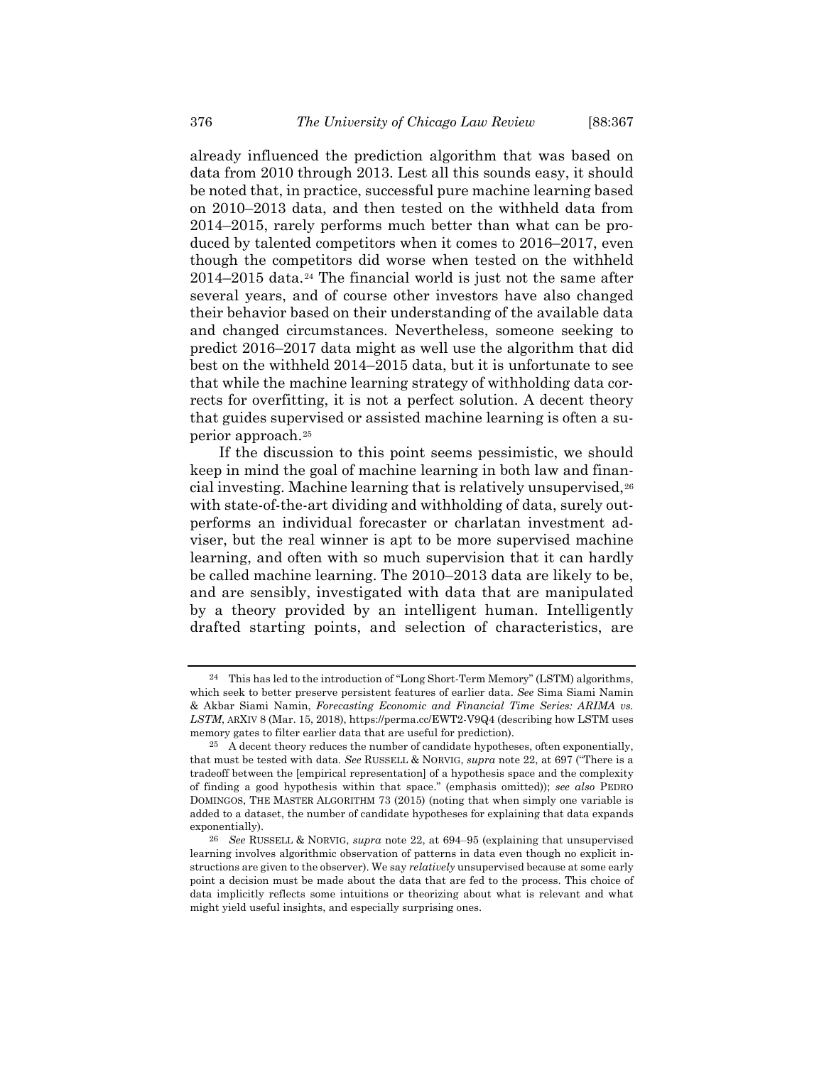already influenced the prediction algorithm that was based on data from 2010 through 2013. Lest all this sounds easy, it should be noted that, in practice, successful pure machine learning based on 2010–2013 data, and then tested on the withheld data from 2014–2015, rarely performs much better than what can be produced by talented competitors when it comes to 2016–2017, even though the competitors did worse when tested on the withheld 2014–2015 data.[24] The financial world is just not the same after several years, and of course other investors have also changed their behavior based on their understanding of the available data and changed circumstances. Nevertheless, someone seeking to predict 2016–2017 data might as well use the algorithm that did best on the withheld 2014–2015 data, but it is unfortunate to see that while the machine learning strategy of withholding data corrects for overfitting, it is not a perfect solution. A decent theory that guides supervised or assisted machine learning is often a superior approach.[25]

If the discussion to this point seems pessimistic, we should keep in mind the goal of machine learning in both law and financial investing. Machine learning that is relatively unsupervised,[26] with state-of-the-art dividing and withholding of data, surely outperforms an individual forecaster or charlatan investment adviser, but the real winner is apt to be more supervised machine learning, and often with so much supervision that it can hardly be called machine learning. The 2010–2013 data are likely to be, and are sensibly, investigated with data that are manipulated by a theory provided by an intelligent human. Intelligently drafted starting points, and selection of characteristics, are

---

[24] This has led to the introduction of "Long Short-Term Memory" (LSTM) algorithms, which seek to better preserve persistent features of earlier data. *See* Sima Siami Namin & Akbar Siami Namin, *Forecasting Economic and Financial Time Series: ARIMA vs. LSTM*, ARXIV 8 (Mar. 15, 2018), https://perma.cc/EWT2-V9Q4 (describing how LSTM uses memory gates to filter earlier data that are useful for prediction).

[25] A decent theory reduces the number of candidate hypotheses, often exponentially, that must be tested with data. *See* RUSSELL & NORVIG, *supra* note 22, at 697 ("There is a tradeoff between the [empirical representation] of a hypothesis space and the complexity of finding a good hypothesis within that space." (emphasis omitted)); *see also* PEDRO DOMINGOS, THE MASTER ALGORITHM 73 (2015) (noting that when simply one variable is added to a dataset, the number of candidate hypotheses for explaining that data expands exponentially).

[26] *See* RUSSELL & NORVIG, *supra* note 22, at 694–95 (explaining that unsupervised learning involves algorithmic observation of patterns in data even though no explicit instructions are given to the observer). We say *relatively* unsupervised because at some early point a decision must be made about the data that are fed to the process. This choice of data implicitly reflects some intuitions or theorizing about what is relevant and what might yield useful insights, and especially surprising ones.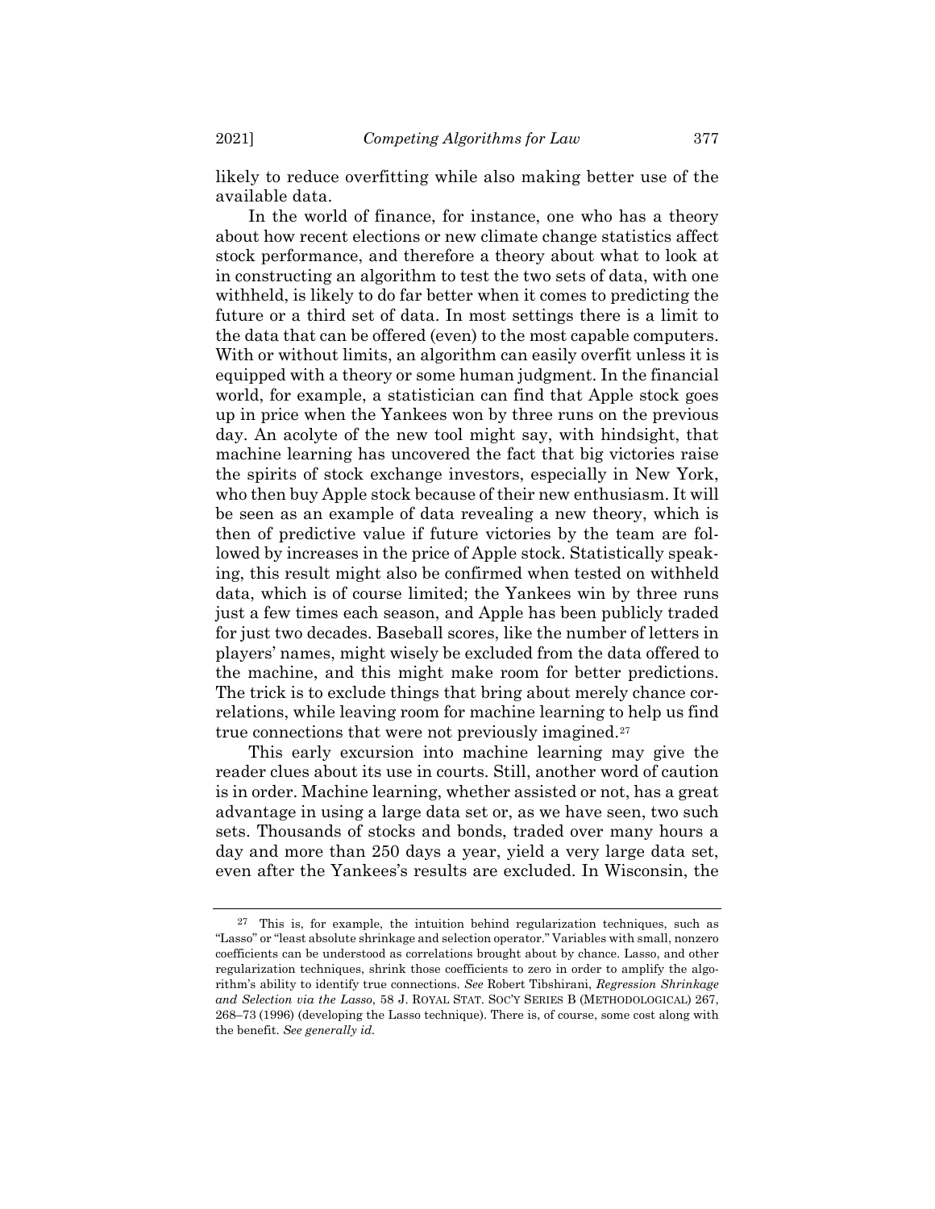likely to reduce overfitting while also making better use of the available data.

In the world of finance, for instance, one who has a theory about how recent elections or new climate change statistics affect stock performance, and therefore a theory about what to look at in constructing an algorithm to test the two sets of data, with one withheld, is likely to do far better when it comes to predicting the future or a third set of data. In most settings there is a limit to the data that can be offered (even) to the most capable computers. With or without limits, an algorithm can easily overfit unless it is equipped with a theory or some human judgment. In the financial world, for example, a statistician can find that Apple stock goes up in price when the Yankees won by three runs on the previous day. An acolyte of the new tool might say, with hindsight, that machine learning has uncovered the fact that big victories raise the spirits of stock exchange investors, especially in New York, who then buy Apple stock because of their new enthusiasm. It will be seen as an example of data revealing a new theory, which is then of predictive value if future victories by the team are followed by increases in the price of Apple stock. Statistically speaking, this result might also be confirmed when tested on withheld data, which is of course limited; the Yankees win by three runs just a few times each season, and Apple has been publicly traded for just two decades. Baseball scores, like the number of letters in players' names, might wisely be excluded from the data offered to the machine, and this might make room for better predictions. The trick is to exclude things that bring about merely chance correlations, while leaving room for machine learning to help us find true connections that were not previously imagined.[27]

This early excursion into machine learning may give the reader clues about its use in courts. Still, another word of caution is in order. Machine learning, whether assisted or not, has a great advantage in using a large data set or, as we have seen, two such sets. Thousands of stocks and bonds, traded over many hours a day and more than 250 days a year, yield a very large data set, even after the Yankees's results are excluded. In Wisconsin, the

---

[27] This is, for example, the intuition behind regularization techniques, such as "Lasso" or "least absolute shrinkage and selection operator." Variables with small, nonzero coefficients can be understood as correlations brought about by chance. Lasso, and other regularization techniques, shrink those coefficients to zero in order to amplify the algorithm's ability to identify true connections. *See* Robert Tibshirani, *Regression Shrinkage and Selection via the Lasso*, 58 J. ROYAL STAT. SOC'Y SERIES B (METHODOLOGICAL) 267, 268–73 (1996) (developing the Lasso technique). There is, of course, some cost along with the benefit. *See generally id.*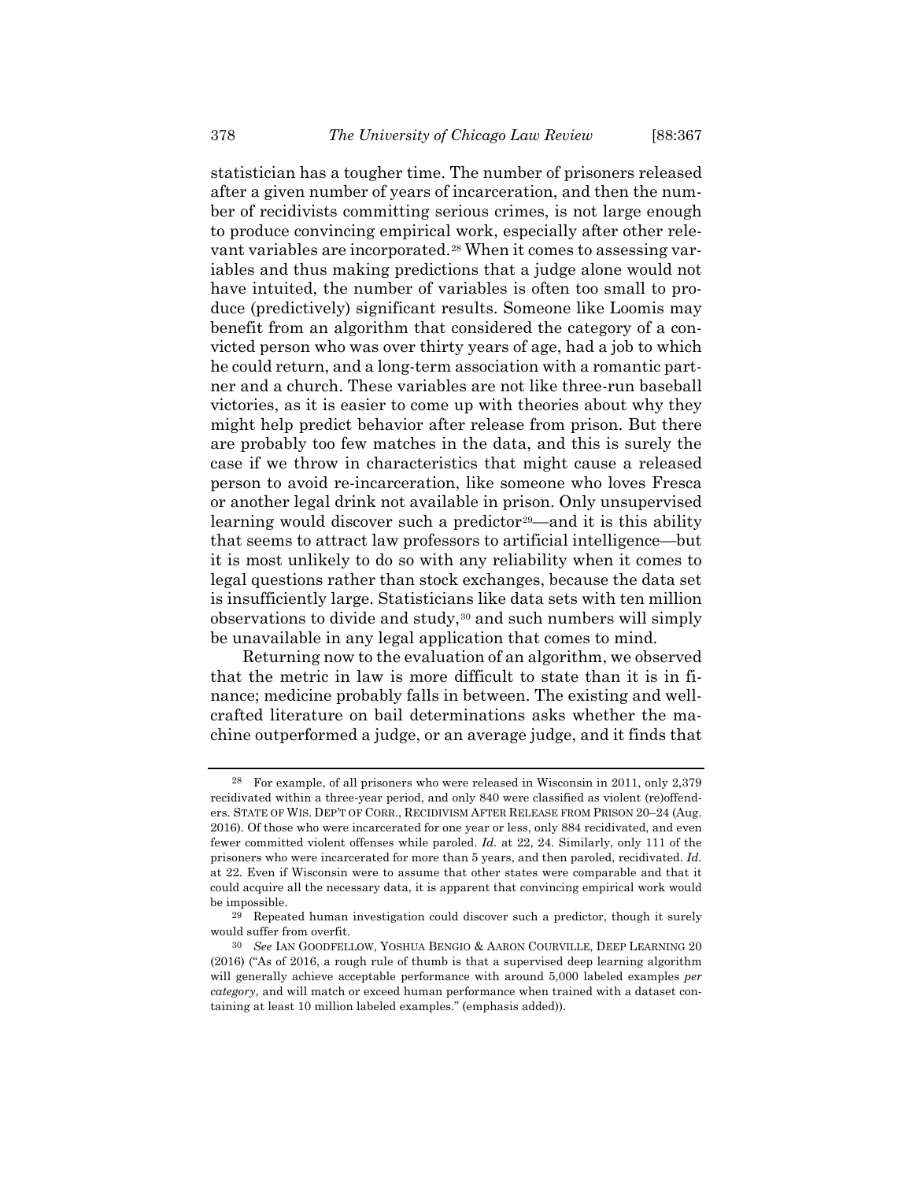statistician has a tougher time. The number of prisoners released after a given number of years of incarceration, and then the number of recidivists committing serious crimes, is not large enough to produce convincing empirical work, especially after other relevant variables are incorporated.[28] When it comes to assessing variables and thus making predictions that a judge alone would not have intuited, the number of variables is often too small to produce (predictively) significant results. Someone like Loomis may benefit from an algorithm that considered the category of a convicted person who was over thirty years of age, had a job to which he could return, and a long-term association with a romantic partner and a church. These variables are not like three-run baseball victories, as it is easier to come up with theories about why they might help predict behavior after release from prison. But there are probably too few matches in the data, and this is surely the case if we throw in characteristics that might cause a released person to avoid re-incarceration, like someone who loves Fresca or another legal drink not available in prison. Only unsupervised learning would discover such a predictor[29]—and it is this ability that seems to attract law professors to artificial intelligence—but it is most unlikely to do so with any reliability when it comes to legal questions rather than stock exchanges, because the data set is insufficiently large. Statisticians like data sets with ten million observations to divide and study,[30] and such numbers will simply be unavailable in any legal application that comes to mind.

Returning now to the evaluation of an algorithm, we observed that the metric in law is more difficult to state than it is in finance; medicine probably falls in between. The existing and well-crafted literature on bail determinations asks whether the machine outperformed a judge, or an average judge, and it finds that

---

[28] For example, of all prisoners who were released in Wisconsin in 2011, only 2,379 recidivated within a three-year period, and only 840 were classified as violent (re)offenders. STATE OF WIS. DEP'T OF CORR., RECIDIVISM AFTER RELEASE FROM PRISON 20–24 (Aug. 2016). Of those who were incarcerated for one year or less, only 884 recidivated, and even fewer committed violent offenses while paroled. *Id.* at 22, 24. Similarly, only 111 of the prisoners who were incarcerated for more than 5 years, and then paroled, recidivated. *Id.* at 22. Even if Wisconsin were to assume that other states were comparable and that it could acquire all the necessary data, it is apparent that convincing empirical work would be impossible.

[29] Repeated human investigation could discover such a predictor, though it surely would suffer from overfit.

[30] *See* IAN GOODFELLOW, YOSHUA BENGIO & AARON COURVILLE, DEEP LEARNING 20 (2016) ("As of 2016, a rough rule of thumb is that a supervised deep learning algorithm will generally achieve acceptable performance with around 5,000 labeled examples *per category*, and will match or exceed human performance when trained with a dataset containing at least 10 million labeled examples." (emphasis added)).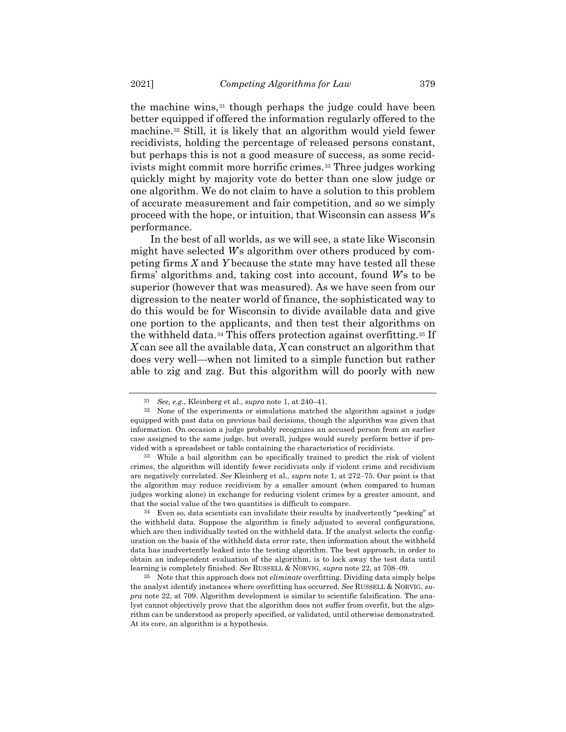the machine wins,[31] though perhaps the judge could have been better equipped if offered the information regularly offered to the machine.[32] Still, it is likely that an algorithm would yield fewer recidivists, holding the percentage of released persons constant, but perhaps this is not a good measure of success, as some recidivists might commit more horrific crimes.[33] Three judges working quickly might by majority vote do better than one slow judge or one algorithm. We do not claim to have a solution to this problem of accurate measurement and fair competition, and so we simply proceed with the hope, or intuition, that Wisconsin can assess *W*'s performance.

In the best of all worlds, as we will see, a state like Wisconsin might have selected *W*'s algorithm over others produced by competing firms *X* and *Y* because the state may have tested all these firms' algorithms and, taking cost into account, found *W*'s to be superior (however that was measured). As we have seen from our digression to the neater world of finance, the sophisticated way to do this would be for Wisconsin to divide available data and give one portion to the applicants, and then test their algorithms on the withheld data.[34] This offers protection against overfitting.[35] If *X* can see all the available data, *X* can construct an algorithm that does very well—when not limited to a simple function but rather able to zig and zag. But this algorithm will do poorly with new

---

[31] *See, e.g.*, Kleinberg et al., *supra* note 1, at 240–41.

[32] None of the experiments or simulations matched the algorithm against a judge equipped with past data on previous bail decisions, though the algorithm was given that information. On occasion a judge probably recognizes an accused person from an earlier case assigned to the same judge, but overall, judges would surely perform better if provided with a spreadsheet or table containing the characteristics of recidivists.

[33] While a bail algorithm can be specifically trained to predict the risk of violent crimes, the algorithm will identify fewer recidivists only if violent crime and recidivism are negatively correlated. *See* Kleinberg et al., *supra* note 1, at 272–75. Our point is that the algorithm may reduce recidivism by a smaller amount (when compared to human judges working alone) in exchange for reducing violent crimes by a greater amount, and that the social value of the two quantities is difficult to compare.

[34] Even so, data scientists can invalidate their results by inadvertently "peeking" at the withheld data. Suppose the algorithm is finely adjusted to several configurations, which are then individually tested on the withheld data. If the analyst selects the configuration on the basis of the withheld data error rate, then information about the withheld data has inadvertently leaked into the testing algorithm. The best approach, in order to obtain an independent evaluation of the algorithm, is to lock away the test data until learning is completely finished. *See* RUSSELL & NORVIG, *supra* note 22, at 708–09.

[35] Note that this approach does not *eliminate* overfitting. Dividing data simply helps the analyst identify instances where overfitting has occurred. *See* RUSSELL & NORVIG, *supra* note 22, at 709. Algorithm development is similar to scientific falsification. The analyst cannot objectively prove that the algorithm does not suffer from overfit, but the algorithm can be understood as properly specified, or validated, until otherwise demonstrated. At its core, an algorithm is a hypothesis.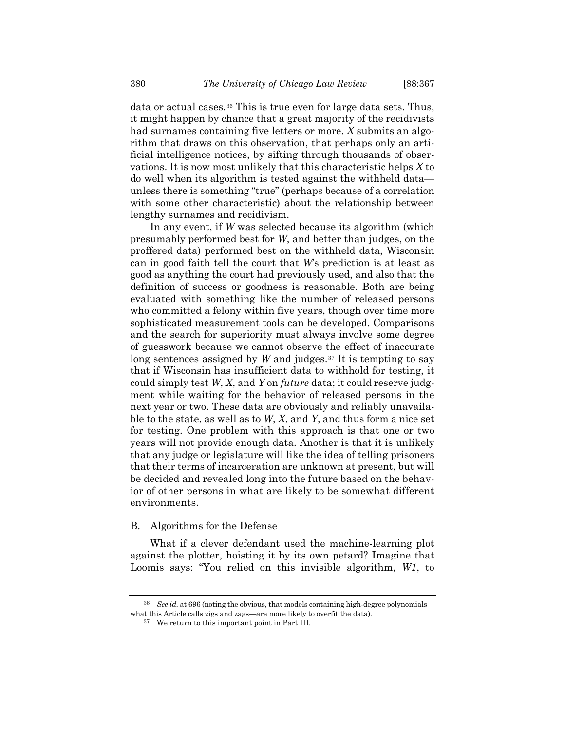data or actual cases.[36] This is true even for large data sets. Thus, it might happen by chance that a great majority of the recidivists had surnames containing five letters or more. *X* submits an algorithm that draws on this observation, that perhaps only an artificial intelligence notices, by sifting through thousands of observations. It is now most unlikely that this characteristic helps *X* to do well when its algorithm is tested against the withheld data—unless there is something "true" (perhaps because of a correlation with some other characteristic) about the relationship between lengthy surnames and recidivism.

In any event, if *W* was selected because its algorithm (which presumably performed best for *W*, and better than judges, on the proffered data) performed best on the withheld data, Wisconsin can in good faith tell the court that *W*'s prediction is at least as good as anything the court had previously used, and also that the definition of success or goodness is reasonable. Both are being evaluated with something like the number of released persons who committed a felony within five years, though over time more sophisticated measurement tools can be developed. Comparisons and the search for superiority must always involve some degree of guesswork because we cannot observe the effect of inaccurate long sentences assigned by *W* and judges.[37] It is tempting to say that if Wisconsin has insufficient data to withhold for testing, it could simply test *W*, *X*, and *Y* on *future* data; it could reserve judgment while waiting for the behavior of released persons in the next year or two. These data are obviously and reliably unavailable to the state, as well as to *W*, *X*, and *Y*, and thus form a nice set for testing. One problem with this approach is that one or two years will not provide enough data. Another is that it is unlikely that any judge or legislature will like the idea of telling prisoners that their terms of incarceration are unknown at present, but will be decided and revealed long into the future based on the behavior of other persons in what are likely to be somewhat different environments.

## B. Algorithms for the Defense

What if a clever defendant used the machine-learning plot against the plotter, hoisting it by its own petard? Imagine that Loomis says: "You relied on this invisible algorithm, *W1*, to

---

[36] *See id.* at 696 (noting the obvious, that models containing high-degree polynomials—what this Article calls zigs and zags—are more likely to overfit the data).

[37] We return to this important point in Part III.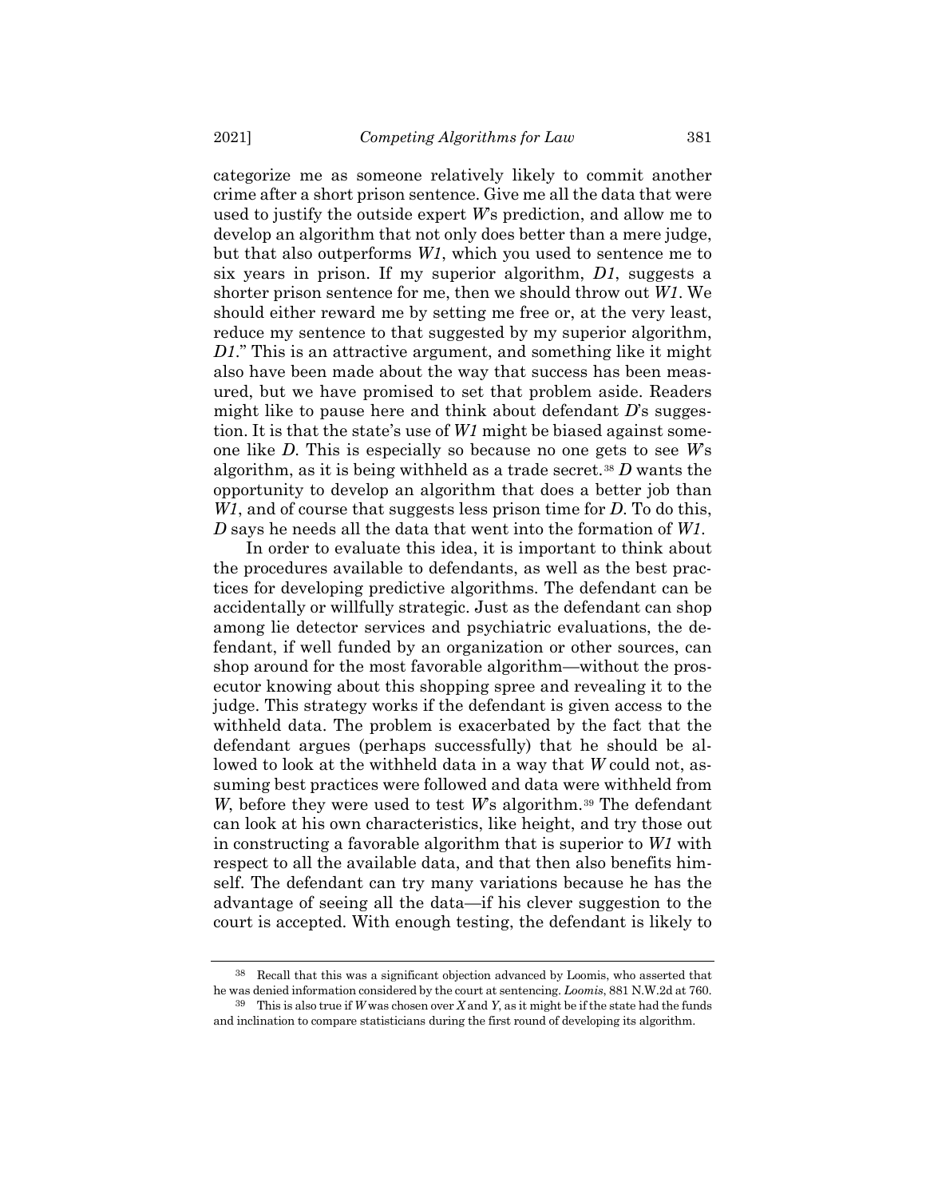categorize me as someone relatively likely to commit another crime after a short prison sentence. Give me all the data that were used to justify the outside expert *W*'s prediction, and allow me to develop an algorithm that not only does better than a mere judge, but that also outperforms *W1*, which you used to sentence me to six years in prison. If my superior algorithm, *D1*, suggests a shorter prison sentence for me, then we should throw out *W1*. We should either reward me by setting me free or, at the very least, reduce my sentence to that suggested by my superior algorithm, *D1*." This is an attractive argument, and something like it might also have been made about the way that success has been measured, but we have promised to set that problem aside. Readers might like to pause here and think about defendant *D*'s suggestion. It is that the state's use of *W1* might be biased against someone like *D*. This is especially so because no one gets to see *W*'s algorithm, as it is being withheld as a trade secret.[38] *D* wants the opportunity to develop an algorithm that does a better job than *W1*, and of course that suggests less prison time for *D*. To do this, *D* says he needs all the data that went into the formation of *W1*.

In order to evaluate this idea, it is important to think about the procedures available to defendants, as well as the best practices for developing predictive algorithms. The defendant can be accidentally or willfully strategic. Just as the defendant can shop among lie detector services and psychiatric evaluations, the defendant, if well funded by an organization or other sources, can shop around for the most favorable algorithm—without the prosecutor knowing about this shopping spree and revealing it to the judge. This strategy works if the defendant is given access to the withheld data. The problem is exacerbated by the fact that the defendant argues (perhaps successfully) that he should be allowed to look at the withheld data in a way that *W* could not, assuming best practices were followed and data were withheld from *W*, before they were used to test *W*'s algorithm.[39] The defendant can look at his own characteristics, like height, and try those out in constructing a favorable algorithm that is superior to *W1* with respect to all the available data, and that then also benefits himself. The defendant can try many variations because he has the advantage of seeing all the data—if his clever suggestion to the court is accepted. With enough testing, the defendant is likely to

---

[38] Recall that this was a significant objection advanced by Loomis, who asserted that he was denied information considered by the court at sentencing. *Loomis*, 881 N.W.2d at 760.

[39] This is also true if *W* was chosen over *X* and *Y*, as it might be if the state had the funds and inclination to compare statisticians during the first round of developing its algorithm.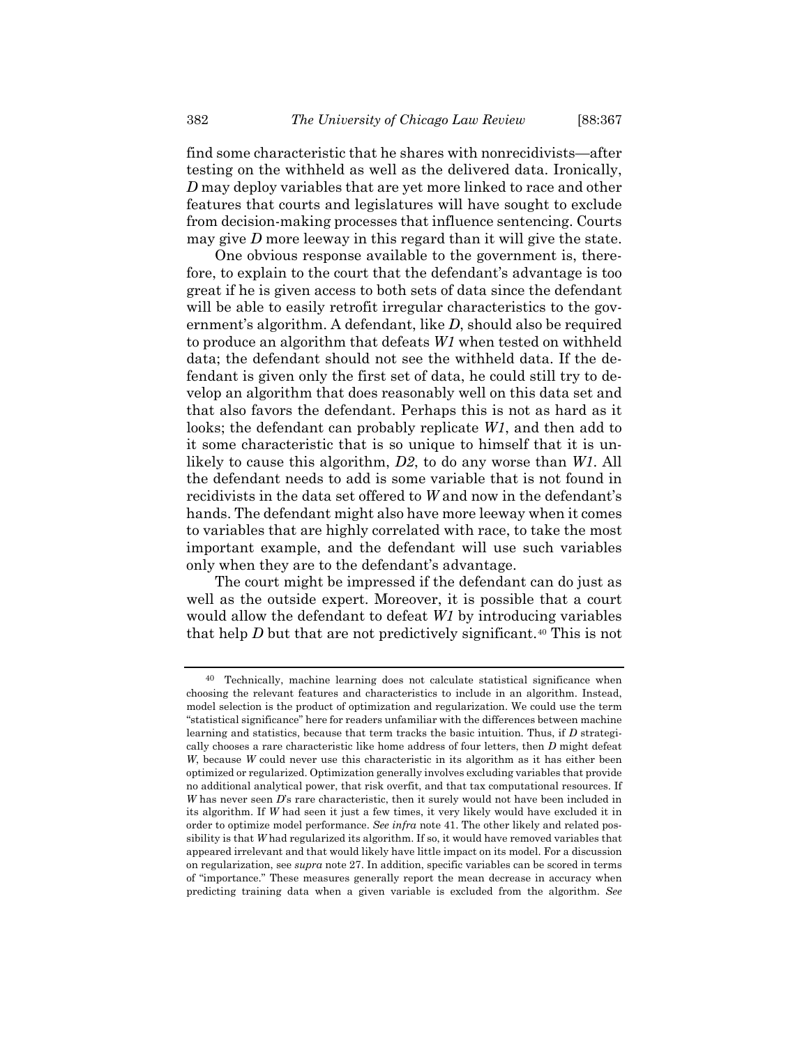find some characteristic that he shares with nonrecidivists—after testing on the withheld as well as the delivered data. Ironically, *D* may deploy variables that are yet more linked to race and other features that courts and legislatures will have sought to exclude from decision-making processes that influence sentencing. Courts may give *D* more leeway in this regard than it will give the state.

One obvious response available to the government is, therefore, to explain to the court that the defendant's advantage is too great if he is given access to both sets of data since the defendant will be able to easily retrofit irregular characteristics to the government's algorithm. A defendant, like *D*, should also be required to produce an algorithm that defeats *W1* when tested on withheld data; the defendant should not see the withheld data. If the defendant is given only the first set of data, he could still try to develop an algorithm that does reasonably well on this data set and that also favors the defendant. Perhaps this is not as hard as it looks; the defendant can probably replicate *W1*, and then add to it some characteristic that is so unique to himself that it is unlikely to cause this algorithm, *D2*, to do any worse than *W1*. All the defendant needs to add is some variable that is not found in recidivists in the data set offered to *W* and now in the defendant's hands. The defendant might also have more leeway when it comes to variables that are highly correlated with race, to take the most important example, and the defendant will use such variables only when they are to the defendant's advantage.

The court might be impressed if the defendant can do just as well as the outside expert. Moreover, it is possible that a court would allow the defendant to defeat *W1* by introducing variables that help *D* but that are not predictively significant.[40] This is not

---

[40] Technically, machine learning does not calculate statistical significance when choosing the relevant features and characteristics to include in an algorithm. Instead, model selection is the product of optimization and regularization. We could use the term "statistical significance" here for readers unfamiliar with the differences between machine learning and statistics, because that term tracks the basic intuition. Thus, if *D* strategically chooses a rare characteristic like home address of four letters, then *D* might defeat *W*, because *W* could never use this characteristic in its algorithm as it has either been optimized or regularized. Optimization generally involves excluding variables that provide no additional analytical power, that risk overfit, and that tax computational resources. If *W* has never seen *D*'s rare characteristic, then it surely would not have been included in its algorithm. If *W* had seen it just a few times, it very likely would have excluded it in order to optimize model performance. *See infra* note 41. The other likely and related possibility is that *W* had regularized its algorithm. If so, it would have removed variables that appeared irrelevant and that would likely have little impact on its model. For a discussion on regularization, see *supra* note 27. In addition, specific variables can be scored in terms of "importance." These measures generally report the mean decrease in accuracy when predicting training data when a given variable is excluded from the algorithm. *See*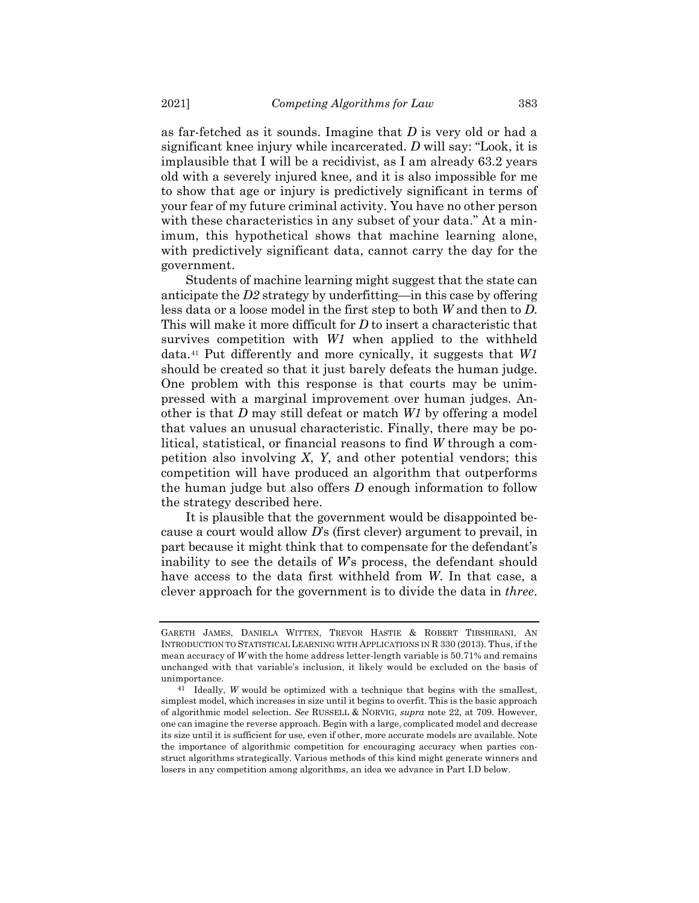as far-fetched as it sounds. Imagine that *D* is very old or had a significant knee injury while incarcerated. *D* will say: "Look, it is implausible that I will be a recidivist, as I am already 63.2 years old with a severely injured knee, and it is also impossible for me to show that age or injury is predictively significant in terms of your fear of my future criminal activity. You have no other person with these characteristics in any subset of your data." At a minimum, this hypothetical shows that machine learning alone, with predictively significant data, cannot carry the day for the government.

Students of machine learning might suggest that the state can anticipate the *D2* strategy by underfitting—in this case by offering less data or a loose model in the first step to both *W* and then to *D*. This will make it more difficult for *D* to insert a characteristic that survives competition with *W1* when applied to the withheld data.[41] Put differently and more cynically, it suggests that *W1* should be created so that it just barely defeats the human judge. One problem with this response is that courts may be unimpressed with a marginal improvement over human judges. Another is that *D* may still defeat or match *W1* by offering a model that values an unusual characteristic. Finally, there may be political, statistical, or financial reasons to find *W* through a competition also involving *X*, *Y*, and other potential vendors; this competition will have produced an algorithm that outperforms the human judge but also offers *D* enough information to follow the strategy described here.

It is plausible that the government would be disappointed because a court would allow *D*'s (first clever) argument to prevail, in part because it might think that to compensate for the defendant's inability to see the details of *W*'s process, the defendant should have access to the data first withheld from *W*. In that case, a clever approach for the government is to divide the data in *three*.

---

GARETH JAMES, DANIELA WITTEN, TREVOR HASTIE & ROBERT TIBSHIRANI, AN INTRODUCTION TO STATISTICAL LEARNING WITH APPLICATIONS IN R 330 (2013). Thus, if the mean accuracy of *W* with the home address letter-length variable is 50.71% and remains unchanged with that variable's inclusion, it likely would be excluded on the basis of unimportance.

[41] Ideally, *W* would be optimized with a technique that begins with the smallest, simplest model, which increases in size until it begins to overfit. This is the basic approach of algorithmic model selection. *See* RUSSELL & NORVIG, *supra* note 22, at 709. However, one can imagine the reverse approach. Begin with a large, complicated model and decrease its size until it is sufficient for use, even if other, more accurate models are available. Note the importance of algorithmic competition for encouraging accuracy when parties construct algorithms strategically. Various methods of this kind might generate winners and losers in any competition among algorithms, an idea we advance in Part I.D below.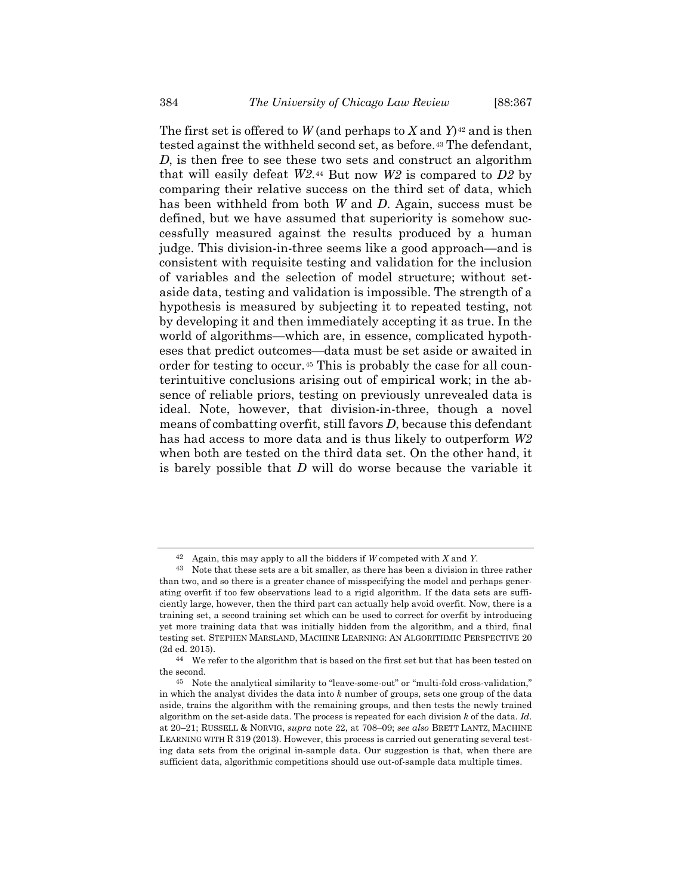The first set is offered to *W* (and perhaps to *X* and *Y*)[42] and is then tested against the withheld second set, as before.[43] The defendant, *D*, is then free to see these two sets and construct an algorithm that will easily defeat *W2*.[44] But now *W2* is compared to *D2* by comparing their relative success on the third set of data, which has been withheld from both *W* and *D*. Again, success must be defined, but we have assumed that superiority is somehow successfully measured against the results produced by a human judge. This division-in-three seems like a good approach—and is consistent with requisite testing and validation for the inclusion of variables and the selection of model structure; without set-aside data, testing and validation is impossible. The strength of a hypothesis is measured by subjecting it to repeated testing, not by developing it and then immediately accepting it as true. In the world of algorithms—which are, in essence, complicated hypotheses that predict outcomes—data must be set aside or awaited in order for testing to occur.[45] This is probably the case for all counterintuitive conclusions arising out of empirical work; in the absence of reliable priors, testing on previously unrevealed data is ideal. Note, however, that division-in-three, though a novel means of combatting overfit, still favors *D*, because this defendant has had access to more data and is thus likely to outperform *W2* when both are tested on the third data set. On the other hand, it is barely possible that *D* will do worse because the variable it

---

[42] Again, this may apply to all the bidders if *W* competed with *X* and *Y*.

[43] Note that these sets are a bit smaller, as there has been a division in three rather than two, and so there is a greater chance of misspecifying the model and perhaps generating overfit if too few observations lead to a rigid algorithm. If the data sets are sufficiently large, however, then the third part can actually help avoid overfit. Now, there is a training set, a second training set which can be used to correct for overfit by introducing yet more training data that was initially hidden from the algorithm, and a third, final testing set. STEPHEN MARSLAND, MACHINE LEARNING: AN ALGORITHMIC PERSPECTIVE 20 (2d ed. 2015).

[44] We refer to the algorithm that is based on the first set but that has been tested on the second.

[45] Note the analytical similarity to "leave-some-out" or "multi-fold cross-validation," in which the analyst divides the data into *k* number of groups, sets one group of the data aside, trains the algorithm with the remaining groups, and then tests the newly trained algorithm on the set-aside data. The process is repeated for each division *k* of the data. *Id.* at 20–21; RUSSELL & NORVIG, *supra* note 22, at 708–09; *see also* BRETT LANTZ, MACHINE LEARNING WITH R 319 (2013). However, this process is carried out generating several testing data sets from the original in-sample data. Our suggestion is that, when there are sufficient data, algorithmic competitions should use out-of-sample data multiple times.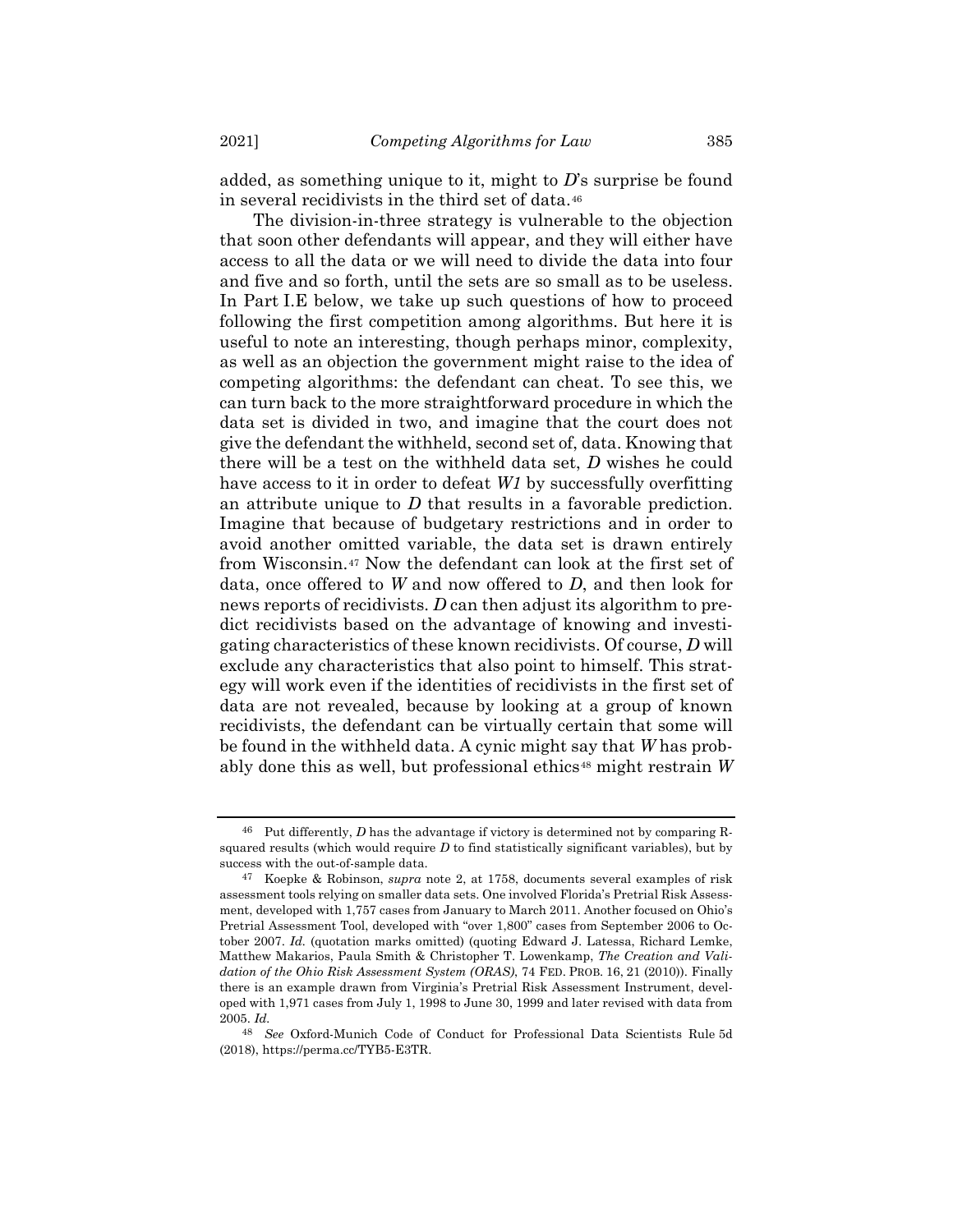added, as something unique to it, might to *D*'s surprise be found in several recidivists in the third set of data.[46]

The division-in-three strategy is vulnerable to the objection that soon other defendants will appear, and they will either have access to all the data or we will need to divide the data into four and five and so forth, until the sets are so small as to be useless. In Part I.E below, we take up such questions of how to proceed following the first competition among algorithms. But here it is useful to note an interesting, though perhaps minor, complexity, as well as an objection the government might raise to the idea of competing algorithms: the defendant can cheat. To see this, we can turn back to the more straightforward procedure in which the data set is divided in two, and imagine that the court does not give the defendant the withheld, second set of, data. Knowing that there will be a test on the withheld data set, *D* wishes he could have access to it in order to defeat *W1* by successfully overfitting an attribute unique to *D* that results in a favorable prediction. Imagine that because of budgetary restrictions and in order to avoid another omitted variable, the data set is drawn entirely from Wisconsin.[47] Now the defendant can look at the first set of data, once offered to *W* and now offered to *D*, and then look for news reports of recidivists. *D* can then adjust its algorithm to predict recidivists based on the advantage of knowing and investigating characteristics of these known recidivists. Of course, *D* will exclude any characteristics that also point to himself. This strategy will work even if the identities of recidivists in the first set of data are not revealed, because by looking at a group of known recidivists, the defendant can be virtually certain that some will be found in the withheld data. A cynic might say that *W* has probably done this as well, but professional ethics[48] might restrain *W*

---

[46] Put differently, *D* has the advantage if victory is determined not by comparing R-squared results (which would require *D* to find statistically significant variables), but by success with the out-of-sample data.

[47] Koepke & Robinson, *supra* note 2, at 1758, documents several examples of risk assessment tools relying on smaller data sets. One involved Florida's Pretrial Risk Assessment, developed with 1,757 cases from January to March 2011. Another focused on Ohio's Pretrial Assessment Tool, developed with "over 1,800" cases from September 2006 to October 2007. *Id.* (quotation marks omitted) (quoting Edward J. Latessa, Richard Lemke, Matthew Makarios, Paula Smith & Christopher T. Lowenkamp, *The Creation and Validation of the Ohio Risk Assessment System (ORAS)*, 74 FED. PROB. 16, 21 (2010)). Finally there is an example drawn from Virginia's Pretrial Risk Assessment Instrument, developed with 1,971 cases from July 1, 1998 to June 30, 1999 and later revised with data from 2005. *Id.*

[48] *See* Oxford-Munich Code of Conduct for Professional Data Scientists Rule 5d (2018), https://perma.cc/TYB5-E3TR.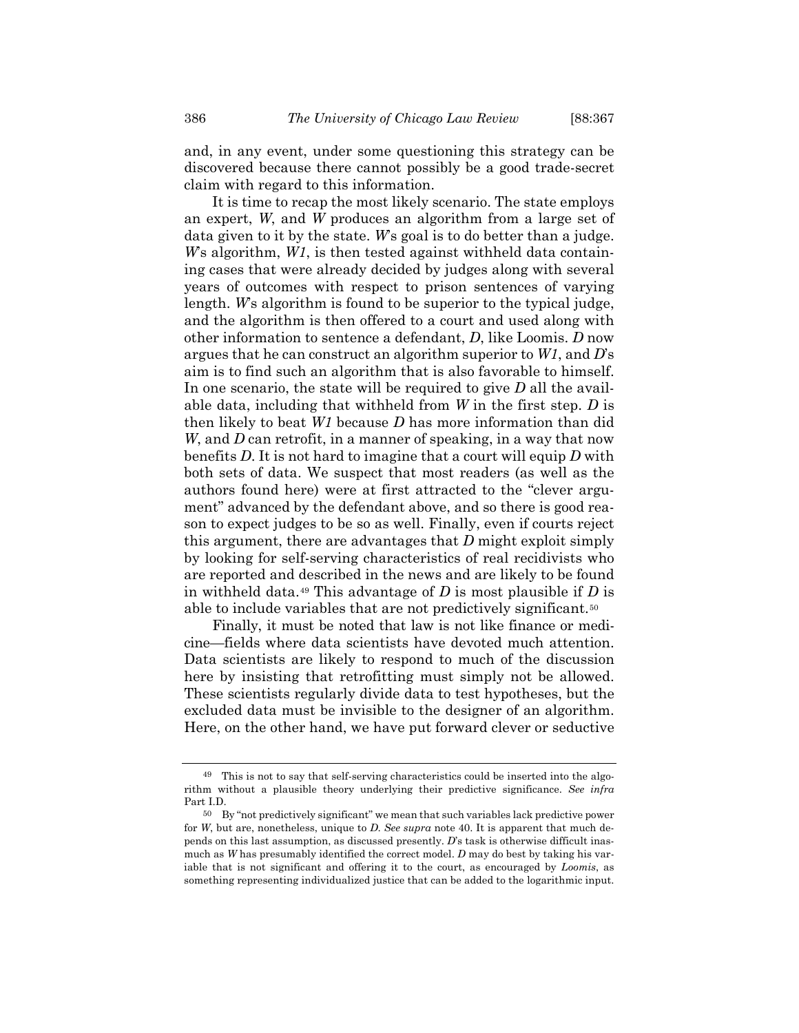and, in any event, under some questioning this strategy can be discovered because there cannot possibly be a good trade-secret claim with regard to this information.

It is time to recap the most likely scenario. The state employs an expert, *W*, and *W* produces an algorithm from a large set of data given to it by the state. *W*'s goal is to do better than a judge. *W*'s algorithm, *W1*, is then tested against withheld data containing cases that were already decided by judges along with several years of outcomes with respect to prison sentences of varying length. *W*'s algorithm is found to be superior to the typical judge, and the algorithm is then offered to a court and used along with other information to sentence a defendant, *D*, like Loomis. *D* now argues that he can construct an algorithm superior to *W1*, and *D*'s aim is to find such an algorithm that is also favorable to himself. In one scenario, the state will be required to give *D* all the available data, including that withheld from *W* in the first step. *D* is then likely to beat *W1* because *D* has more information than did *W*, and *D* can retrofit, in a manner of speaking, in a way that now benefits *D*. It is not hard to imagine that a court will equip *D* with both sets of data. We suspect that most readers (as well as the authors found here) were at first attracted to the "clever argument" advanced by the defendant above, and so there is good reason to expect judges to be so as well. Finally, even if courts reject this argument, there are advantages that *D* might exploit simply by looking for self-serving characteristics of real recidivists who are reported and described in the news and are likely to be found in withheld data.[49] This advantage of *D* is most plausible if *D* is able to include variables that are not predictively significant.[50]

Finally, it must be noted that law is not like finance or medicine—fields where data scientists have devoted much attention. Data scientists are likely to respond to much of the discussion here by insisting that retrofitting must simply not be allowed. These scientists regularly divide data to test hypotheses, but the excluded data must be invisible to the designer of an algorithm. Here, on the other hand, we have put forward clever or seductive

---

[49] This is not to say that self-serving characteristics could be inserted into the algorithm without a plausible theory underlying their predictive significance. *See infra* Part I.D.

[50] By "not predictively significant" we mean that such variables lack predictive power for *W*, but are, nonetheless, unique to *D*. *See supra* note 40. It is apparent that much depends on this last assumption, as discussed presently. *D*'s task is otherwise difficult inasmuch as *W* has presumably identified the correct model. *D* may do best by taking his variable that is not significant and offering it to the court, as encouraged by *Loomis*, as something representing individualized justice that can be added to the logarithmic input.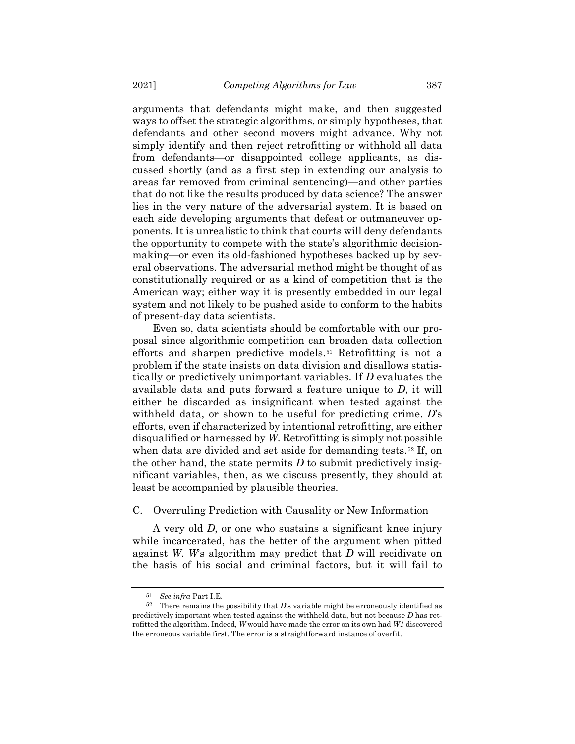arguments that defendants might make, and then suggested ways to offset the strategic algorithms, or simply hypotheses, that defendants and other second movers might advance. Why not simply identify and then reject retrofitting or withhold all data from defendants—or disappointed college applicants, as discussed shortly (and as a first step in extending our analysis to areas far removed from criminal sentencing)—and other parties that do not like the results produced by data science? The answer lies in the very nature of the adversarial system. It is based on each side developing arguments that defeat or outmaneuver opponents. It is unrealistic to think that courts will deny defendants the opportunity to compete with the state's algorithmic decision-making—or even its old-fashioned hypotheses backed up by several observations. The adversarial method might be thought of as constitutionally required or as a kind of competition that is the American way; either way it is presently embedded in our legal system and not likely to be pushed aside to conform to the habits of present-day data scientists.

Even so, data scientists should be comfortable with our proposal since algorithmic competition can broaden data collection efforts and sharpen predictive models.[51] Retrofitting is not a problem if the state insists on data division and disallows statistically or predictively unimportant variables. If *D* evaluates the available data and puts forward a feature unique to *D*, it will either be discarded as insignificant when tested against the withheld data, or shown to be useful for predicting crime. *D*'s efforts, even if characterized by intentional retrofitting, are either disqualified or harnessed by *W*. Retrofitting is simply not possible when data are divided and set aside for demanding tests.[52] If, on the other hand, the state permits *D* to submit predictively insignificant variables, then, as we discuss presently, they should at least be accompanied by plausible theories.

## C. Overruling Prediction with Causality or New Information

A very old *D*, or one who sustains a significant knee injury while incarcerated, has the better of the argument when pitted against *W*. *W*'s algorithm may predict that *D* will recidivate on the basis of his social and criminal factors, but it will fail to

---

[51] *See infra* Part I.E.

[52] There remains the possibility that *D*'s variable might be erroneously identified as predictively important when tested against the withheld data, but not because *D* has retrofitted the algorithm. Indeed, *W* would have made the error on its own had *W1* discovered the erroneous variable first. The error is a straightforward instance of overfit.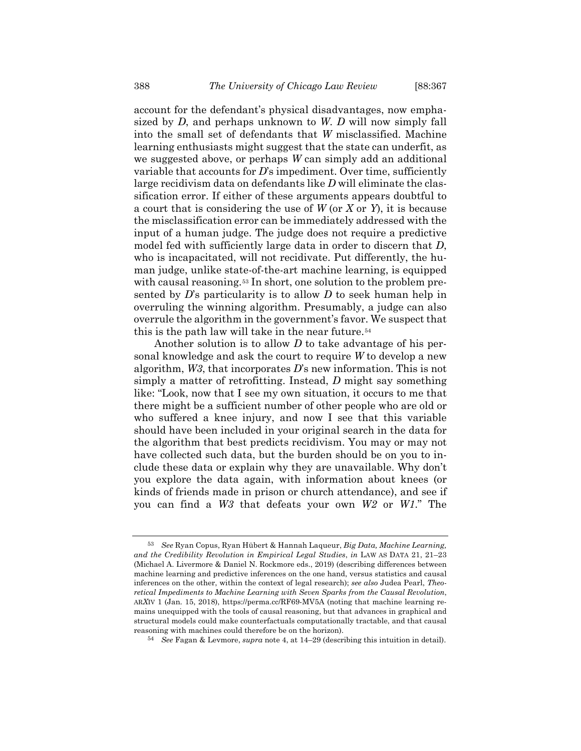account for the defendant's physical disadvantages, now emphasized by *D*, and perhaps unknown to *W*. *D* will now simply fall into the small set of defendants that *W* misclassified. Machine learning enthusiasts might suggest that the state can underfit, as we suggested above, or perhaps *W* can simply add an additional variable that accounts for *D*'s impediment. Over time, sufficiently large recidivism data on defendants like *D* will eliminate the classification error. If either of these arguments appears doubtful to a court that is considering the use of *W* (or *X* or *Y*), it is because the misclassification error can be immediately addressed with the input of a human judge. The judge does not require a predictive model fed with sufficiently large data in order to discern that *D*, who is incapacitated, will not recidivate. Put differently, the human judge, unlike state-of-the-art machine learning, is equipped with causal reasoning.[53] In short, one solution to the problem presented by *D*'s particularity is to allow *D* to seek human help in overruling the winning algorithm. Presumably, a judge can also overrule the algorithm in the government's favor. We suspect that this is the path law will take in the near future.[54]

Another solution is to allow *D* to take advantage of his personal knowledge and ask the court to require *W* to develop a new algorithm, *W3*, that incorporates *D*'s new information. This is not simply a matter of retrofitting. Instead, *D* might say something like: "Look, now that I see my own situation, it occurs to me that there might be a sufficient number of other people who are old or who suffered a knee injury, and now I see that this variable should have been included in your original search in the data for the algorithm that best predicts recidivism. You may or may not have collected such data, but the burden should be on you to include these data or explain why they are unavailable. Why don't you explore the data again, with information about knees (or kinds of friends made in prison or church attendance), and see if you can find a *W3* that defeats your own *W2* or *W1*." The

---

[53] *See* Ryan Copus, Ryan Hübert & Hannah Laqueur, *Big Data, Machine Learning, and the Credibility Revolution in Empirical Legal Studies*, *in* LAW AS DATA 21, 21–23 (Michael A. Livermore & Daniel N. Rockmore eds., 2019) (describing differences between machine learning and predictive inferences on the one hand, versus statistics and causal inferences on the other, within the context of legal research); *see also* Judea Pearl, *Theoretical Impediments to Machine Learning with Seven Sparks from the Causal Revolution*, ARXIV 1 (Jan. 15, 2018), https://perma.cc/RF69-MV5A (noting that machine learning remains unequipped with the tools of causal reasoning, but that advances in graphical and structural models could make counterfactuals computationally tractable, and that causal reasoning with machines could therefore be on the horizon).

[54] *See* Fagan & Levmore, *supra* note 4, at 14–29 (describing this intuition in detail).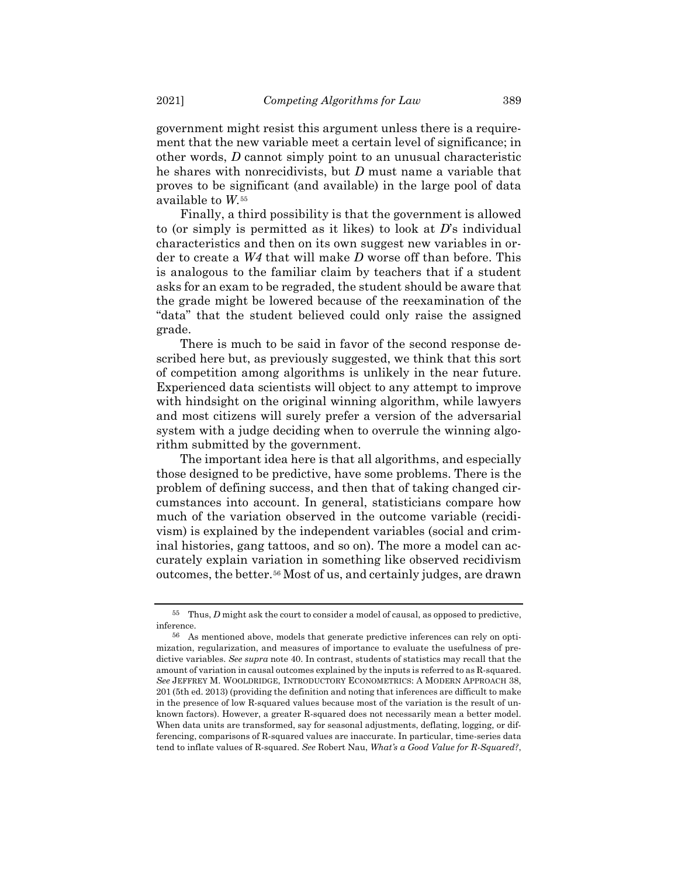government might resist this argument unless there is a requirement that the new variable meet a certain level of significance; in other words, *D* cannot simply point to an unusual characteristic he shares with nonrecidivists, but *D* must name a variable that proves to be significant (and available) in the large pool of data available to *W*.[55]

Finally, a third possibility is that the government is allowed to (or simply is permitted as it likes) to look at *D*'s individual characteristics and then on its own suggest new variables in order to create a *W4* that will make *D* worse off than before. This is analogous to the familiar claim by teachers that if a student asks for an exam to be regraded, the student should be aware that the grade might be lowered because of the reexamination of the "data" that the student believed could only raise the assigned grade.

There is much to be said in favor of the second response described here but, as previously suggested, we think that this sort of competition among algorithms is unlikely in the near future. Experienced data scientists will object to any attempt to improve with hindsight on the original winning algorithm, while lawyers and most citizens will surely prefer a version of the adversarial system with a judge deciding when to overrule the winning algorithm submitted by the government.

The important idea here is that all algorithms, and especially those designed to be predictive, have some problems. There is the problem of defining success, and then that of taking changed circumstances into account. In general, statisticians compare how much of the variation observed in the outcome variable (recidivism) is explained by the independent variables (social and criminal histories, gang tattoos, and so on). The more a model can accurately explain variation in something like observed recidivism outcomes, the better.[56] Most of us, and certainly judges, are drawn

---

[55] Thus, *D* might ask the court to consider a model of causal, as opposed to predictive, inference.

[56] As mentioned above, models that generate predictive inferences can rely on optimization, regularization, and measures of importance to evaluate the usefulness of predictive variables. *See supra* note 40. In contrast, students of statistics may recall that the amount of variation in causal outcomes explained by the inputs is referred to as R-squared. *See* JEFFREY M. WOOLDRIDGE, INTRODUCTORY ECONOMETRICS: A MODERN APPROACH 38, 201 (5th ed. 2013) (providing the definition and noting that inferences are difficult to make in the presence of low R-squared values because most of the variation is the result of unknown factors). However, a greater R-squared does not necessarily mean a better model. When data units are transformed, say for seasonal adjustments, deflating, logging, or differencing, comparisons of R-squared values are inaccurate. In particular, time-series data tend to inflate values of R-squared. *See* Robert Nau, *What's a Good Value for R-Squared?*,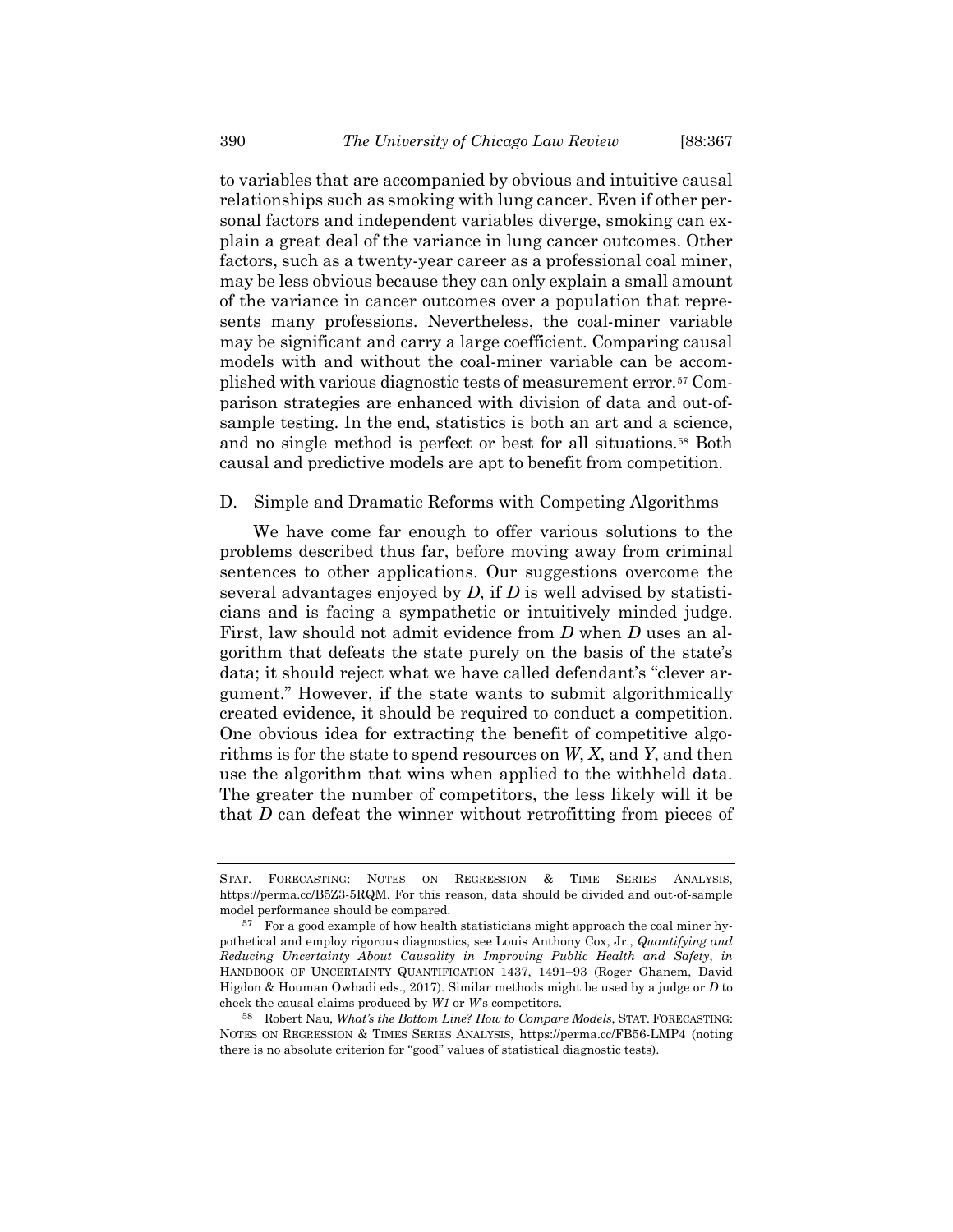to variables that are accompanied by obvious and intuitive causal relationships such as smoking with lung cancer. Even if other personal factors and independent variables diverge, smoking can explain a great deal of the variance in lung cancer outcomes. Other factors, such as a twenty-year career as a professional coal miner, may be less obvious because they can only explain a small amount of the variance in cancer outcomes over a population that represents many professions. Nevertheless, the coal-miner variable may be significant and carry a large coefficient. Comparing causal models with and without the coal-miner variable can be accomplished with various diagnostic tests of measurement error.[57] Comparison strategies are enhanced with division of data and out-of-sample testing. In the end, statistics is both an art and a science, and no single method is perfect or best for all situations.[58] Both causal and predictive models are apt to benefit from competition.

## D. Simple and Dramatic Reforms with Competing Algorithms

We have come far enough to offer various solutions to the problems described thus far, before moving away from criminal sentences to other applications. Our suggestions overcome the several advantages enjoyed by *D*, if *D* is well advised by statisticians and is facing a sympathetic or intuitively minded judge. First, law should not admit evidence from *D* when *D* uses an algorithm that defeats the state purely on the basis of the state's data; it should reject what we have called defendant's "clever argument." However, if the state wants to submit algorithmically created evidence, it should be required to conduct a competition. One obvious idea for extracting the benefit of competitive algorithms is for the state to spend resources on *W*, *X*, and *Y*, and then use the algorithm that wins when applied to the withheld data. The greater the number of competitors, the less likely will it be that *D* can defeat the winner without retrofitting from pieces of

---

STAT. FORECASTING: NOTES ON REGRESSION & TIME SERIES ANALYSIS, https://perma.cc/B5Z3-5RQM. For this reason, data should be divided and out-of-sample model performance should be compared.

[57] For a good example of how health statisticians might approach the coal miner hypothetical and employ rigorous diagnostics, see Louis Anthony Cox, Jr., *Quantifying and Reducing Uncertainty About Causality in Improving Public Health and Safety*, *in* HANDBOOK OF UNCERTAINTY QUANTIFICATION 1437, 1491–93 (Roger Ghanem, David Higdon & Houman Owhadi eds., 2017). Similar methods might be used by a judge or *D* to check the causal claims produced by *W1* or *W*'s competitors.

[58] Robert Nau, *What's the Bottom Line? How to Compare Models*, STAT. FORECASTING: NOTES ON REGRESSION & TIMES SERIES ANALYSIS, https://perma.cc/FB56-LMP4 (noting there is no absolute criterion for "good" values of statistical diagnostic tests).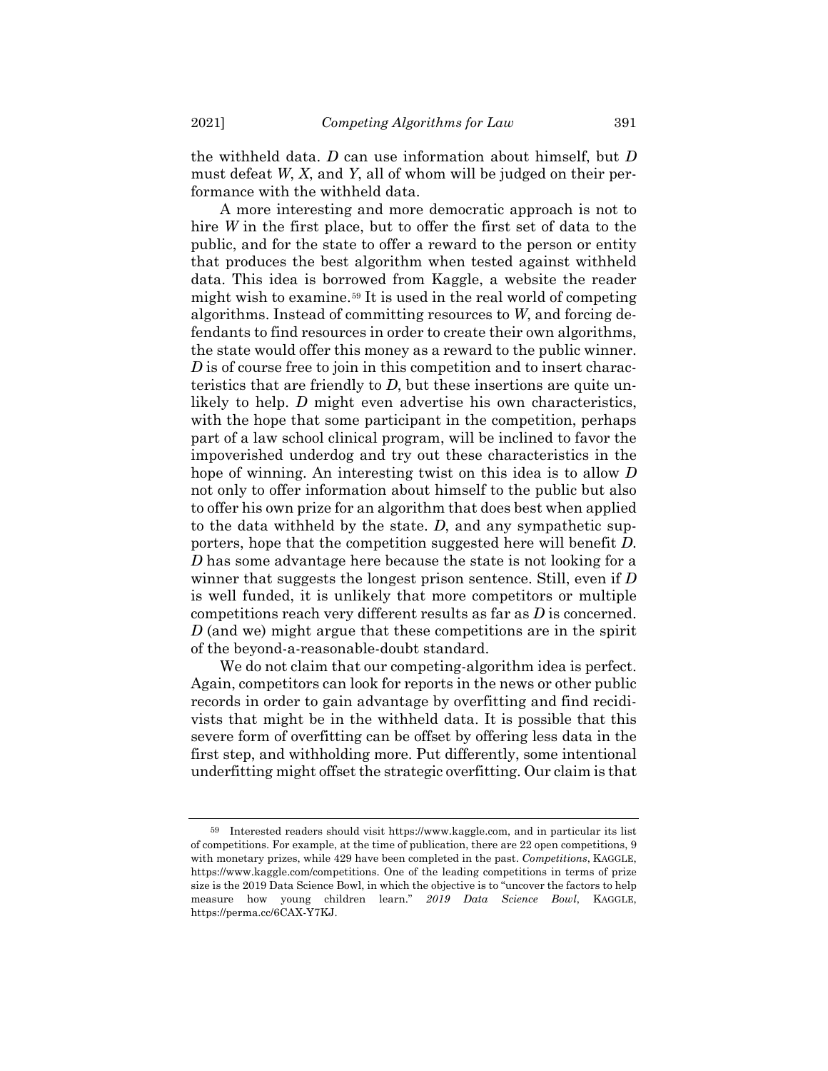the withheld data. *D* can use information about himself, but *D* must defeat *W*, *X*, and *Y*, all of whom will be judged on their performance with the withheld data.

A more interesting and more democratic approach is not to hire *W* in the first place, but to offer the first set of data to the public, and for the state to offer a reward to the person or entity that produces the best algorithm when tested against withheld data. This idea is borrowed from Kaggle, a website the reader might wish to examine.[59] It is used in the real world of competing algorithms. Instead of committing resources to *W*, and forcing defendants to find resources in order to create their own algorithms, the state would offer this money as a reward to the public winner. *D* is of course free to join in this competition and to insert characteristics that are friendly to *D*, but these insertions are quite unlikely to help. *D* might even advertise his own characteristics, with the hope that some participant in the competition, perhaps part of a law school clinical program, will be inclined to favor the impoverished underdog and try out these characteristics in the hope of winning. An interesting twist on this idea is to allow *D* not only to offer information about himself to the public but also to offer his own prize for an algorithm that does best when applied to the data withheld by the state. *D*, and any sympathetic supporters, hope that the competition suggested here will benefit *D*. *D* has some advantage here because the state is not looking for a winner that suggests the longest prison sentence. Still, even if *D* is well funded, it is unlikely that more competitors or multiple competitions reach very different results as far as *D* is concerned. *D* (and we) might argue that these competitions are in the spirit of the beyond-a-reasonable-doubt standard.

We do not claim that our competing-algorithm idea is perfect. Again, competitors can look for reports in the news or other public records in order to gain advantage by overfitting and find recidivists that might be in the withheld data. It is possible that this severe form of overfitting can be offset by offering less data in the first step, and withholding more. Put differently, some intentional underfitting might offset the strategic overfitting. Our claim is that

---

[59] Interested readers should visit https://www.kaggle.com, and in particular its list of competitions. For example, at the time of publication, there are 22 open competitions, 9 with monetary prizes, while 429 have been completed in the past. *Competitions*, KAGGLE, https://www.kaggle.com/competitions. One of the leading competitions in terms of prize size is the 2019 Data Science Bowl, in which the objective is to "uncover the factors to help measure how young children learn." *2019 Data Science Bowl*, KAGGLE, https://perma.cc/6CAX-Y7KJ.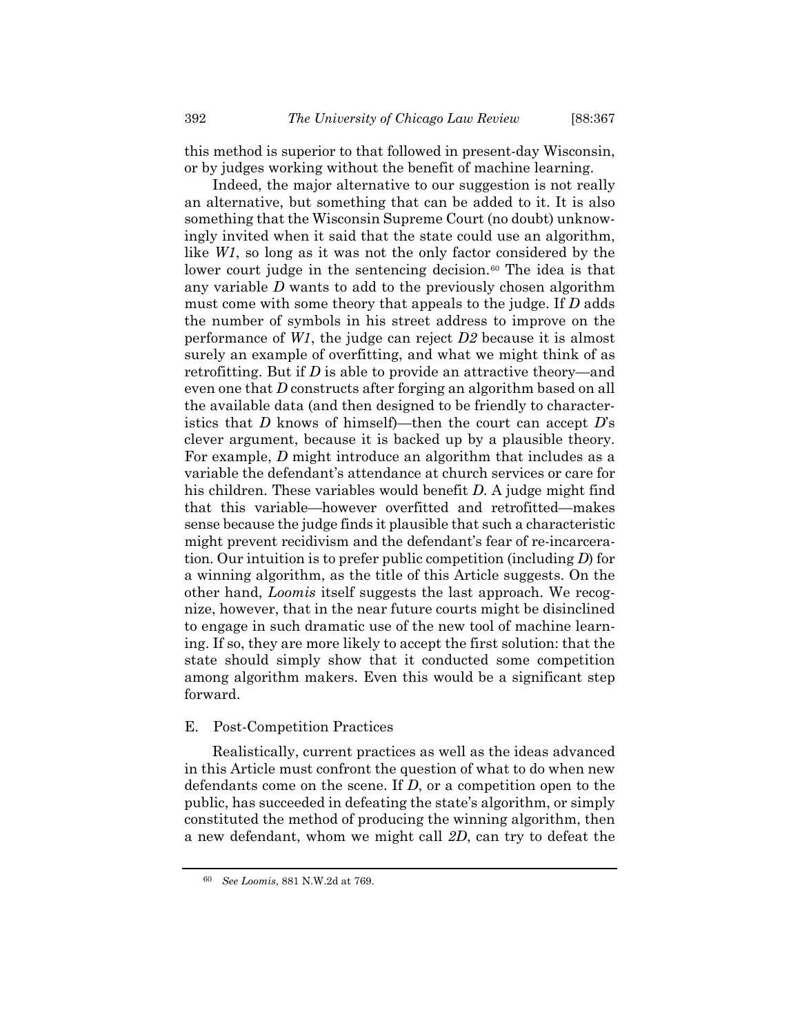this method is superior to that followed in present-day Wisconsin, or by judges working without the benefit of machine learning.

Indeed, the major alternative to our suggestion is not really an alternative, but something that can be added to it. It is also something that the Wisconsin Supreme Court (no doubt) unknowingly invited when it said that the state could use an algorithm, like *W1*, so long as it was not the only factor considered by the lower court judge in the sentencing decision.[60] The idea is that any variable *D* wants to add to the previously chosen algorithm must come with some theory that appeals to the judge. If *D* adds the number of symbols in his street address to improve on the performance of *W1*, the judge can reject *D2* because it is almost surely an example of overfitting, and what we might think of as retrofitting. But if *D* is able to provide an attractive theory—and even one that *D* constructs after forging an algorithm based on all the available data (and then designed to be friendly to characteristics that *D* knows of himself)—then the court can accept *D*'s clever argument, because it is backed up by a plausible theory. For example, *D* might introduce an algorithm that includes as a variable the defendant's attendance at church services or care for his children. These variables would benefit *D*. A judge might find that this variable—however overfitted and retrofitted—makes sense because the judge finds it plausible that such a characteristic might prevent recidivism and the defendant's fear of re-incarceration. Our intuition is to prefer public competition (including *D*) for a winning algorithm, as the title of this Article suggests. On the other hand, *Loomis* itself suggests the last approach. We recognize, however, that in the near future courts might be disinclined to engage in such dramatic use of the new tool of machine learning. If so, they are more likely to accept the first solution: that the state should simply show that it conducted some competition among algorithm makers. Even this would be a significant step forward.

## E. Post-Competition Practices

Realistically, current practices as well as the ideas advanced in this Article must confront the question of what to do when new defendants come on the scene. If *D*, or a competition open to the public, has succeeded in defeating the state's algorithm, or simply constituted the method of producing the winning algorithm, then a new defendant, whom we might call *2D*, can try to defeat the

---

[60] *See Loomis*, 881 N.W.2d at 769.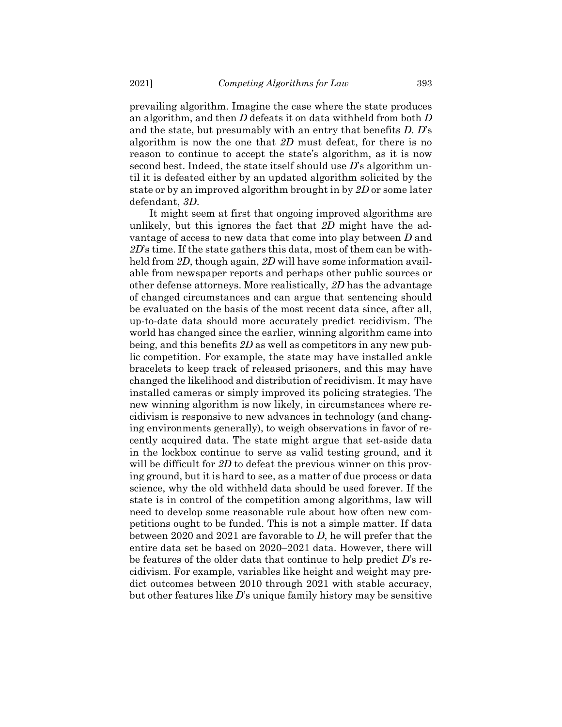prevailing algorithm. Imagine the case where the state produces an algorithm, and then *D* defeats it on data withheld from both *D* and the state, but presumably with an entry that benefits *D*. *D*'s algorithm is now the one that *2D* must defeat, for there is no reason to continue to accept the state's algorithm, as it is now second best. Indeed, the state itself should use *D*'s algorithm until it is defeated either by an updated algorithm solicited by the state or by an improved algorithm brought in by *2D* or some later defendant, *3D*.

It might seem at first that ongoing improved algorithms are unlikely, but this ignores the fact that *2D* might have the advantage of access to new data that come into play between *D* and *2D*'s time. If the state gathers this data, most of them can be withheld from *2D*, though again, *2D* will have some information available from newspaper reports and perhaps other public sources or other defense attorneys. More realistically, *2D* has the advantage of changed circumstances and can argue that sentencing should be evaluated on the basis of the most recent data since, after all, up-to-date data should more accurately predict recidivism. The world has changed since the earlier, winning algorithm came into being, and this benefits *2D* as well as competitors in any new public competition. For example, the state may have installed ankle bracelets to keep track of released prisoners, and this may have changed the likelihood and distribution of recidivism. It may have installed cameras or simply improved its policing strategies. The new winning algorithm is now likely, in circumstances where recidivism is responsive to new advances in technology (and changing environments generally), to weigh observations in favor of recently acquired data. The state might argue that set-aside data in the lockbox continue to serve as valid testing ground, and it will be difficult for *2D* to defeat the previous winner on this proving ground, but it is hard to see, as a matter of due process or data science, why the old withheld data should be used forever. If the state is in control of the competition among algorithms, law will need to develop some reasonable rule about how often new competitions ought to be funded. This is not a simple matter. If data between 2020 and 2021 are favorable to *D*, he will prefer that the entire data set be based on 2020–2021 data. However, there will be features of the older data that continue to help predict *D*'s recidivism. For example, variables like height and weight may predict outcomes between 2010 through 2021 with stable accuracy, but other features like *D*'s unique family history may be sensitive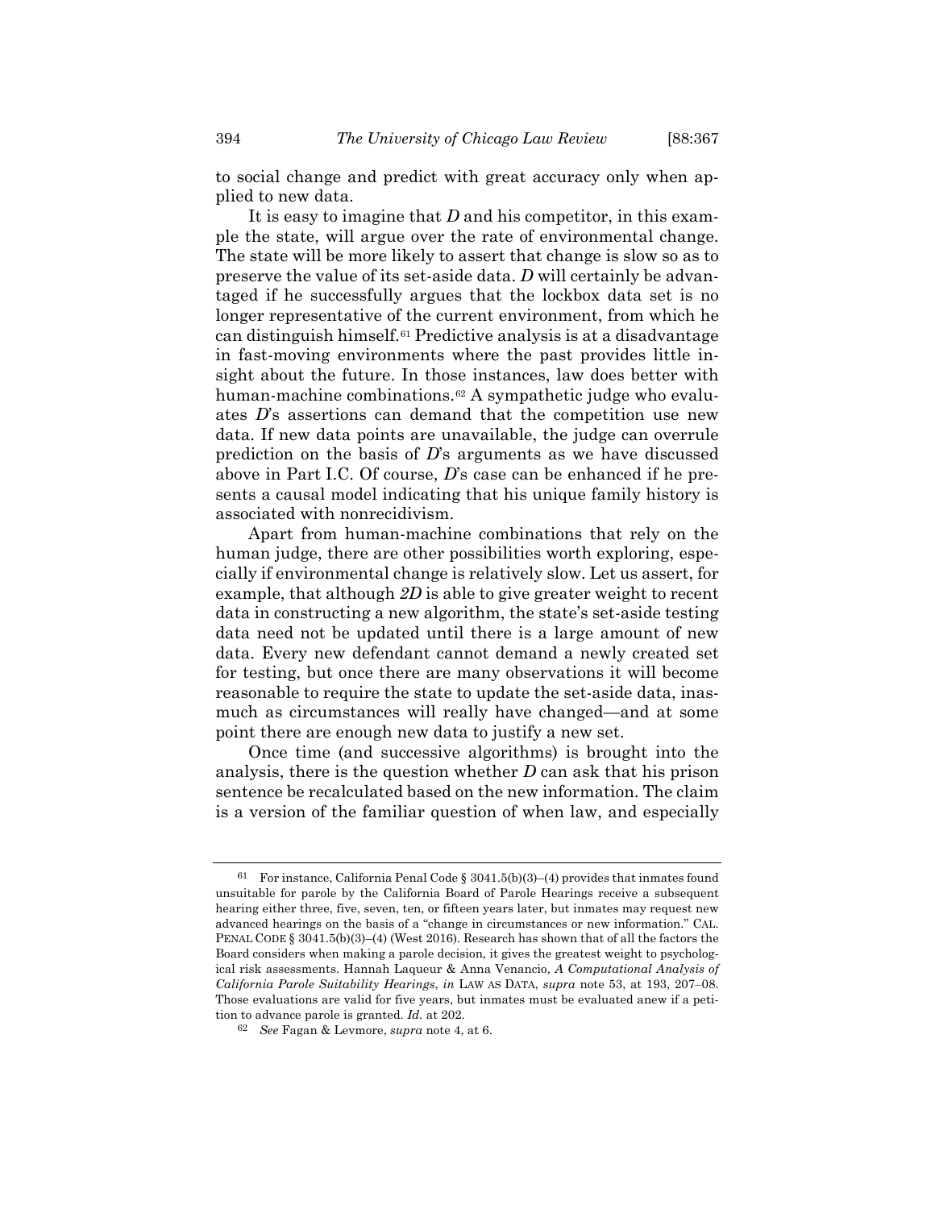to social change and predict with great accuracy only when applied to new data.

It is easy to imagine that *D* and his competitor, in this example the state, will argue over the rate of environmental change. The state will be more likely to assert that change is slow so as to preserve the value of its set-aside data. *D* will certainly be advantaged if he successfully argues that the lockbox data set is no longer representative of the current environment, from which he can distinguish himself.[61] Predictive analysis is at a disadvantage in fast-moving environments where the past provides little insight about the future. In those instances, law does better with human-machine combinations.[62] A sympathetic judge who evaluates *D*'s assertions can demand that the competition use new data. If new data points are unavailable, the judge can overrule prediction on the basis of *D*'s arguments as we have discussed above in Part I.C. Of course, *D*'s case can be enhanced if he presents a causal model indicating that his unique family history is associated with nonrecidivism.

Apart from human-machine combinations that rely on the human judge, there are other possibilities worth exploring, especially if environmental change is relatively slow. Let us assert, for example, that although *2D* is able to give greater weight to recent data in constructing a new algorithm, the state's set-aside testing data need not be updated until there is a large amount of new data. Every new defendant cannot demand a newly created set for testing, but once there are many observations it will become reasonable to require the state to update the set-aside data, inasmuch as circumstances will really have changed—and at some point there are enough new data to justify a new set.

Once time (and successive algorithms) is brought into the analysis, there is the question whether *D* can ask that his prison sentence be recalculated based on the new information. The claim is a version of the familiar question of when law, and especially

---

[61] For instance, California Penal Code § 3041.5(b)(3)–(4) provides that inmates found unsuitable for parole by the California Board of Parole Hearings receive a subsequent hearing either three, five, seven, ten, or fifteen years later, but inmates may request new advanced hearings on the basis of a "change in circumstances or new information." CAL. PENAL CODE § 3041.5(b)(3)–(4) (West 2016). Research has shown that of all the factors the Board considers when making a parole decision, it gives the greatest weight to psychological risk assessments. Hannah Laqueur & Anna Venancio, *A Computational Analysis of California Parole Suitability Hearings*, *in* LAW AS DATA, *supra* note 53, at 193, 207–08. Those evaluations are valid for five years, but inmates must be evaluated anew if a petition to advance parole is granted. *Id.* at 202.

[62] *See* Fagan & Levmore, *supra* note 4, at 6.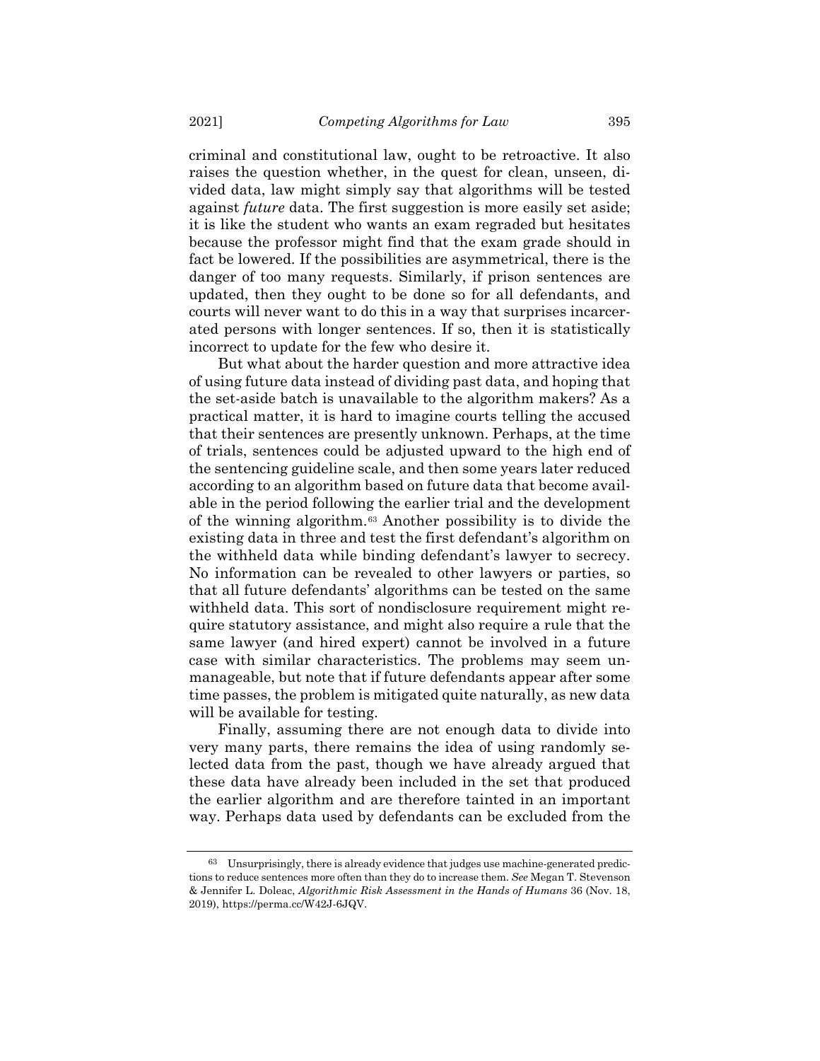criminal and constitutional law, ought to be retroactive. It also raises the question whether, in the quest for clean, unseen, divided data, law might simply say that algorithms will be tested against *future* data. The first suggestion is more easily set aside; it is like the student who wants an exam regraded but hesitates because the professor might find that the exam grade should in fact be lowered. If the possibilities are asymmetrical, there is the danger of too many requests. Similarly, if prison sentences are updated, then they ought to be done so for all defendants, and courts will never want to do this in a way that surprises incarcerated persons with longer sentences. If so, then it is statistically incorrect to update for the few who desire it.

But what about the harder question and more attractive idea of using future data instead of dividing past data, and hoping that the set-aside batch is unavailable to the algorithm makers? As a practical matter, it is hard to imagine courts telling the accused that their sentences are presently unknown. Perhaps, at the time of trials, sentences could be adjusted upward to the high end of the sentencing guideline scale, and then some years later reduced according to an algorithm based on future data that become available in the period following the earlier trial and the development of the winning algorithm.[63] Another possibility is to divide the existing data in three and test the first defendant's algorithm on the withheld data while binding defendant's lawyer to secrecy. No information can be revealed to other lawyers or parties, so that all future defendants' algorithms can be tested on the same withheld data. This sort of nondisclosure requirement might require statutory assistance, and might also require a rule that the same lawyer (and hired expert) cannot be involved in a future case with similar characteristics. The problems may seem unmanageable, but note that if future defendants appear after some time passes, the problem is mitigated quite naturally, as new data will be available for testing.

Finally, assuming there are not enough data to divide into very many parts, there remains the idea of using randomly selected data from the past, though we have already argued that these data have already been included in the set that produced the earlier algorithm and are therefore tainted in an important way. Perhaps data used by defendants can be excluded from the

---

[63] Unsurprisingly, there is already evidence that judges use machine-generated predictions to reduce sentences more often than they do to increase them. *See* Megan T. Stevenson & Jennifer L. Doleac, *Algorithmic Risk Assessment in the Hands of Humans* 36 (Nov. 18, 2019), https://perma.cc/W42J-6JQV.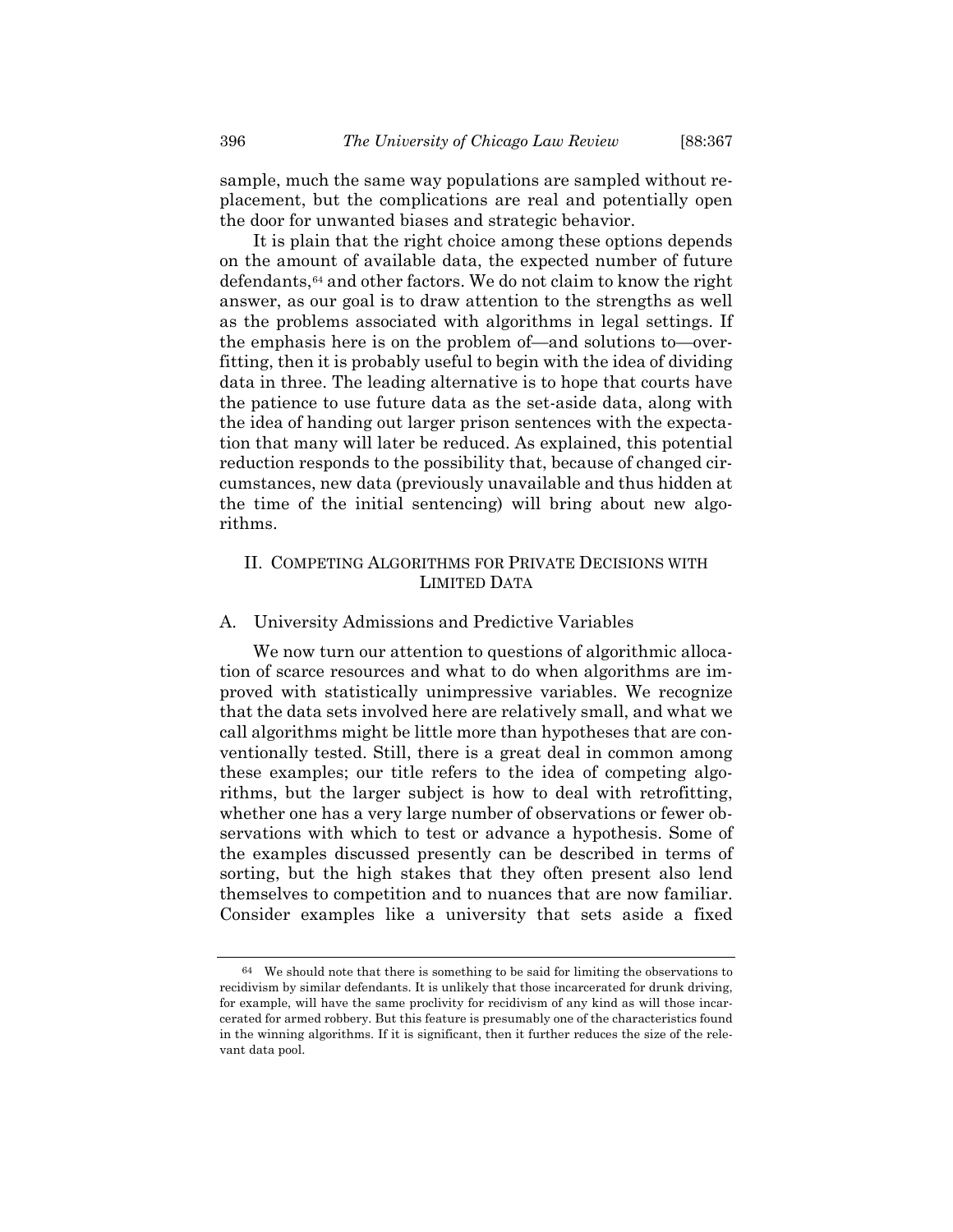sample, much the same way populations are sampled without replacement, but the complications are real and potentially open the door for unwanted biases and strategic behavior.

It is plain that the right choice among these options depends on the amount of available data, the expected number of future defendants,[64] and other factors. We do not claim to know the right answer, as our goal is to draw attention to the strengths as well as the problems associated with algorithms in legal settings. If the emphasis here is on the problem of—and solutions to—overfitting, then it is probably useful to begin with the idea of dividing data in three. The leading alternative is to hope that courts have the patience to use future data as the set-aside data, along with the idea of handing out larger prison sentences with the expectation that many will later be reduced. As explained, this potential reduction responds to the possibility that, because of changed circumstances, new data (previously unavailable and thus hidden at the time of the initial sentencing) will bring about new algorithms.

## II. Competing Algorithms for Private Decisions with Limited Data

### A. University Admissions and Predictive Variables

We now turn our attention to questions of algorithmic allocation of scarce resources and what to do when algorithms are improved with statistically unimpressive variables. We recognize that the data sets involved here are relatively small, and what we call algorithms might be little more than hypotheses that are conventionally tested. Still, there is a great deal in common among these examples; our title refers to the idea of competing algorithms, but the larger subject is how to deal with retrofitting, whether one has a very large number of observations or fewer observations with which to test or advance a hypothesis. Some of the examples discussed presently can be described in terms of sorting, but the high stakes that they often present also lend themselves to competition and to nuances that are now familiar. Consider examples like a university that sets aside a fixed

---

[64] We should note that there is something to be said for limiting the observations to recidivism by similar defendants. It is unlikely that those incarcerated for drunk driving, for example, will have the same proclivity for recidivism of any kind as will those incarcerated for armed robbery. But this feature is presumably one of the characteristics found in the winning algorithms. If it is significant, then it further reduces the size of the relevant data pool.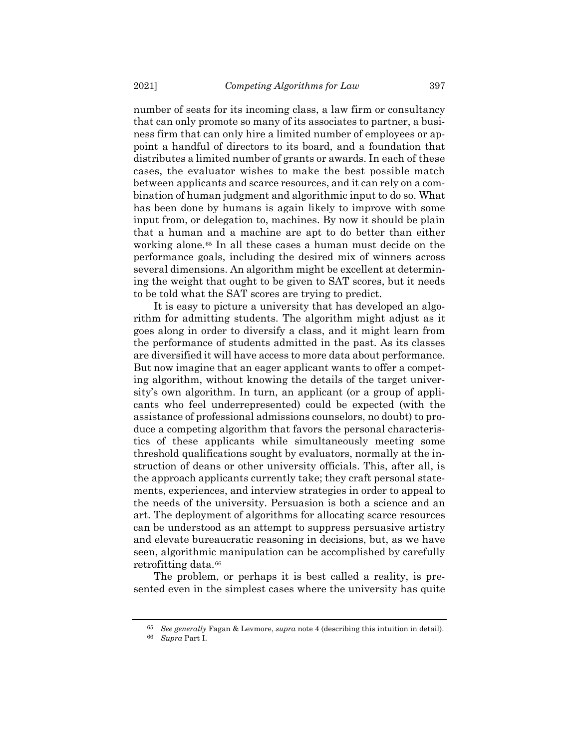number of seats for its incoming class, a law firm or consultancy that can only promote so many of its associates to partner, a business firm that can only hire a limited number of employees or appoint a handful of directors to its board, and a foundation that distributes a limited number of grants or awards. In each of these cases, the evaluator wishes to make the best possible match between applicants and scarce resources, and it can rely on a combination of human judgment and algorithmic input to do so. What has been done by humans is again likely to improve with some input from, or delegation to, machines. By now it should be plain that a human and a machine are apt to do better than either working alone.[65] In all these cases a human must decide on the performance goals, including the desired mix of winners across several dimensions. An algorithm might be excellent at determining the weight that ought to be given to SAT scores, but it needs to be told what the SAT scores are trying to predict.

It is easy to picture a university that has developed an algorithm for admitting students. The algorithm might adjust as it goes along in order to diversify a class, and it might learn from the performance of students admitted in the past. As its classes are diversified it will have access to more data about performance. But now imagine that an eager applicant wants to offer a competing algorithm, without knowing the details of the target university's own algorithm. In turn, an applicant (or a group of applicants who feel underrepresented) could be expected (with the assistance of professional admissions counselors, no doubt) to produce a competing algorithm that favors the personal characteristics of these applicants while simultaneously meeting some threshold qualifications sought by evaluators, normally at the instruction of deans or other university officials. This, after all, is the approach applicants currently take; they craft personal statements, experiences, and interview strategies in order to appeal to the needs of the university. Persuasion is both a science and an art. The deployment of algorithms for allocating scarce resources can be understood as an attempt to suppress persuasive artistry and elevate bureaucratic reasoning in decisions, but, as we have seen, algorithmic manipulation can be accomplished by carefully retrofitting data.[66]

The problem, or perhaps it is best called a reality, is presented even in the simplest cases where the university has quite

---

[65] *See generally* Fagan & Levmore, *supra* note 4 (describing this intuition in detail).

[66] *Supra* Part I.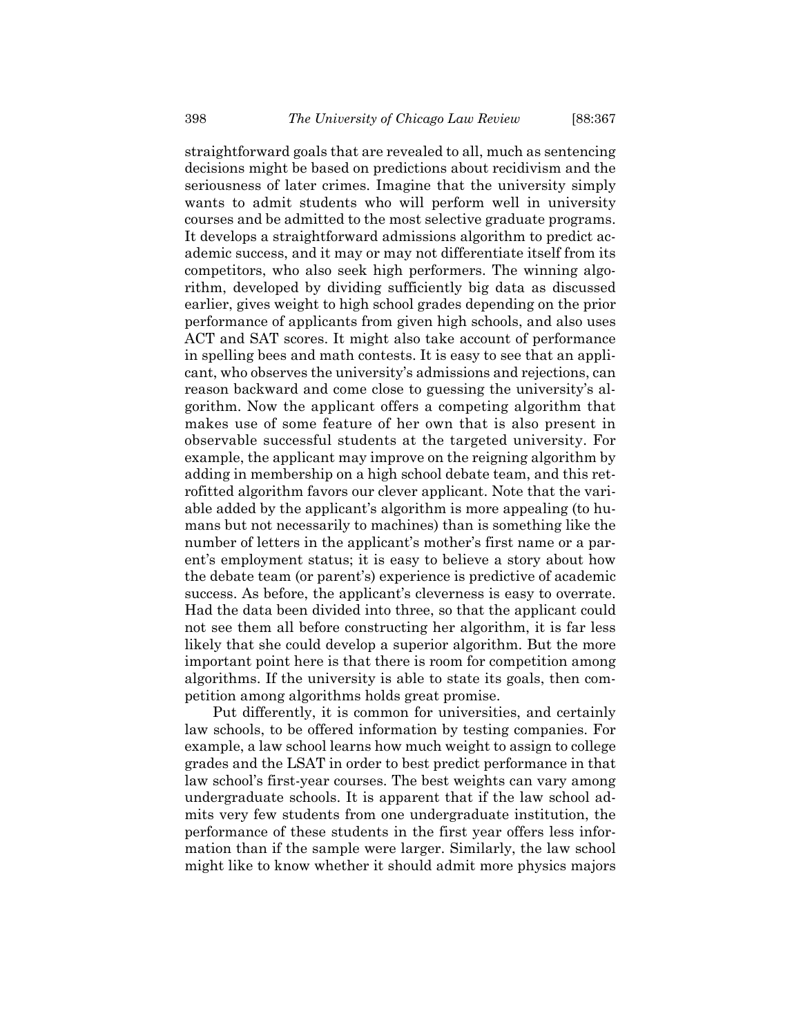straightforward goals that are revealed to all, much as sentencing decisions might be based on predictions about recidivism and the seriousness of later crimes. Imagine that the university simply wants to admit students who will perform well in university courses and be admitted to the most selective graduate programs. It develops a straightforward admissions algorithm to predict academic success, and it may or may not differentiate itself from its competitors, who also seek high performers. The winning algorithm, developed by dividing sufficiently big data as discussed earlier, gives weight to high school grades depending on the prior performance of applicants from given high schools, and also uses ACT and SAT scores. It might also take account of performance in spelling bees and math contests. It is easy to see that an applicant, who observes the university's admissions and rejections, can reason backward and come close to guessing the university's algorithm. Now the applicant offers a competing algorithm that makes use of some feature of her own that is also present in observable successful students at the targeted university. For example, the applicant may improve on the reigning algorithm by adding in membership on a high school debate team, and this retrofitted algorithm favors our clever applicant. Note that the variable added by the applicant's algorithm is more appealing (to humans but not necessarily to machines) than is something like the number of letters in the applicant's mother's first name or a parent's employment status; it is easy to believe a story about how the debate team (or parent's) experience is predictive of academic success. As before, the applicant's cleverness is easy to overrate. Had the data been divided into three, so that the applicant could not see them all before constructing her algorithm, it is far less likely that she could develop a superior algorithm. But the more important point here is that there is room for competition among algorithms. If the university is able to state its goals, then competition among algorithms holds great promise.

Put differently, it is common for universities, and certainly law schools, to be offered information by testing companies. For example, a law school learns how much weight to assign to college grades and the LSAT in order to best predict performance in that law school's first-year courses. The best weights can vary among undergraduate schools. It is apparent that if the law school admits very few students from one undergraduate institution, the performance of these students in the first year offers less information than if the sample were larger. Similarly, the law school might like to know whether it should admit more physics majors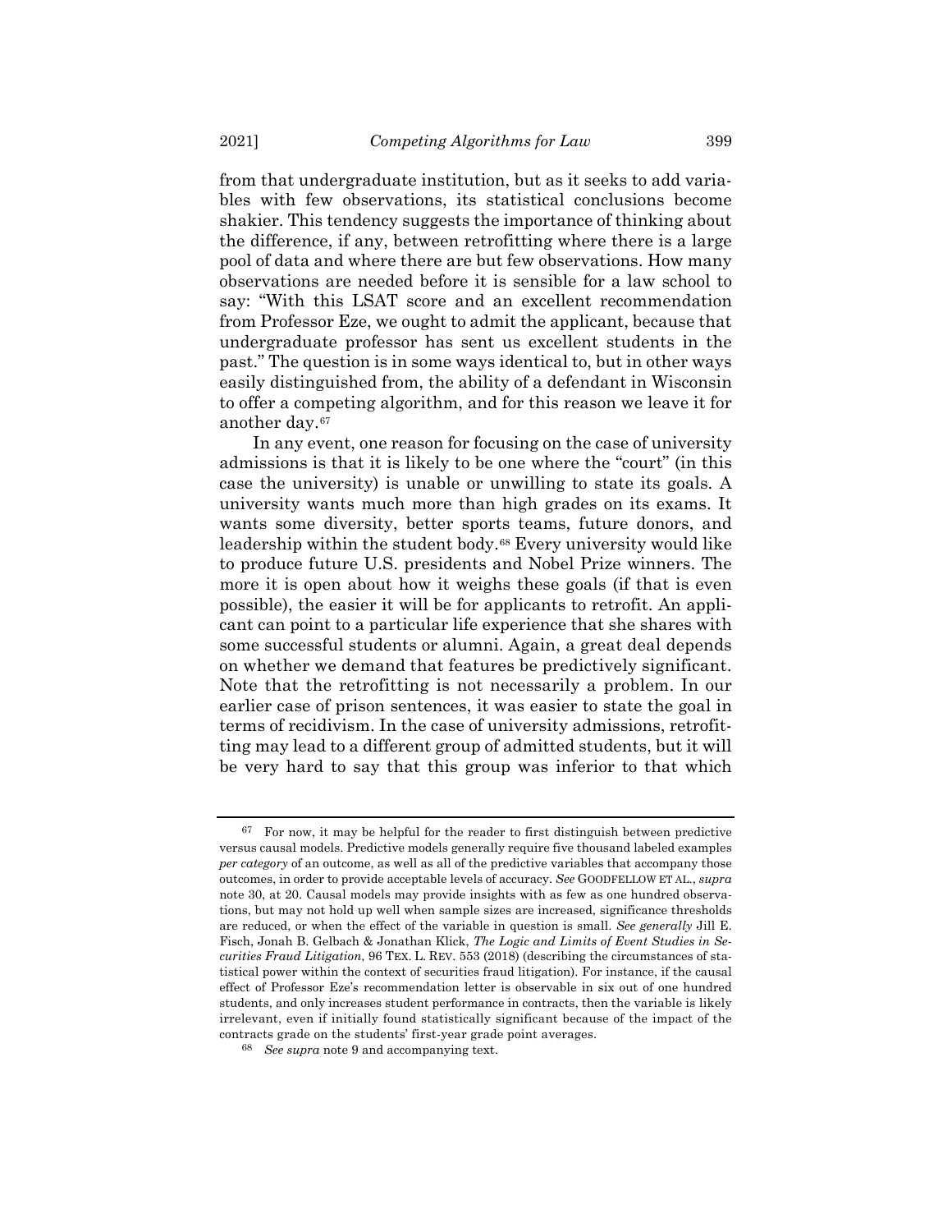from that undergraduate institution, but as it seeks to add variables with few observations, its statistical conclusions become shakier. This tendency suggests the importance of thinking about the difference, if any, between retrofitting where there is a large pool of data and where there are but few observations. How many observations are needed before it is sensible for a law school to say: "With this LSAT score and an excellent recommendation from Professor Eze, we ought to admit the applicant, because that undergraduate professor has sent us excellent students in the past." The question is in some ways identical to, but in other ways easily distinguished from, the ability of a defendant in Wisconsin to offer a competing algorithm, and for this reason we leave it for another day.[67]

In any event, one reason for focusing on the case of university admissions is that it is likely to be one where the "court" (in this case the university) is unable or unwilling to state its goals. A university wants much more than high grades on its exams. It wants some diversity, better sports teams, future donors, and leadership within the student body.[68] Every university would like to produce future U.S. presidents and Nobel Prize winners. The more it is open about how it weighs these goals (if that is even possible), the easier it will be for applicants to retrofit. An applicant can point to a particular life experience that she shares with some successful students or alumni. Again, a great deal depends on whether we demand that features be predictively significant. Note that the retrofitting is not necessarily a problem. In our earlier case of prison sentences, it was easier to state the goal in terms of recidivism. In the case of university admissions, retrofitting may lead to a different group of admitted students, but it will be very hard to say that this group was inferior to that which

---

[67] For now, it may be helpful for the reader to first distinguish between predictive versus causal models. Predictive models generally require five thousand labeled examples *per category* of an outcome, as well as all of the predictive variables that accompany those outcomes, in order to provide acceptable levels of accuracy. *See* GOODFELLOW ET AL., *supra* note 30, at 20. Causal models may provide insights with as few as one hundred observations, but may not hold up well when sample sizes are increased, significance thresholds are reduced, or when the effect of the variable in question is small. *See generally* Jill E. Fisch, Jonah B. Gelbach & Jonathan Klick, *The Logic and Limits of Event Studies in Securities Fraud Litigation*, 96 TEX. L. REV. 553 (2018) (describing the circumstances of statistical power within the context of securities fraud litigation). For instance, if the causal effect of Professor Eze's recommendation letter is observable in six out of one hundred students, and only increases student performance in contracts, then the variable is likely irrelevant, even if initially found statistically significant because of the impact of the contracts grade on the students' first-year grade point averages.

[68] *See supra* note 9 and accompanying text.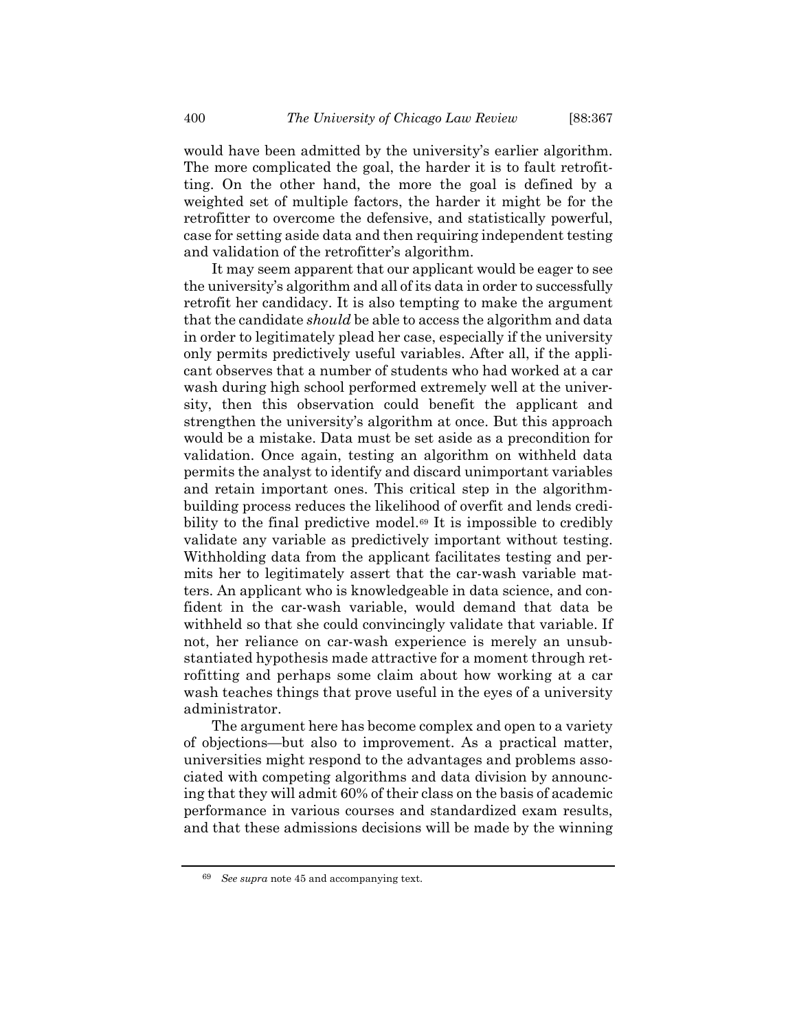would have been admitted by the university's earlier algorithm. The more complicated the goal, the harder it is to fault retrofitting. On the other hand, the more the goal is defined by a weighted set of multiple factors, the harder it might be for the retrofitter to overcome the defensive, and statistically powerful, case for setting aside data and then requiring independent testing and validation of the retrofitter's algorithm.

It may seem apparent that our applicant would be eager to see the university's algorithm and all of its data in order to successfully retrofit her candidacy. It is also tempting to make the argument that the candidate *should* be able to access the algorithm and data in order to legitimately plead her case, especially if the university only permits predictively useful variables. After all, if the applicant observes that a number of students who had worked at a car wash during high school performed extremely well at the university, then this observation could benefit the applicant and strengthen the university's algorithm at once. But this approach would be a mistake. Data must be set aside as a precondition for validation. Once again, testing an algorithm on withheld data permits the analyst to identify and discard unimportant variables and retain important ones. This critical step in the algorithm-building process reduces the likelihood of overfit and lends credibility to the final predictive model.[69] It is impossible to credibly validate any variable as predictively important without testing. Withholding data from the applicant facilitates testing and permits her to legitimately assert that the car-wash variable matters. An applicant who is knowledgeable in data science, and confident in the car-wash variable, would demand that data be withheld so that she could convincingly validate that variable. If not, her reliance on car-wash experience is merely an unsubstantiated hypothesis made attractive for a moment through retrofitting and perhaps some claim about how working at a car wash teaches things that prove useful in the eyes of a university administrator.

The argument here has become complex and open to a variety of objections—but also to improvement. As a practical matter, universities might respond to the advantages and problems associated with competing algorithms and data division by announcing that they will admit 60% of their class on the basis of academic performance in various courses and standardized exam results, and that these admissions decisions will be made by the winning

---

[69] *See supra* note 45 and accompanying text.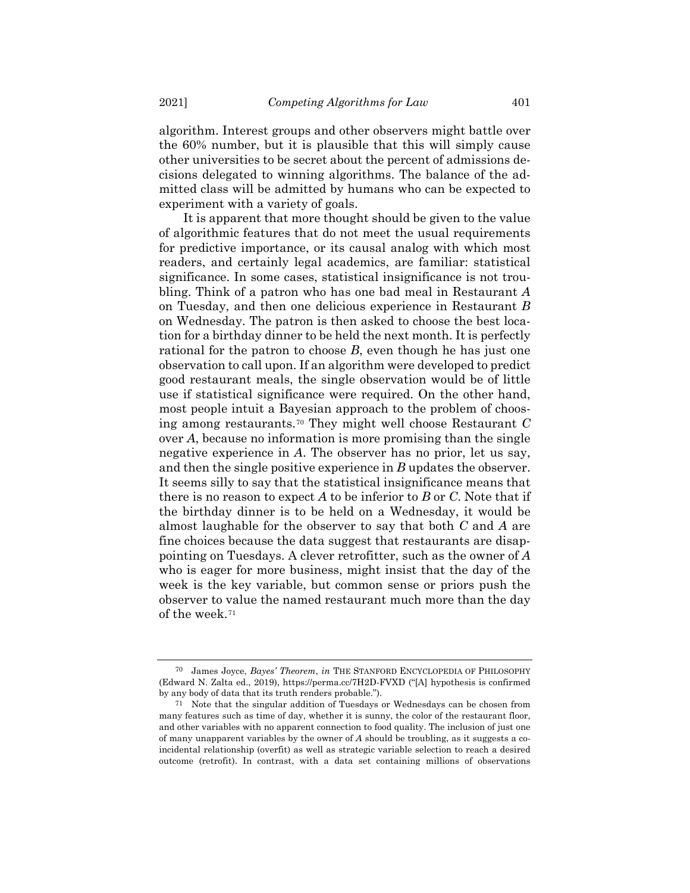algorithm. Interest groups and other observers might battle over the 60% number, but it is plausible that this will simply cause other universities to be secret about the percent of admissions decisions delegated to winning algorithms. The balance of the admitted class will be admitted by humans who can be expected to experiment with a variety of goals.

It is apparent that more thought should be given to the value of algorithmic features that do not meet the usual requirements for predictive importance, or its causal analog with which most readers, and certainly legal academics, are familiar: statistical significance. In some cases, statistical insignificance is not troubling. Think of a patron who has one bad meal in Restaurant *A* on Tuesday, and then one delicious experience in Restaurant *B* on Wednesday. The patron is then asked to choose the best location for a birthday dinner to be held the next month. It is perfectly rational for the patron to choose *B*, even though he has just one observation to call upon. If an algorithm were developed to predict good restaurant meals, the single observation would be of little use if statistical significance were required. On the other hand, most people intuit a Bayesian approach to the problem of choosing among restaurants.[70] They might well choose Restaurant *C* over *A*, because no information is more promising than the single negative experience in *A*. The observer has no prior, let us say, and then the single positive experience in *B* updates the observer. It seems silly to say that the statistical insignificance means that there is no reason to expect *A* to be inferior to *B* or *C*. Note that if the birthday dinner is to be held on a Wednesday, it would be almost laughable for the observer to say that both *C* and *A* are fine choices because the data suggest that restaurants are disappointing on Tuesdays. A clever retrofitter, such as the owner of *A* who is eager for more business, might insist that the day of the week is the key variable, but common sense or priors push the observer to value the named restaurant much more than the day of the week.[71]

---

[70] James Joyce, *Bayes' Theorem*, *in* THE STANFORD ENCYCLOPEDIA OF PHILOSOPHY (Edward N. Zalta ed., 2019), https://perma.cc/7H2D-FVXD ("[A] hypothesis is confirmed by any body of data that its truth renders probable.").

[71] Note that the singular addition of Tuesdays or Wednesdays can be chosen from many features such as time of day, whether it is sunny, the color of the restaurant floor, and other variables with no apparent connection to food quality. The inclusion of just one of many unapparent variables by the owner of *A* should be troubling, as it suggests a coincidental relationship (overfit) as well as strategic variable selection to reach a desired outcome (retrofit). In contrast, with a data set containing millions of observations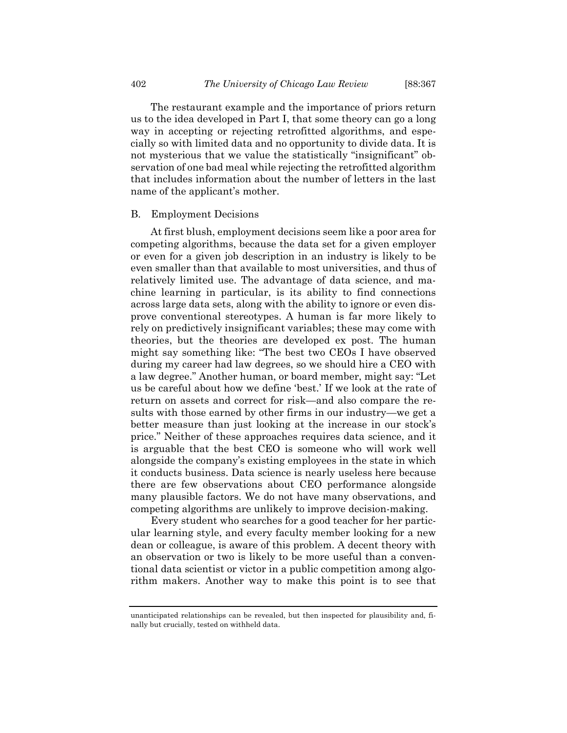The restaurant example and the importance of priors return us to the idea developed in Part I, that some theory can go a long way in accepting or rejecting retrofitted algorithms, and especially so with limited data and no opportunity to divide data. It is not mysterious that we value the statistically "insignificant" observation of one bad meal while rejecting the retrofitted algorithm that includes information about the number of letters in the last name of the applicant's mother.

### B. Employment Decisions

At first blush, employment decisions seem like a poor area for competing algorithms, because the data set for a given employer or even for a given job description in an industry is likely to be even smaller than that available to most universities, and thus of relatively limited use. The advantage of data science, and machine learning in particular, is its ability to find connections across large data sets, along with the ability to ignore or even disprove conventional stereotypes. A human is far more likely to rely on predictively insignificant variables; these may come with theories, but the theories are developed ex post. The human might say something like: "The best two CEOs I have observed during my career had law degrees, so we should hire a CEO with a law degree." Another human, or board member, might say: "Let us be careful about how we define 'best.' If we look at the rate of return on assets and correct for risk—and also compare the results with those earned by other firms in our industry—we get a better measure than just looking at the increase in our stock's price." Neither of these approaches requires data science, and it is arguable that the best CEO is someone who will work well alongside the company's existing employees in the state in which it conducts business. Data science is nearly useless here because there are few observations about CEO performance alongside many plausible factors. We do not have many observations, and competing algorithms are unlikely to improve decision-making.

Every student who searches for a good teacher for her particular learning style, and every faculty member looking for a new dean or colleague, is aware of this problem. A decent theory with an observation or two is likely to be more useful than a conventional data scientist or victor in a public competition among algorithm makers. Another way to make this point is to see that

---

unanticipated relationships can be revealed, but then inspected for plausibility and, finally but crucially, tested on withheld data.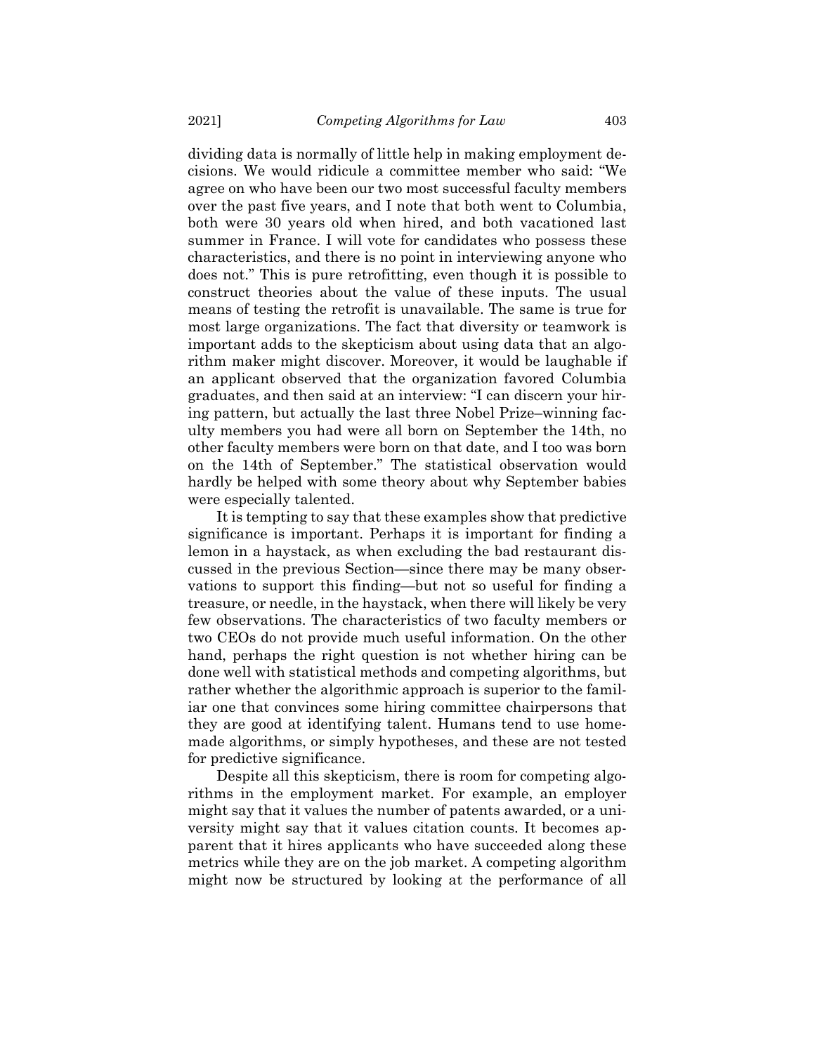dividing data is normally of little help in making employment decisions. We would ridicule a committee member who said: "We agree on who have been our two most successful faculty members over the past five years, and I note that both went to Columbia, both were 30 years old when hired, and both vacationed last summer in France. I will vote for candidates who possess these characteristics, and there is no point in interviewing anyone who does not." This is pure retrofitting, even though it is possible to construct theories about the value of these inputs. The usual means of testing the retrofit is unavailable. The same is true for most large organizations. The fact that diversity or teamwork is important adds to the skepticism about using data that an algorithm maker might discover. Moreover, it would be laughable if an applicant observed that the organization favored Columbia graduates, and then said at an interview: "I can discern your hiring pattern, but actually the last three Nobel Prize–winning faculty members you had were all born on September the 14th, no other faculty members were born on that date, and I too was born on the 14th of September." The statistical observation would hardly be helped with some theory about why September babies were especially talented.

It is tempting to say that these examples show that predictive significance is important. Perhaps it is important for finding a lemon in a haystack, as when excluding the bad restaurant discussed in the previous Section—since there may be many observations to support this finding—but not so useful for finding a treasure, or needle, in the haystack, when there will likely be very few observations. The characteristics of two faculty members or two CEOs do not provide much useful information. On the other hand, perhaps the right question is not whether hiring can be done well with statistical methods and competing algorithms, but rather whether the algorithmic approach is superior to the familiar one that convinces some hiring committee chairpersons that they are good at identifying talent. Humans tend to use homemade algorithms, or simply hypotheses, and these are not tested for predictive significance.

Despite all this skepticism, there is room for competing algorithms in the employment market. For example, an employer might say that it values the number of patents awarded, or a university might say that it values citation counts. It becomes apparent that it hires applicants who have succeeded along these metrics while they are on the job market. A competing algorithm might now be structured by looking at the performance of all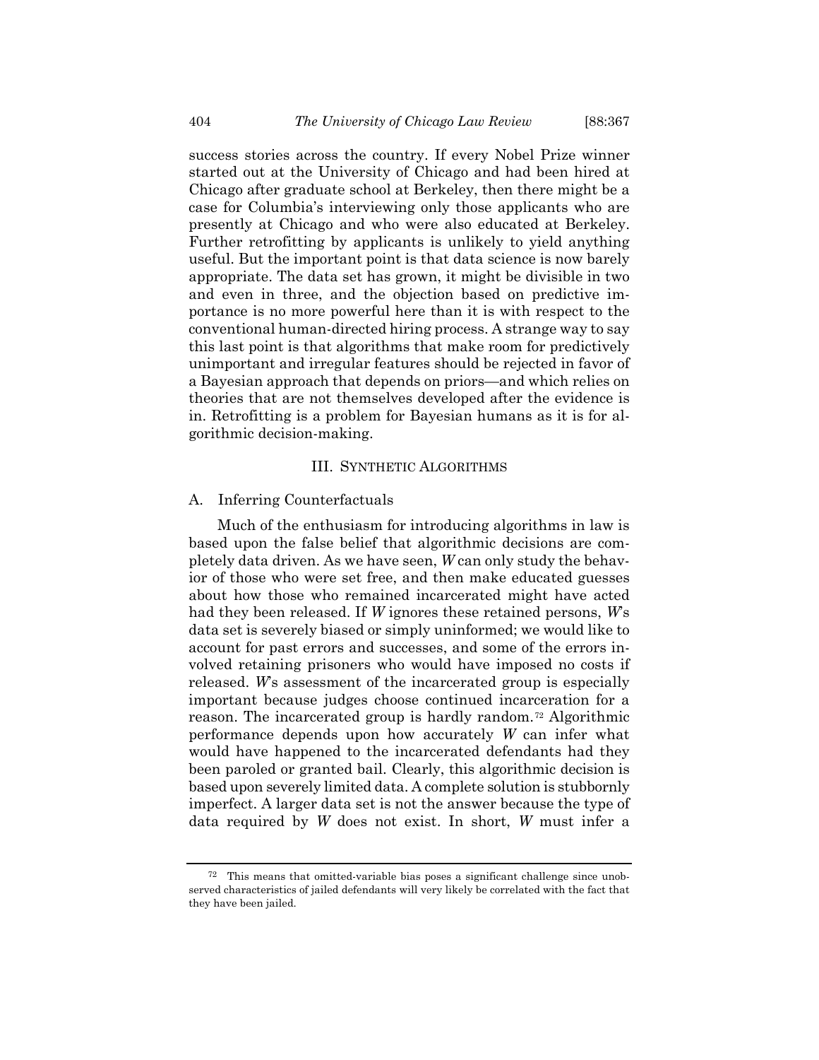success stories across the country. If every Nobel Prize winner started out at the University of Chicago and had been hired at Chicago after graduate school at Berkeley, then there might be a case for Columbia's interviewing only those applicants who are presently at Chicago and who were also educated at Berkeley. Further retrofitting by applicants is unlikely to yield anything useful. But the important point is that data science is now barely appropriate. The data set has grown, it might be divisible in two and even in three, and the objection based on predictive importance is no more powerful here than it is with respect to the conventional human-directed hiring process. A strange way to say this last point is that algorithms that make room for predictively unimportant and irregular features should be rejected in favor of a Bayesian approach that depends on priors—and which relies on theories that are not themselves developed after the evidence is in. Retrofitting is a problem for Bayesian humans as it is for algorithmic decision-making.

## III. Synthetic Algorithms

### A. Inferring Counterfactuals

Much of the enthusiasm for introducing algorithms in law is based upon the false belief that algorithmic decisions are completely data driven. As we have seen, *W* can only study the behavior of those who were set free, and then make educated guesses about how those who remained incarcerated might have acted had they been released. If *W* ignores these retained persons, *W*'s data set is severely biased or simply uninformed; we would like to account for past errors and successes, and some of the errors involved retaining prisoners who would have imposed no costs if released. *W*'s assessment of the incarcerated group is especially important because judges choose continued incarceration for a reason. The incarcerated group is hardly random.[72] Algorithmic performance depends upon how accurately *W* can infer what would have happened to the incarcerated defendants had they been paroled or granted bail. Clearly, this algorithmic decision is based upon severely limited data. A complete solution is stubbornly imperfect. A larger data set is not the answer because the type of data required by *W* does not exist. In short, *W* must infer a

[72] This means that omitted-variable bias poses a significant challenge since unobserved characteristics of jailed defendants will very likely be correlated with the fact that they have been jailed.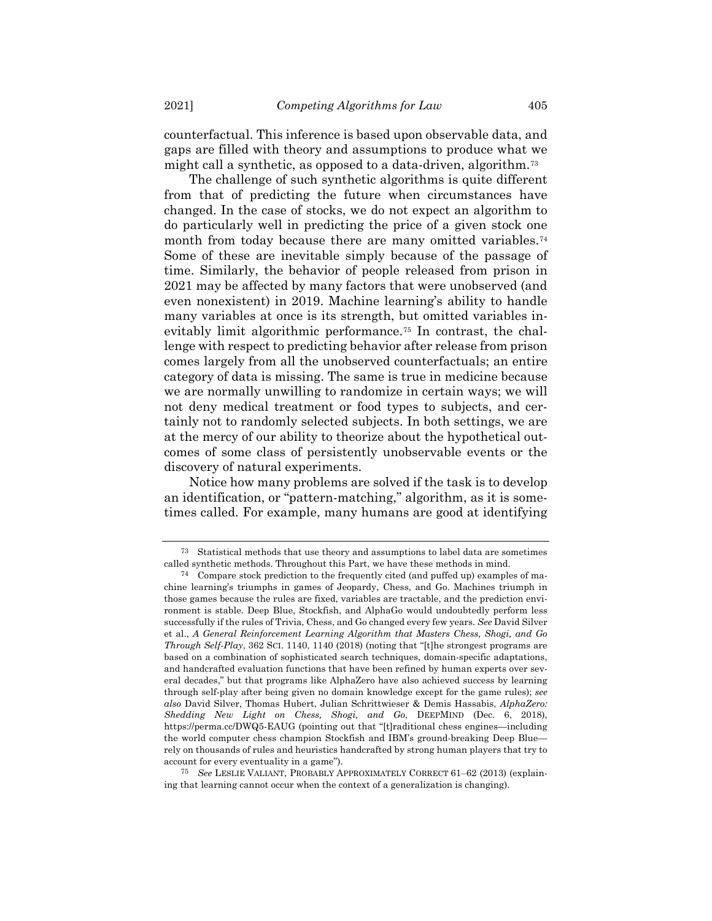counterfactual. This inference is based upon observable data, and gaps are filled with theory and assumptions to produce what we might call a synthetic, as opposed to a data-driven, algorithm.[73]

The challenge of such synthetic algorithms is quite different from that of predicting the future when circumstances have changed. In the case of stocks, we do not expect an algorithm to do particularly well in predicting the price of a given stock one month from today because there are many omitted variables.[74] Some of these are inevitable simply because of the passage of time. Similarly, the behavior of people released from prison in 2021 may be affected by many factors that were unobserved (and even nonexistent) in 2019. Machine learning's ability to handle many variables at once is its strength, but omitted variables inevitably limit algorithmic performance.[75] In contrast, the challenge with respect to predicting behavior after release from prison comes largely from all the unobserved counterfactuals; an entire category of data is missing. The same is true in medicine because we are normally unwilling to randomize in certain ways; we will not deny medical treatment or food types to subjects, and certainly not to randomly selected subjects. In both settings, we are at the mercy of our ability to theorize about the hypothetical outcomes of some class of persistently unobservable events or the discovery of natural experiments.

Notice how many problems are solved if the task is to develop an identification, or "pattern-matching," algorithm, as it is sometimes called. For example, many humans are good at identifying

---

[73] Statistical methods that use theory and assumptions to label data are sometimes called synthetic methods. Throughout this Part, we have these methods in mind.

[74] Compare stock prediction to the frequently cited (and puffed up) examples of machine learning's triumphs in games of Jeopardy, Chess, and Go. Machines triumph in those games because the rules are fixed, variables are tractable, and the prediction environment is stable. Deep Blue, Stockfish, and AlphaGo would undoubtedly perform less successfully if the rules of Trivia, Chess, and Go changed every few years. *See* David Silver et al., *A General Reinforcement Learning Algorithm that Masters Chess, Shogi, and Go Through Self-Play*, 362 SCI. 1140, 1140 (2018) (noting that "[t]he strongest programs are based on a combination of sophisticated search techniques, domain-specific adaptations, and handcrafted evaluation functions that have been refined by human experts over several decades," but that programs like AlphaZero have also achieved success by learning through self-play after being given no domain knowledge except for the game rules); *see also* David Silver, Thomas Hubert, Julian Schrittwieser & Demis Hassabis, *AlphaZero: Shedding New Light on Chess, Shogi, and Go*, DEEPMIND (Dec. 6, 2018), https://perma.cc/DWQ5-EAUG (pointing out that "[t]raditional chess engines—including the world computer chess champion Stockfish and IBM's ground-breaking Deep Blue—rely on thousands of rules and heuristics handcrafted by strong human players that try to account for every eventuality in a game").

[75] *See* LESLIE VALIANT, PROBABLY APPROXIMATELY CORRECT 61–62 (2013) (explaining that learning cannot occur when the context of a generalization is changing).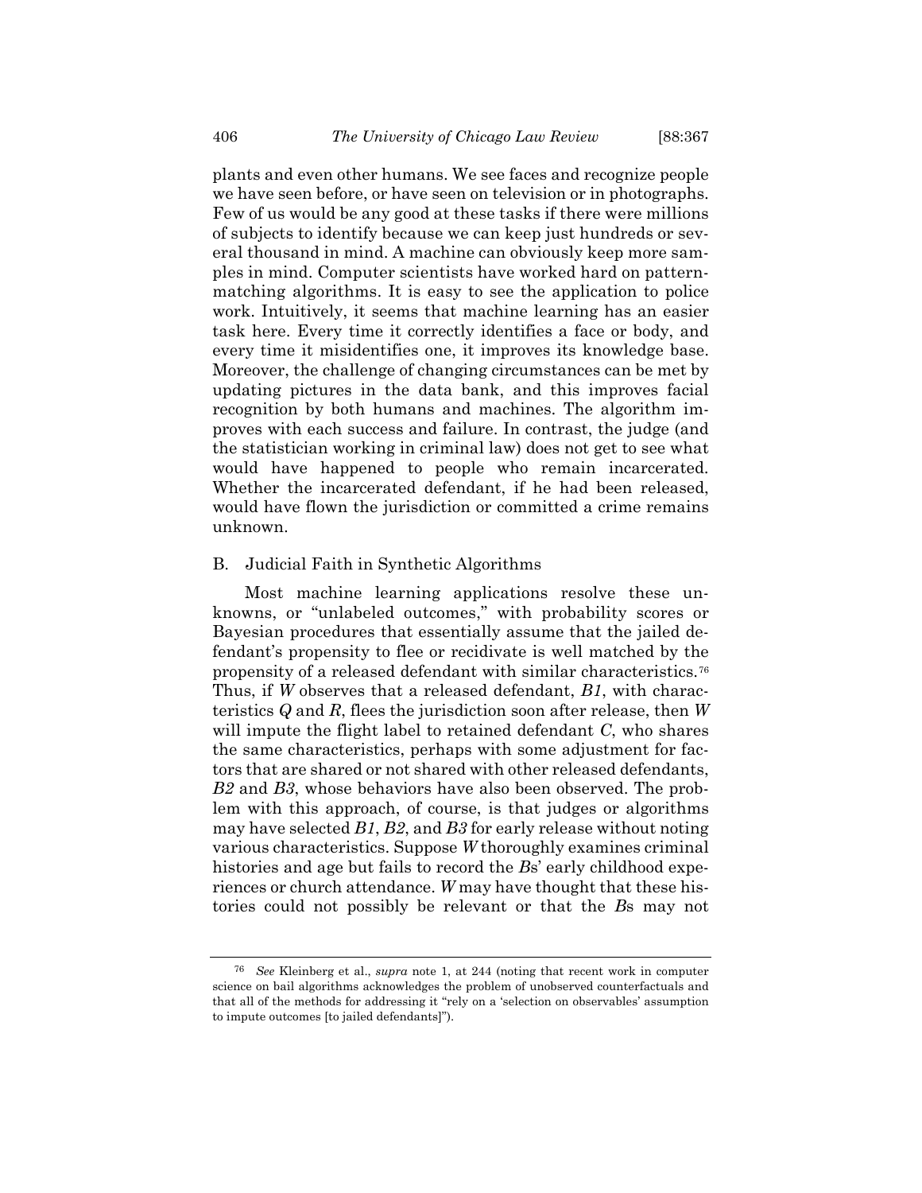plants and even other humans. We see faces and recognize people we have seen before, or have seen on television or in photographs. Few of us would be any good at these tasks if there were millions of subjects to identify because we can keep just hundreds or several thousand in mind. A machine can obviously keep more samples in mind. Computer scientists have worked hard on pattern-matching algorithms. It is easy to see the application to police work. Intuitively, it seems that machine learning has an easier task here. Every time it correctly identifies a face or body, and every time it misidentifies one, it improves its knowledge base. Moreover, the challenge of changing circumstances can be met by updating pictures in the data bank, and this improves facial recognition by both humans and machines. The algorithm improves with each success and failure. In contrast, the judge (and the statistician working in criminal law) does not get to see what would have happened to people who remain incarcerated. Whether the incarcerated defendant, if he had been released, would have flown the jurisdiction or committed a crime remains unknown.

## B. Judicial Faith in Synthetic Algorithms

Most machine learning applications resolve these unknowns, or "unlabeled outcomes," with probability scores or Bayesian procedures that essentially assume that the jailed defendant's propensity to flee or recidivate is well matched by the propensity of a released defendant with similar characteristics.[76] Thus, if *W* observes that a released defendant, *B1*, with characteristics *Q* and *R*, flees the jurisdiction soon after release, then *W* will impute the flight label to retained defendant *C*, who shares the same characteristics, perhaps with some adjustment for factors that are shared or not shared with other released defendants, *B2* and *B3*, whose behaviors have also been observed. The problem with this approach, of course, is that judges or algorithms may have selected *B1*, *B2*, and *B3* for early release without noting various characteristics. Suppose *W* thoroughly examines criminal histories and age but fails to record the *B*s' early childhood experiences or church attendance. *W* may have thought that these histories could not possibly be relevant or that the *B*s may not

[76] *See* Kleinberg et al., *supra* note 1, at 244 (noting that recent work in computer science on bail algorithms acknowledges the problem of unobserved counterfactuals and that all of the methods for addressing it "rely on a 'selection on observables' assumption to impute outcomes [to jailed defendants]").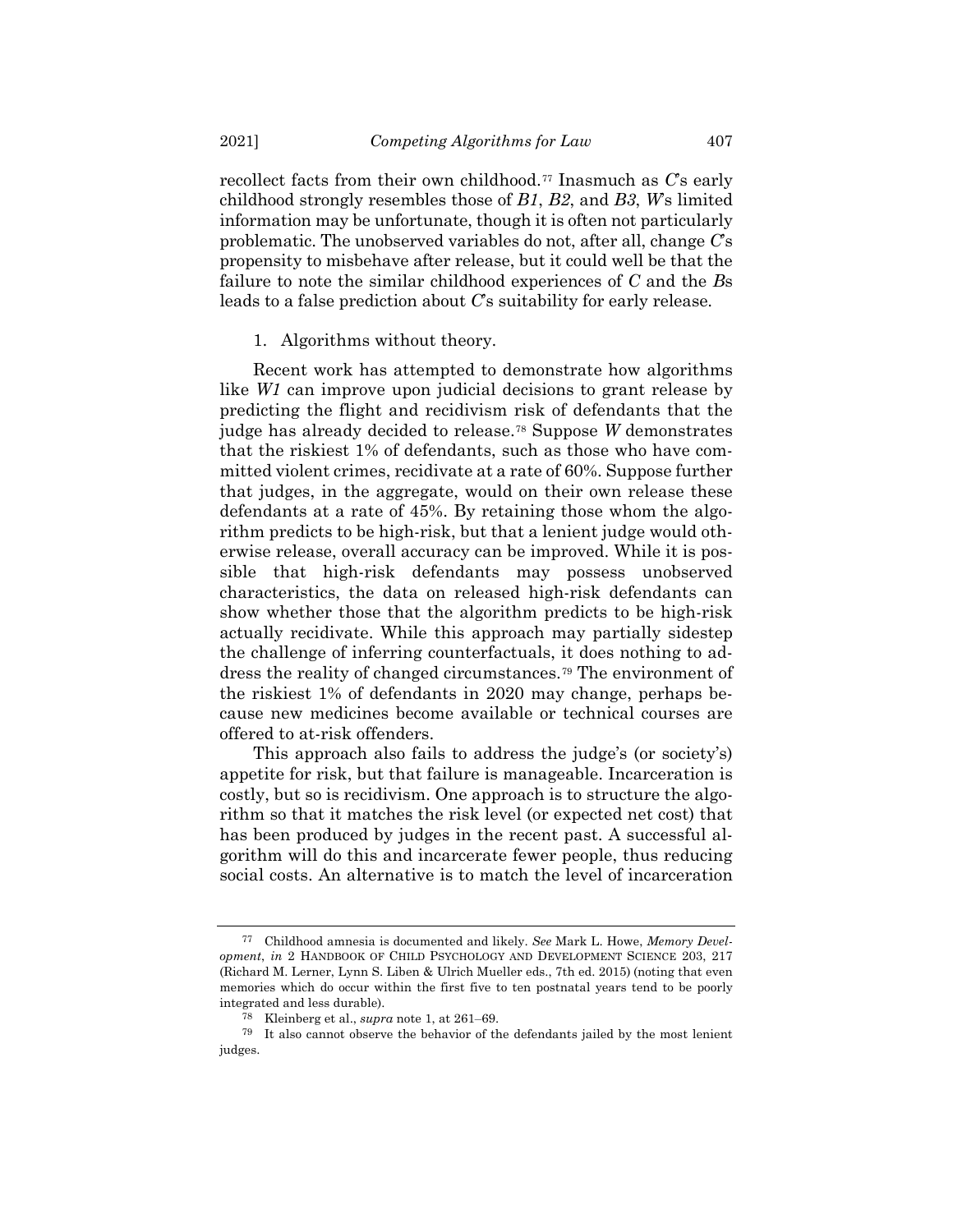recollect facts from their own childhood.[77] Inasmuch as *C*'s early childhood strongly resembles those of *B1*, *B2*, and *B3*, *W*'s limited information may be unfortunate, though it is often not particularly problematic. The unobserved variables do not, after all, change *C*'s propensity to misbehave after release, but it could well be that the failure to note the similar childhood experiences of *C* and the *B*s leads to a false prediction about *C*'s suitability for early release.

1. Algorithms without theory.

Recent work has attempted to demonstrate how algorithms like *W1* can improve upon judicial decisions to grant release by predicting the flight and recidivism risk of defendants that the judge has already decided to release.[78] Suppose *W* demonstrates that the riskiest 1% of defendants, such as those who have committed violent crimes, recidivate at a rate of 60%. Suppose further that judges, in the aggregate, would on their own release these defendants at a rate of 45%. By retaining those whom the algorithm predicts to be high-risk, but that a lenient judge would otherwise release, overall accuracy can be improved. While it is possible that high-risk defendants may possess unobserved characteristics, the data on released high-risk defendants can show whether those that the algorithm predicts to be high-risk actually recidivate. While this approach may partially sidestep the challenge of inferring counterfactuals, it does nothing to address the reality of changed circumstances.[79] The environment of the riskiest 1% of defendants in 2020 may change, perhaps because new medicines become available or technical courses are offered to at-risk offenders.

This approach also fails to address the judge's (or society's) appetite for risk, but that failure is manageable. Incarceration is costly, but so is recidivism. One approach is to structure the algorithm so that it matches the risk level (or expected net cost) that has been produced by judges in the recent past. A successful algorithm will do this and incarcerate fewer people, thus reducing social costs. An alternative is to match the level of incarceration

[77] Childhood amnesia is documented and likely. *See* Mark L. Howe, *Memory Development*, *in* 2 HANDBOOK OF CHILD PSYCHOLOGY AND DEVELOPMENT SCIENCE 203, 217 (Richard M. Lerner, Lynn S. Liben & Ulrich Mueller eds., 7th ed. 2015) (noting that even memories which do occur within the first five to ten postnatal years tend to be poorly integrated and less durable).

[78] Kleinberg et al., *supra* note 1, at 261–69.

[79] It also cannot observe the behavior of the defendants jailed by the most lenient judges.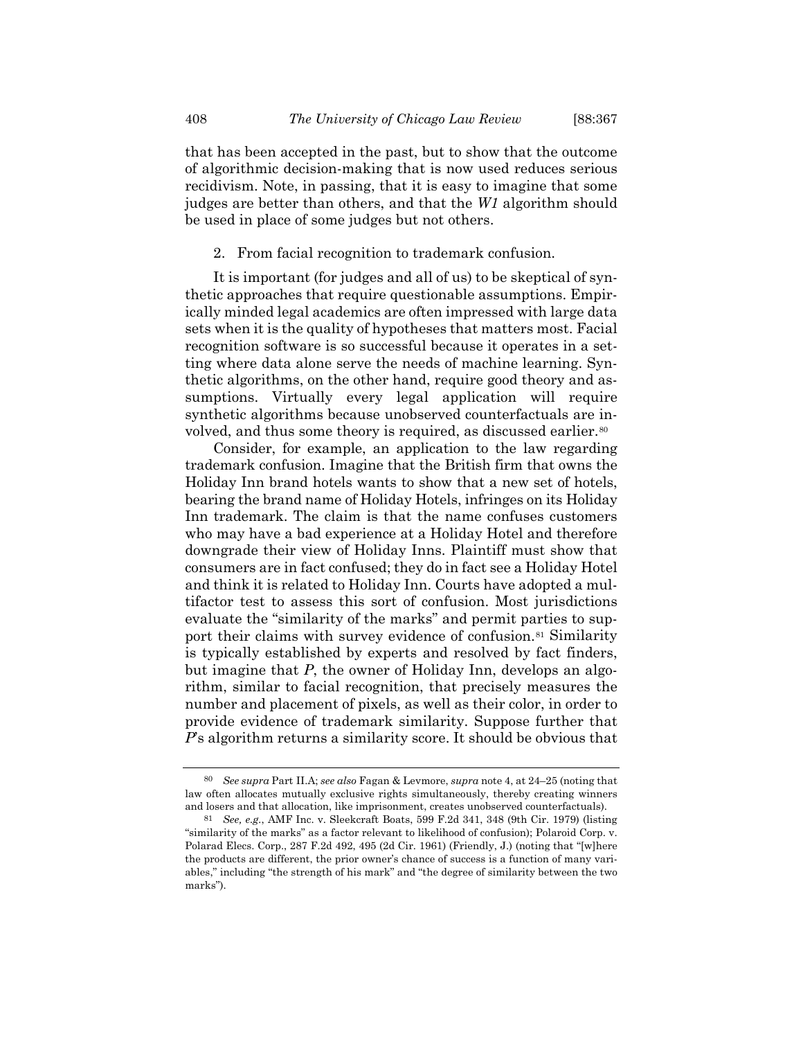that has been accepted in the past, but to show that the outcome of algorithmic decision-making that is now used reduces serious recidivism. Note, in passing, that it is easy to imagine that some judges are better than others, and that the *W1* algorithm should be used in place of some judges but not others.

### 2. From facial recognition to trademark confusion.

It is important (for judges and all of us) to be skeptical of synthetic approaches that require questionable assumptions. Empirically minded legal academics are often impressed with large data sets when it is the quality of hypotheses that matters most. Facial recognition software is so successful because it operates in a setting where data alone serve the needs of machine learning. Synthetic algorithms, on the other hand, require good theory and assumptions. Virtually every legal application will require synthetic algorithms because unobserved counterfactuals are involved, and thus some theory is required, as discussed earlier.[80]

Consider, for example, an application to the law regarding trademark confusion. Imagine that the British firm that owns the Holiday Inn brand hotels wants to show that a new set of hotels, bearing the brand name of Holiday Hotels, infringes on its Holiday Inn trademark. The claim is that the name confuses customers who may have a bad experience at a Holiday Hotel and therefore downgrade their view of Holiday Inns. Plaintiff must show that consumers are in fact confused; they do in fact see a Holiday Hotel and think it is related to Holiday Inn. Courts have adopted a multifactor test to assess this sort of confusion. Most jurisdictions evaluate the "similarity of the marks" and permit parties to support their claims with survey evidence of confusion.[81] Similarity is typically established by experts and resolved by fact finders, but imagine that *P*, the owner of Holiday Inn, develops an algorithm, similar to facial recognition, that precisely measures the number and placement of pixels, as well as their color, in order to provide evidence of trademark similarity. Suppose further that *P*'s algorithm returns a similarity score. It should be obvious that

---

[80] *See supra* Part II.A; *see also* Fagan & Levmore, *supra* note 4, at 24–25 (noting that law often allocates mutually exclusive rights simultaneously, thereby creating winners and losers and that allocation, like imprisonment, creates unobserved counterfactuals).

[81] *See, e.g.*, AMF Inc. v. Sleekcraft Boats, 599 F.2d 341, 348 (9th Cir. 1979) (listing "similarity of the marks" as a factor relevant to likelihood of confusion); Polaroid Corp. v. Polarad Elecs. Corp., 287 F.2d 492, 495 (2d Cir. 1961) (Friendly, J.) (noting that "[w]here the products are different, the prior owner's chance of success is a function of many variables," including "the strength of his mark" and "the degree of similarity between the two marks").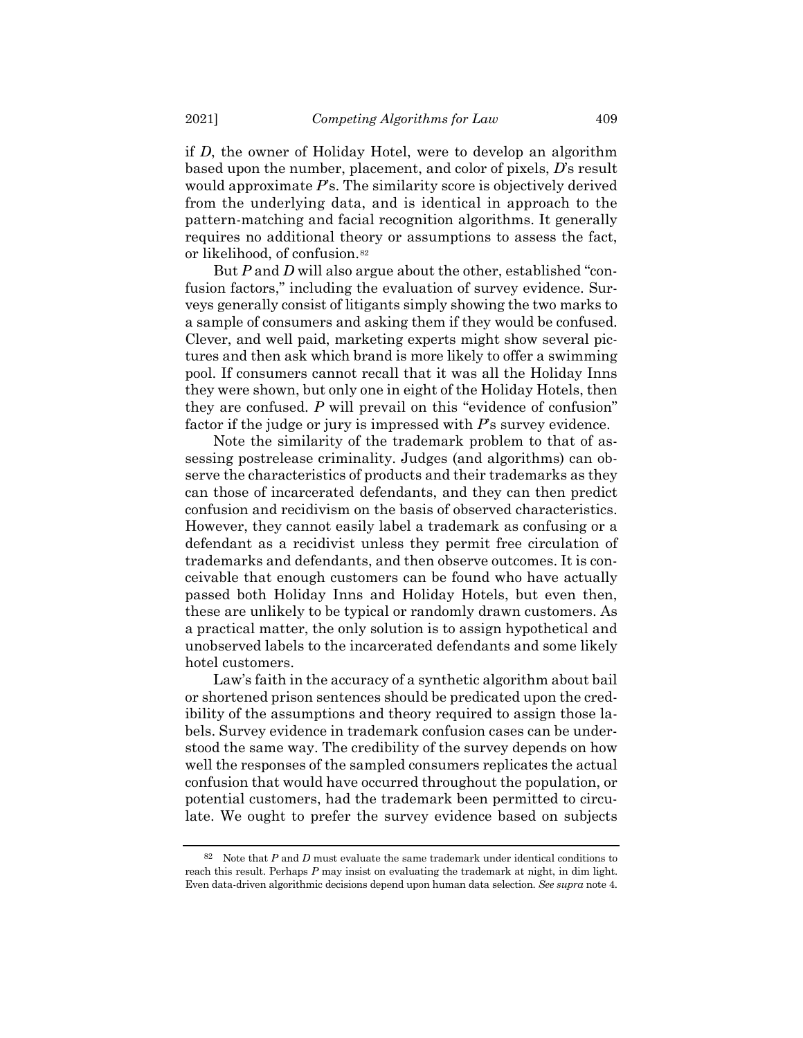if *D*, the owner of Holiday Hotel, were to develop an algorithm based upon the number, placement, and color of pixels, *D*'s result would approximate *P*'s. The similarity score is objectively derived from the underlying data, and is identical in approach to the pattern-matching and facial recognition algorithms. It generally requires no additional theory or assumptions to assess the fact, or likelihood, of confusion.[82]

But *P* and *D* will also argue about the other, established "confusion factors," including the evaluation of survey evidence. Surveys generally consist of litigants simply showing the two marks to a sample of consumers and asking them if they would be confused. Clever, and well paid, marketing experts might show several pictures and then ask which brand is more likely to offer a swimming pool. If consumers cannot recall that it was all the Holiday Inns they were shown, but only one in eight of the Holiday Hotels, then they are confused. *P* will prevail on this "evidence of confusion" factor if the judge or jury is impressed with *P*'s survey evidence.

Note the similarity of the trademark problem to that of assessing postrelease criminality. Judges (and algorithms) can observe the characteristics of products and their trademarks as they can those of incarcerated defendants, and they can then predict confusion and recidivism on the basis of observed characteristics. However, they cannot easily label a trademark as confusing or a defendant as a recidivist unless they permit free circulation of trademarks and defendants, and then observe outcomes. It is conceivable that enough customers can be found who have actually passed both Holiday Inns and Holiday Hotels, but even then, these are unlikely to be typical or randomly drawn customers. As a practical matter, the only solution is to assign hypothetical and unobserved labels to the incarcerated defendants and some likely hotel customers.

Law's faith in the accuracy of a synthetic algorithm about bail or shortened prison sentences should be predicated upon the credibility of the assumptions and theory required to assign those labels. Survey evidence in trademark confusion cases can be understood the same way. The credibility of the survey depends on how well the responses of the sampled consumers replicates the actual confusion that would have occurred throughout the population, or potential customers, had the trademark been permitted to circulate. We ought to prefer the survey evidence based on subjects

---

[82] Note that *P* and *D* must evaluate the same trademark under identical conditions to reach this result. Perhaps *P* may insist on evaluating the trademark at night, in dim light. Even data-driven algorithmic decisions depend upon human data selection. *See supra* note 4.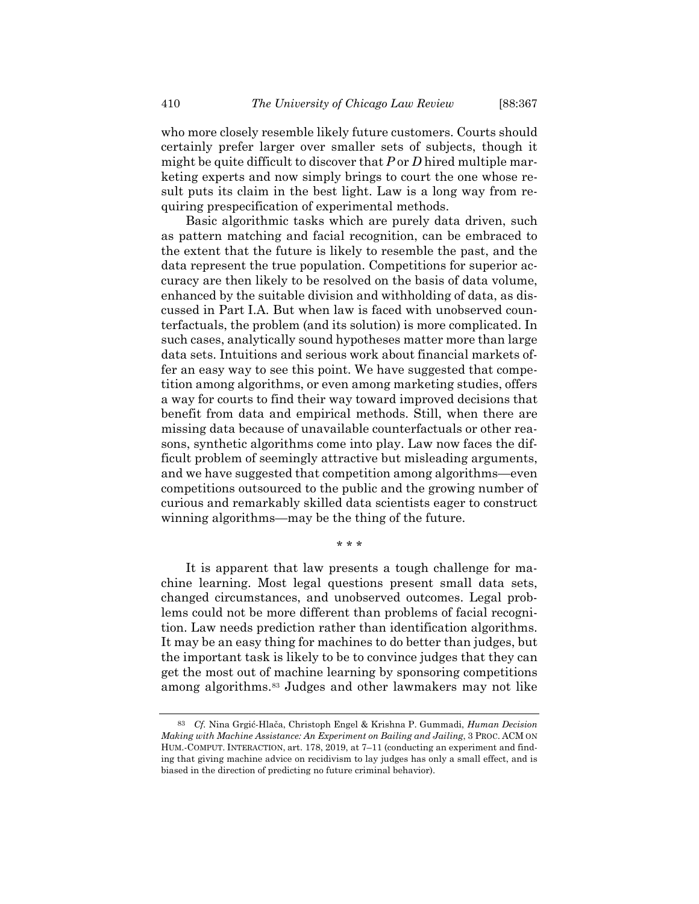who more closely resemble likely future customers. Courts should certainly prefer larger over smaller sets of subjects, though it might be quite difficult to discover that *P* or *D* hired multiple marketing experts and now simply brings to court the one whose result puts its claim in the best light. Law is a long way from requiring prespecification of experimental methods.

Basic algorithmic tasks which are purely data driven, such as pattern matching and facial recognition, can be embraced to the extent that the future is likely to resemble the past, and the data represent the true population. Competitions for superior accuracy are then likely to be resolved on the basis of data volume, enhanced by the suitable division and withholding of data, as discussed in Part I.A. But when law is faced with unobserved counterfactuals, the problem (and its solution) is more complicated. In such cases, analytically sound hypotheses matter more than large data sets. Intuitions and serious work about financial markets offer an easy way to see this point. We have suggested that competition among algorithms, or even among marketing studies, offers a way for courts to find their way toward improved decisions that benefit from data and empirical methods. Still, when there are missing data because of unavailable counterfactuals or other reasons, synthetic algorithms come into play. Law now faces the difficult problem of seemingly attractive but misleading arguments, and we have suggested that competition among algorithms—even competitions outsourced to the public and the growing number of curious and remarkably skilled data scientists eager to construct winning algorithms—may be the thing of the future.

\* \* \*

It is apparent that law presents a tough challenge for machine learning. Most legal questions present small data sets, changed circumstances, and unobserved outcomes. Legal problems could not be more different than problems of facial recognition. Law needs prediction rather than identification algorithms. It may be an easy thing for machines to do better than judges, but the important task is likely to be to convince judges that they can get the most out of machine learning by sponsoring competitions among algorithms.[83] Judges and other lawmakers may not like

---

[83] *Cf.* Nina Grgić-Hlača, Christoph Engel & Krishna P. Gummadi, *Human Decision Making with Machine Assistance: An Experiment on Bailing and Jailing*, 3 PROC. ACM ON HUM.-COMPUT. INTERACTION, art. 178, 2019, at 7–11 (conducting an experiment and finding that giving machine advice on recidivism to lay judges has only a small effect, and is biased in the direction of predicting no future criminal behavior).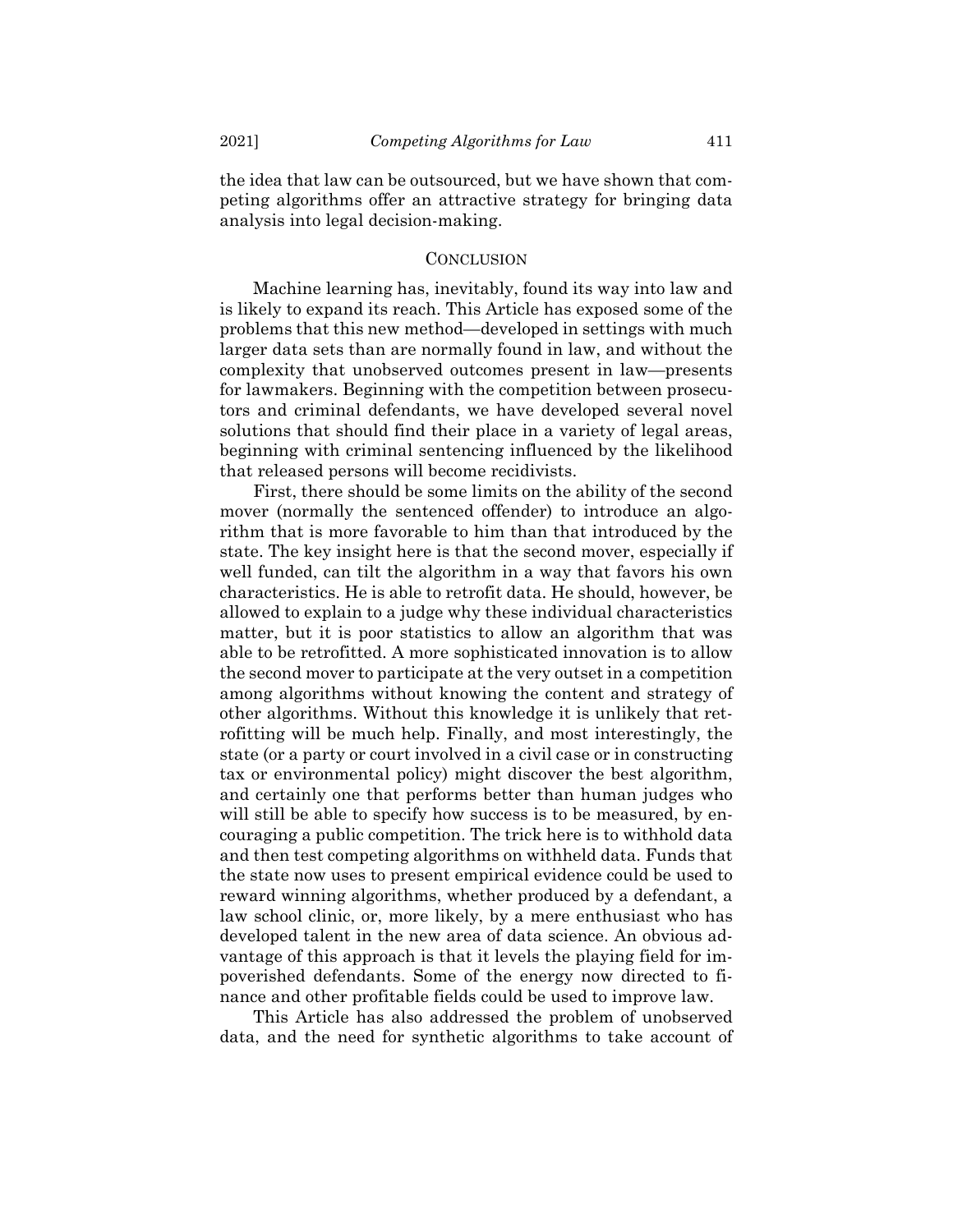the idea that law can be outsourced, but we have shown that competing algorithms offer an attractive strategy for bringing data analysis into legal decision-making.

## CONCLUSION

Machine learning has, inevitably, found its way into law and is likely to expand its reach. This Article has exposed some of the problems that this new method—developed in settings with much larger data sets than are normally found in law, and without the complexity that unobserved outcomes present in law—presents for lawmakers. Beginning with the competition between prosecutors and criminal defendants, we have developed several novel solutions that should find their place in a variety of legal areas, beginning with criminal sentencing influenced by the likelihood that released persons will become recidivists.

First, there should be some limits on the ability of the second mover (normally the sentenced offender) to introduce an algorithm that is more favorable to him than that introduced by the state. The key insight here is that the second mover, especially if well funded, can tilt the algorithm in a way that favors his own characteristics. He is able to retrofit data. He should, however, be allowed to explain to a judge why these individual characteristics matter, but it is poor statistics to allow an algorithm that was able to be retrofitted. A more sophisticated innovation is to allow the second mover to participate at the very outset in a competition among algorithms without knowing the content and strategy of other algorithms. Without this knowledge it is unlikely that retrofitting will be much help. Finally, and most interestingly, the state (or a party or court involved in a civil case or in constructing tax or environmental policy) might discover the best algorithm, and certainly one that performs better than human judges who will still be able to specify how success is to be measured, by encouraging a public competition. The trick here is to withhold data and then test competing algorithms on withheld data. Funds that the state now uses to present empirical evidence could be used to reward winning algorithms, whether produced by a defendant, a law school clinic, or, more likely, by a mere enthusiast who has developed talent in the new area of data science. An obvious advantage of this approach is that it levels the playing field for impoverished defendants. Some of the energy now directed to finance and other profitable fields could be used to improve law.

This Article has also addressed the problem of unobserved data, and the need for synthetic algorithms to take account of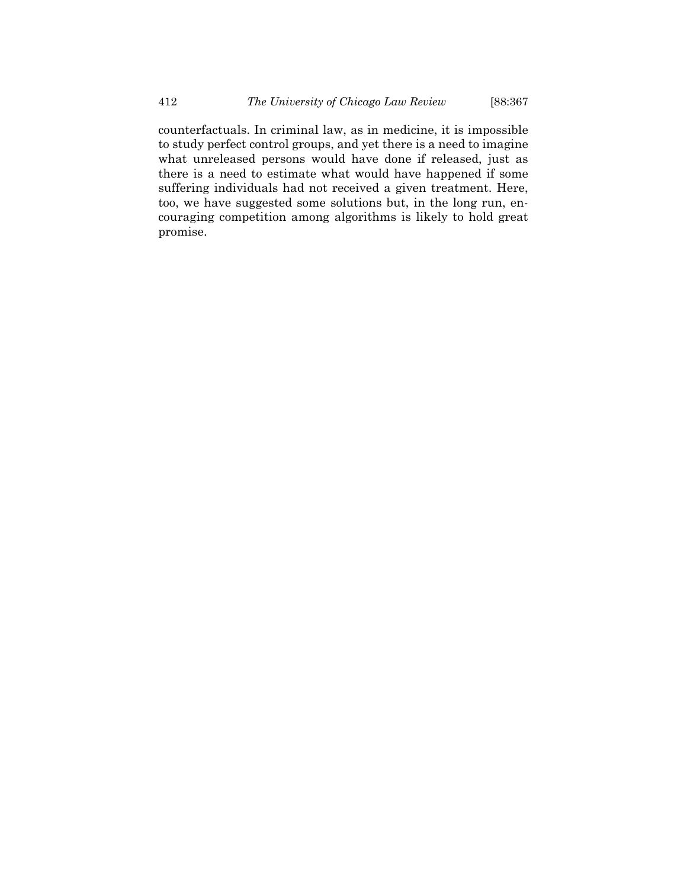counterfactuals. In criminal law, as in medicine, it is impossible to study perfect control groups, and yet there is a need to imagine what unreleased persons would have done if released, just as there is a need to estimate what would have happened if some suffering individuals had not received a given treatment. Here, too, we have suggested some solutions but, in the long run, encouraging competition among algorithms is likely to hold great promise.